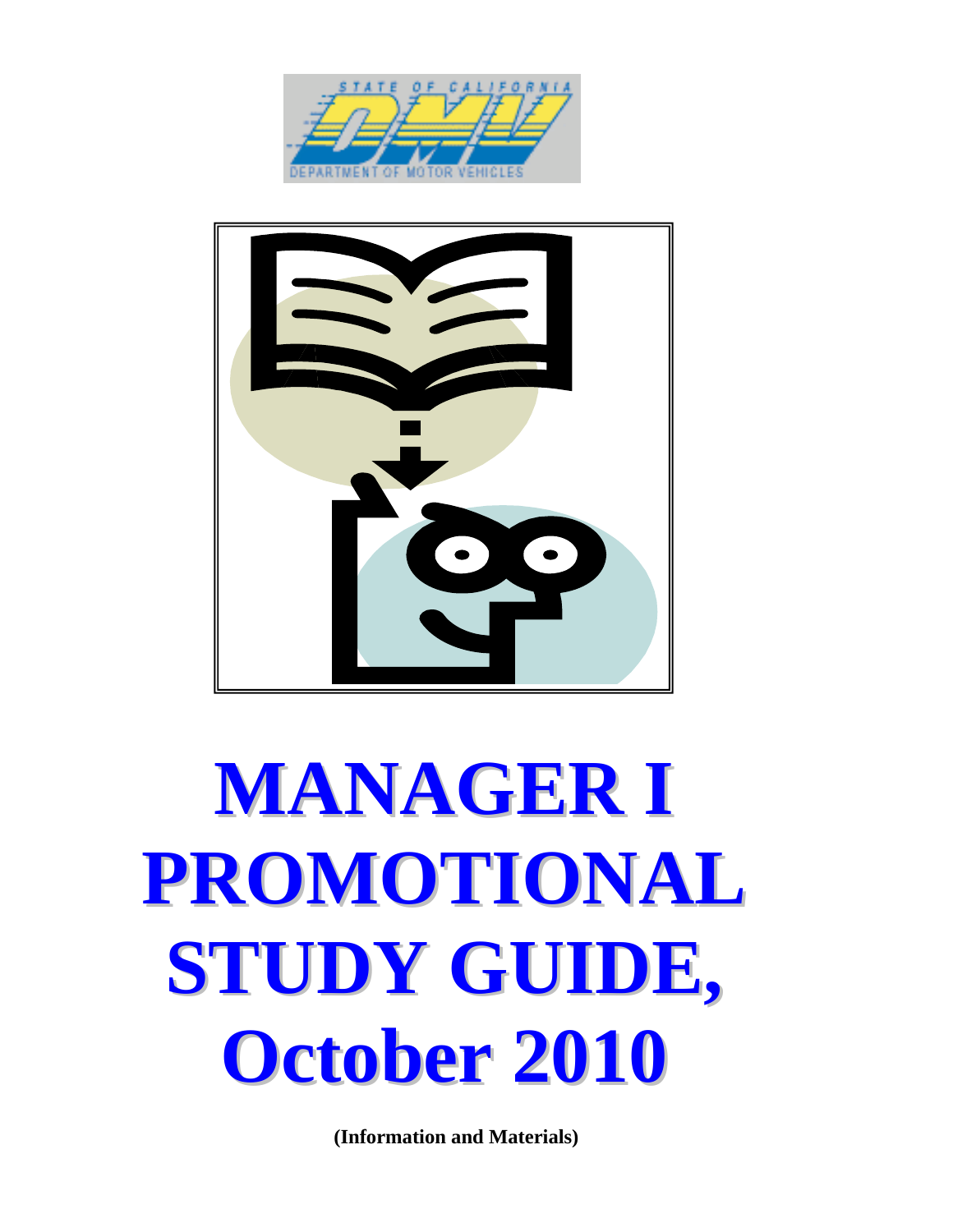# MANAGER I PROMOTIONAL STUDY GUIDE, October 2010

**(Information and Materials)**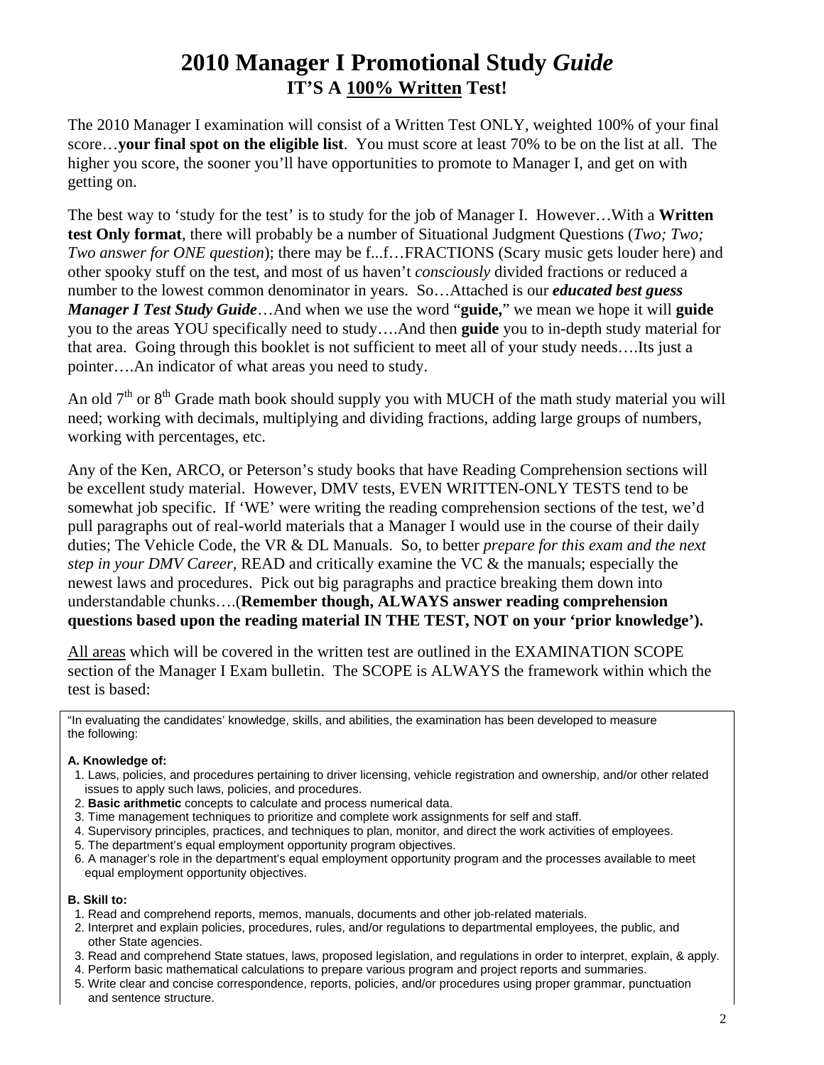# 2010 Manager I Promotional Study *Guide*

## IT'S A <u>100% Written</u> Test!

The 2010 Manager I examination will consist of a Written Test ONLY, weighted 100% of your final score…**your final spot on the eligible list**. You must score at least 70% to be on the list at all. The higher you score, the sooner you'll have opportunities to promote to Manager I, and get on with getting on.

The best way to 'study for the test' is to study for the job of Manager I. However…With a **Written test Only format**, there will probably be a number of Situational Judgment Questions (*Two; Two; Two answer for ONE question*); there may be f...f…FRACTIONS (Scary music gets louder here) and other spooky stuff on the test, and most of us haven't *consciously* divided fractions or reduced a number to the lowest common denominator in years. So…Attached is our ***educated best guess Manager I Test Study Guide***…And when we use the word "**guide,**" we mean we hope it will **guide** you to the areas YOU specifically need to study….And then **guide** you to in-depth study material for that area. Going through this booklet is not sufficient to meet all of your study needs….Its just a pointer….An indicator of what areas you need to study.

An old 7th or 8th Grade math book should supply you with MUCH of the math study material you will need; working with decimals, multiplying and dividing fractions, adding large groups of numbers, working with percentages, etc.

Any of the Ken, ARCO, or Peterson's study books that have Reading Comprehension sections will be excellent study material. However, DMV tests, EVEN WRITTEN-ONLY TESTS tend to be somewhat job specific. If 'WE' were writing the reading comprehension sections of the test, we'd pull paragraphs out of real-world materials that a Manager I would use in the course of their daily duties; The Vehicle Code, the VR & DL Manuals. So, to better *prepare for this exam and the next step in your DMV Career,* READ and critically examine the VC & the manuals; especially the newest laws and procedures. Pick out big paragraphs and practice breaking them down into understandable chunks….(**Remember though, ALWAYS answer reading comprehension questions based upon the reading material IN THE TEST, NOT on your 'prior knowledge').**

<u>All areas</u> which will be covered in the written test are outlined in the EXAMINATION SCOPE section of the Manager I Exam bulletin. The SCOPE is ALWAYS the framework within which the test is based:

"In evaluating the candidates' knowledge, skills, and abilities, the examination has been developed to measure the following:

**A. Knowledge of:**

1. Laws, policies, and procedures pertaining to driver licensing, vehicle registration and ownership, and/or other related issues to apply such laws, policies, and procedures.
2. **Basic arithmetic** concepts to calculate and process numerical data.
3. Time management techniques to prioritize and complete work assignments for self and staff.
4. Supervisory principles, practices, and techniques to plan, monitor, and direct the work activities of employees.
5. The department's equal employment opportunity program objectives.
6. A manager's role in the department's equal employment opportunity program and the processes available to meet equal employment opportunity objectives.

**B. Skill to:**

1. Read and comprehend reports, memos, manuals, documents and other job-related materials.
2. Interpret and explain policies, procedures, rules, and/or regulations to departmental employees, the public, and other State agencies.
3. Read and comprehend State statues, laws, proposed legislation, and regulations in order to interpret, explain, & apply.
4. Perform basic mathematical calculations to prepare various program and project reports and summaries.
5. Write clear and concise correspondence, reports, policies, and/or procedures using proper grammar, punctuation and sentence structure.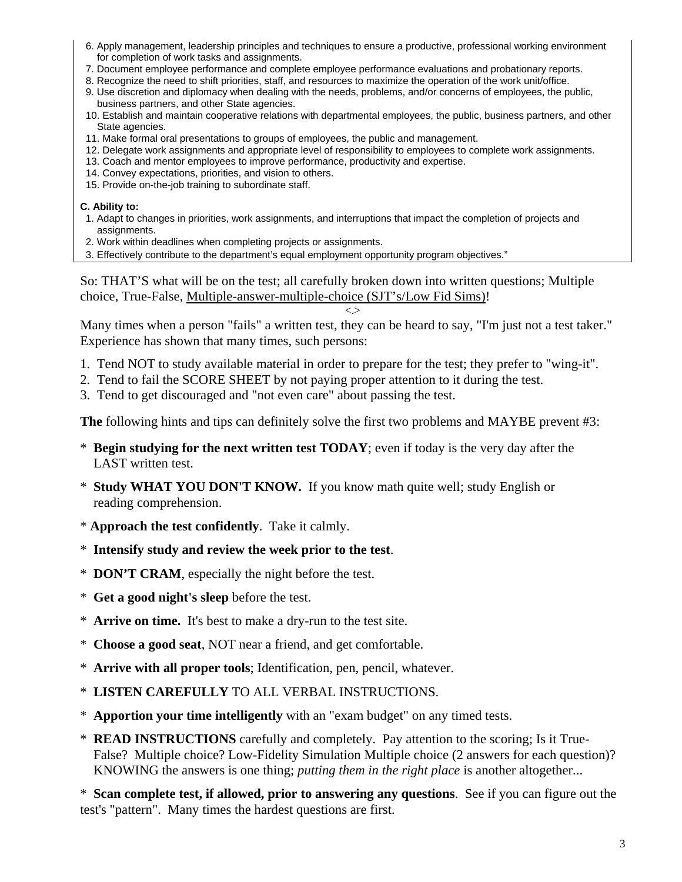6. Apply management, leadership principles and techniques to ensure a productive, professional working environment for completion of work tasks and assignments.
7. Document employee performance and complete employee performance evaluations and probationary reports.
8. Recognize the need to shift priorities, staff, and resources to maximize the operation of the work unit/office.
9. Use discretion and diplomacy when dealing with the needs, problems, and/or concerns of employees, the public, business partners, and other State agencies.
10. Establish and maintain cooperative relations with departmental employees, the public, business partners, and other State agencies.
11. Make formal oral presentations to groups of employees, the public and management.
12. Delegate work assignments and appropriate level of responsibility to employees to complete work assignments.
13. Coach and mentor employees to improve performance, productivity and expertise.
14. Convey expectations, priorities, and vision to others.
15. Provide on-the-job training to subordinate staff.

**C. Ability to:**

1. Adapt to changes in priorities, work assignments, and interruptions that impact the completion of projects and assignments.
2. Work within deadlines when completing projects or assignments.
3. Effectively contribute to the department's equal employment opportunity program objectives."

So: THAT'S what will be on the test; all carefully broken down into written questions; Multiple choice, True-False, Multiple-answer-multiple-choice (SJT's/Low Fid Sims)!

<.>

Many times when a person "fails" a written test, they can be heard to say, "I'm just not a test taker." Experience has shown that many times, such persons:

1. Tend NOT to study available material in order to prepare for the test; they prefer to "wing-it".
2. Tend to fail the SCORE SHEET by not paying proper attention to it during the test.
3. Tend to get discouraged and "not even care" about passing the test.

**The** following hints and tips can definitely solve the first two problems and MAYBE prevent #3:

* **Begin studying for the next written test TODAY**; even if today is the very day after the LAST written test.
* **Study WHAT YOU DON'T KNOW.** If you know math quite well; study English or reading comprehension.
* **Approach the test confidently**. Take it calmly.
* **Intensify study and review the week prior to the test**.
* **DON'T CRAM**, especially the night before the test.
* **Get a good night's sleep** before the test.
* **Arrive on time.** It's best to make a dry-run to the test site.
* **Choose a good seat**, NOT near a friend, and get comfortable.
* **Arrive with all proper tools**; Identification, pen, pencil, whatever.
* **LISTEN CAREFULLY** TO ALL VERBAL INSTRUCTIONS.
* **Apportion your time intelligently** with an "exam budget" on any timed tests.
* **READ INSTRUCTIONS** carefully and completely. Pay attention to the scoring; Is it True-False? Multiple choice? Low-Fidelity Simulation Multiple choice (2 answers for each question)? KNOWING the answers is one thing; *putting them in the right place* is another altogether...
* **Scan complete test, if allowed, prior to answering any questions**. See if you can figure out the test's "pattern". Many times the hardest questions are first.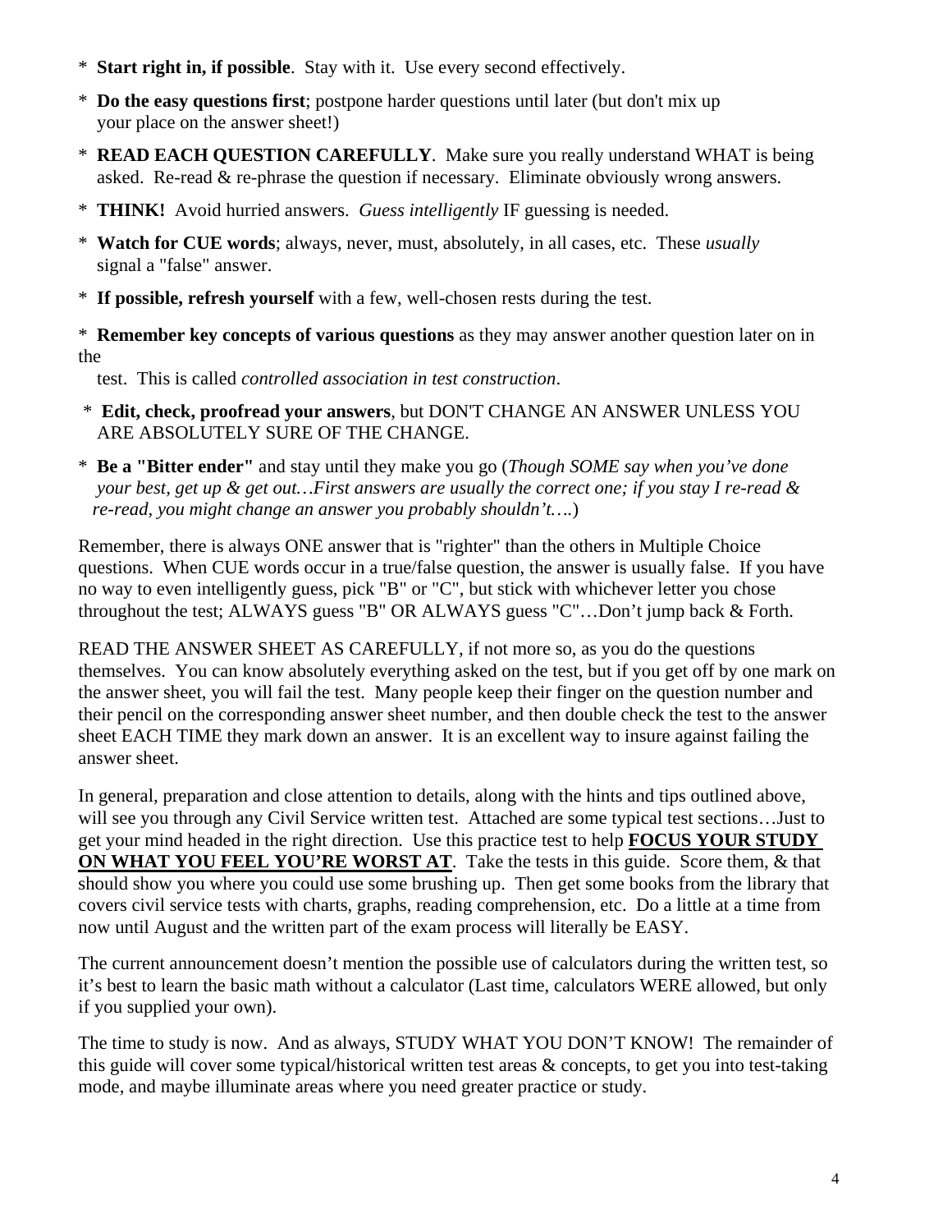* **Start right in, if possible**. Stay with it. Use every second effectively.
* **Do the easy questions first**; postpone harder questions until later (but don't mix up your place on the answer sheet!)
* **READ EACH QUESTION CAREFULLY**. Make sure you really understand WHAT is being asked. Re-read & re-phrase the question if necessary. Eliminate obviously wrong answers.
* **THINK!** Avoid hurried answers. *Guess intelligently* IF guessing is needed.
* **Watch for CUE words**; always, never, must, absolutely, in all cases, etc. These *usually* signal a "false" answer.
* **If possible, refresh yourself** with a few, well-chosen rests during the test.
* **Remember key concepts of various questions** as they may answer another question later on in the test. This is called *controlled association in test construction*.
* **Edit, check, proofread your answers**, but DON'T CHANGE AN ANSWER UNLESS YOU ARE ABSOLUTELY SURE OF THE CHANGE.
* **Be a "Bitter ender"** and stay until they make you go (*Though SOME say when you've done your best, get up & get out…First answers are usually the correct one; if you stay I re-read & re-read, you might change an answer you probably shouldn't….*)

Remember, there is always ONE answer that is "righter" than the others in Multiple Choice questions. When CUE words occur in a true/false question, the answer is usually false. If you have no way to even intelligently guess, pick "B" or "C", but stick with whichever letter you chose throughout the test; ALWAYS guess "B" OR ALWAYS guess "C"…Don't jump back & Forth.

READ THE ANSWER SHEET AS CAREFULLY, if not more so, as you do the questions themselves. You can know absolutely everything asked on the test, but if you get off by one mark on the answer sheet, you will fail the test. Many people keep their finger on the question number and their pencil on the corresponding answer sheet number, and then double check the test to the answer sheet EACH TIME they mark down an answer. It is an excellent way to insure against failing the answer sheet.

In general, preparation and close attention to details, along with the hints and tips outlined above, will see you through any Civil Service written test. Attached are some typical test sections…Just to get your mind headed in the right direction. Use this practice test to help **<u>FOCUS YOUR STUDY ON WHAT YOU FEEL YOU'RE WORST AT</u>**. Take the tests in this guide. Score them, & that should show you where you could use some brushing up. Then get some books from the library that covers civil service tests with charts, graphs, reading comprehension, etc. Do a little at a time from now until August and the written part of the exam process will literally be EASY.

The current announcement doesn't mention the possible use of calculators during the written test, so it's best to learn the basic math without a calculator (Last time, calculators WERE allowed, but only if you supplied your own).

The time to study is now. And as always, STUDY WHAT YOU DON'T KNOW! The remainder of this guide will cover some typical/historical written test areas & concepts, to get you into test-taking mode, and maybe illuminate areas where you need greater practice or study.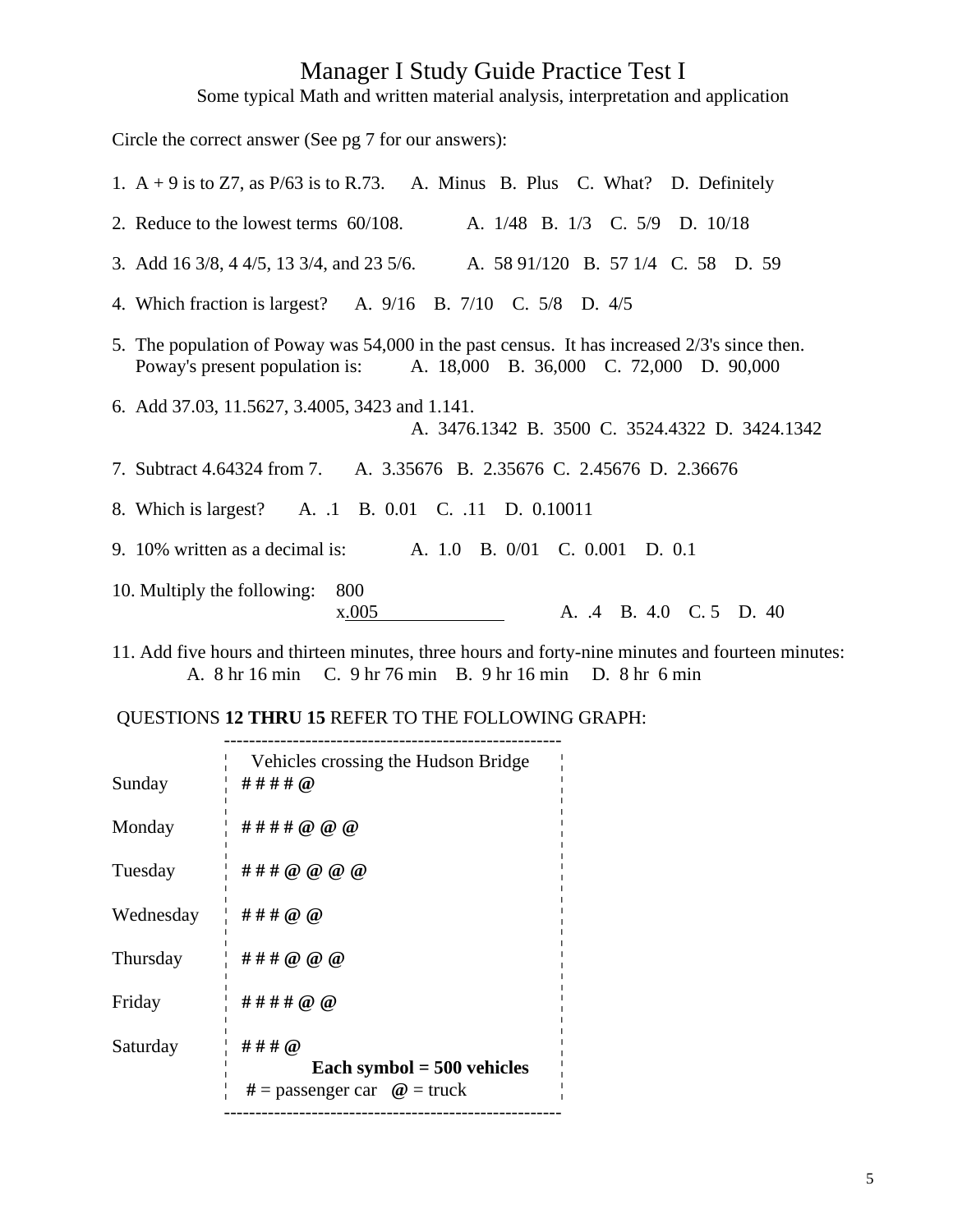# Manager I Study Guide Practice Test I

Some typical Math and written material analysis, interpretation and application

Circle the correct answer (See pg 7 for our answers):

1. A + 9 is to Z7, as P/63 is to R.73.     A. Minus   B. Plus   C. What?   D. Definitely

2. Reduce to the lowest terms 60/108.     A. 1/48   B. 1/3   C. 5/9   D. 10/18

3. Add 16 3/8, 4 4/5, 13 3/4, and 23 5/6.     A. 58 91/120   B. 57 1/4   C. 58   D. 59

4. Which fraction is largest?     A. 9/16   B. 7/10   C. 5/8   D. 4/5

5. The population of Poway was 54,000 in the past census. It has increased 2/3's since then. Poway's present population is:     A. 18,000   B. 36,000   C. 72,000   D. 90,000

6. Add 37.03, 11.5627, 3.4005, 3423 and 1.141.
   A. 3476.1342   B. 3500   C. 3524.4322   D. 3424.1342

7. Subtract 4.64324 from 7.     A. 3.35676   B. 2.35676   C. 2.45676   D. 2.36676

8. Which is largest?     A. .1   B. 0.01   C. .11   D. 0.10011

9. 10% written as a decimal is:     A. 1.0   B. 0/01   C. 0.001   D. 0.1

10. Multiply the following:

```
  800
x.005
```

A. .4   B. 4.0   C. 5   D. 40

11. Add five hours and thirteen minutes, three hours and forty-nine minutes and fourteen minutes:
    A. 8 hr 16 min   C. 9 hr 76 min   B. 9 hr 16 min   D. 8 hr 6 min

QUESTIONS **12 THRU 15** REFER TO THE FOLLOWING GRAPH:

Vehicles crossing the Hudson Bridge

| Day | Vehicles |
|---|---|
| Sunday | **# # # # @** |
| Monday | **# # # # @ @ @** |
| Tuesday | **# # # @ @ @ @** |
| Wednesday | **# # # @ @** |
| Thursday | **# # # @ @ @** |
| Friday | **# # # # @ @** |
| Saturday | **# # # @** |

**Each symbol = 500 vehicles**

**#** = passenger car   **@** = truck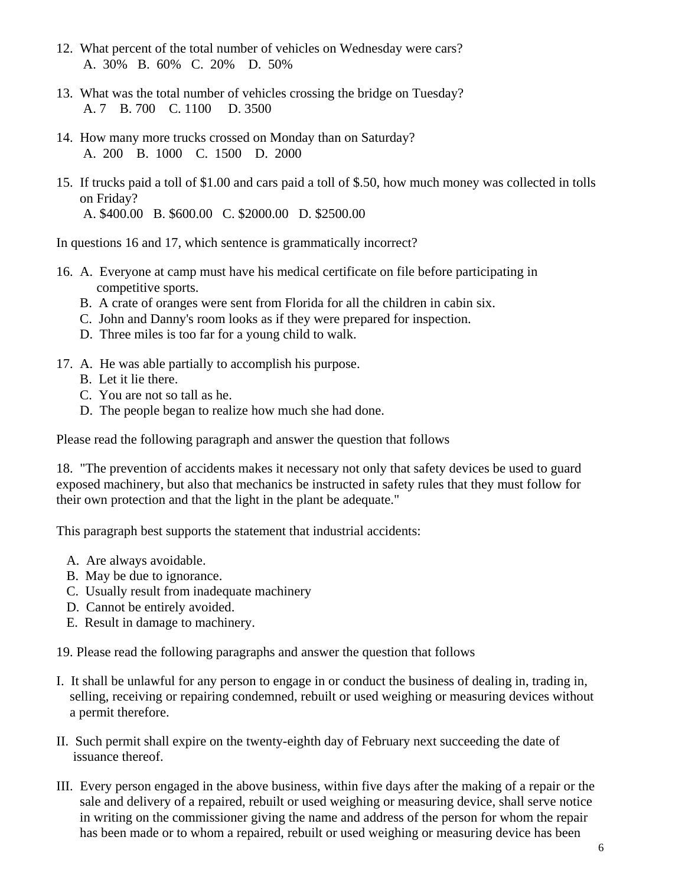12. What percent of the total number of vehicles on Wednesday were cars?
    A. 30%   B. 60%   C. 20%   D. 50%

13. What was the total number of vehicles crossing the bridge on Tuesday?
    A. 7   B. 700   C. 1100   D. 3500

14. How many more trucks crossed on Monday than on Saturday?
    A. 200   B. 1000   C. 1500   D. 2000

15. If trucks paid a toll of $1.00 and cars paid a toll of $.50, how much money was collected in tolls on Friday?
    A. $400.00   B. $600.00   C. $2000.00   D. $2500.00

In questions 16 and 17, which sentence is grammatically incorrect?

16. A. Everyone at camp must have his medical certificate on file before participating in competitive sports.
    B. A crate of oranges were sent from Florida for all the children in cabin six.
    C. John and Danny's room looks as if they were prepared for inspection.
    D. Three miles is too far for a young child to walk.

17. A. He was able partially to accomplish his purpose.
    B. Let it lie there.
    C. You are not so tall as he.
    D. The people began to realize how much she had done.

Please read the following paragraph and answer the question that follows

18. "The prevention of accidents makes it necessary not only that safety devices be used to guard exposed machinery, but also that mechanics be instructed in safety rules that they must follow for their own protection and that the light in the plant be adequate."

This paragraph best supports the statement that industrial accidents:

A. Are always avoidable.
B. May be due to ignorance.
C. Usually result from inadequate machinery
D. Cannot be entirely avoided.
E. Result in damage to machinery.

19. Please read the following paragraphs and answer the question that follows

I. It shall be unlawful for any person to engage in or conduct the business of dealing in, trading in, selling, receiving or repairing condemned, rebuilt or used weighing or measuring devices without a permit therefore.

II. Such permit shall expire on the twenty-eighth day of February next succeeding the date of issuance thereof.

III. Every person engaged in the above business, within five days after the making of a repair or the sale and delivery of a repaired, rebuilt or used weighing or measuring device, shall serve notice in writing on the commissioner giving the name and address of the person for whom the repair has been made or to whom a repaired, rebuilt or used weighing or measuring device has been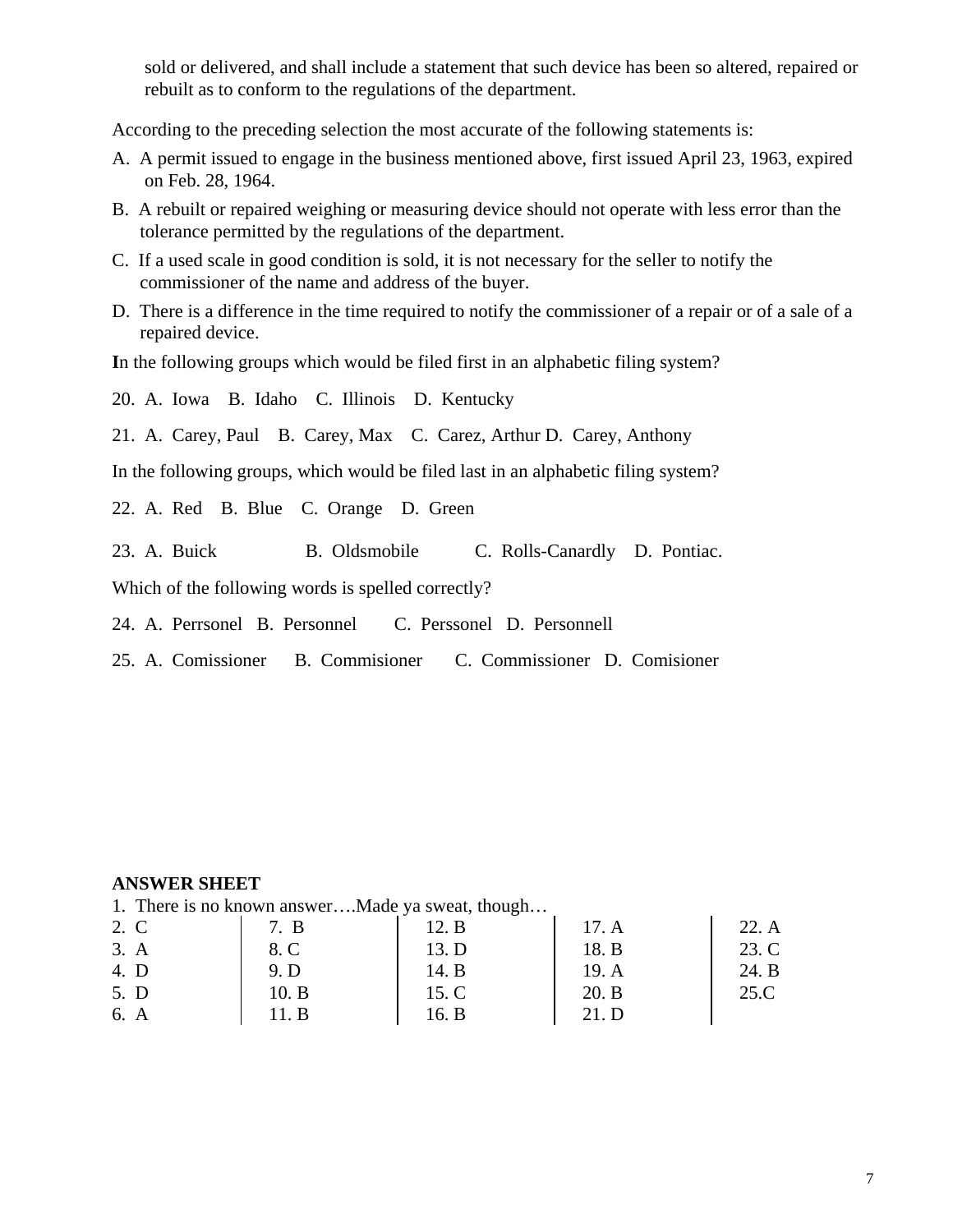sold or delivered, and shall include a statement that such device has been so altered, repaired or rebuilt as to conform to the regulations of the department.

According to the preceding selection the most accurate of the following statements is:

A. A permit issued to engage in the business mentioned above, first issued April 23, 1963, expired on Feb. 28, 1964.

B. A rebuilt or repaired weighing or measuring device should not operate with less error than the tolerance permitted by the regulations of the department.

C. If a used scale in good condition is sold, it is not necessary for the seller to notify the commissioner of the name and address of the buyer.

D. There is a difference in the time required to notify the commissioner of a repair or of a sale of a repaired device.

**I**n the following groups which would be filed first in an alphabetic filing system?

20. A. Iowa B. Idaho C. Illinois D. Kentucky

21. A. Carey, Paul B. Carey, Max C. Carez, Arthur D. Carey, Anthony

In the following groups, which would be filed last in an alphabetic filing system?

22. A. Red B. Blue C. Orange D. Green

23. A. Buick B. Oldsmobile C. Rolls-Canardly D. Pontiac.

Which of the following words is spelled correctly?

24. A. Perrsonel B. Personnel C. Perssonel D. Personnell

25. A. Comissioner B. Commisioner C. Commissioner D. Comisioner

**ANSWER SHEET**

1. There is no known answer….Made ya sweat, though…

| | | | | |
|---|---|---|---|---|
| 2. C | 7. B | 12. B | 17. A | 22. A |
| 3. A | 8. C | 13. D | 18. B | 23. C |
| 4. D | 9. D | 14. B | 19. A | 24. B |
| 5. D | 10. B | 15. C | 20. B | 25.C |
| 6. A | 11. B | 16. B | 21. D | |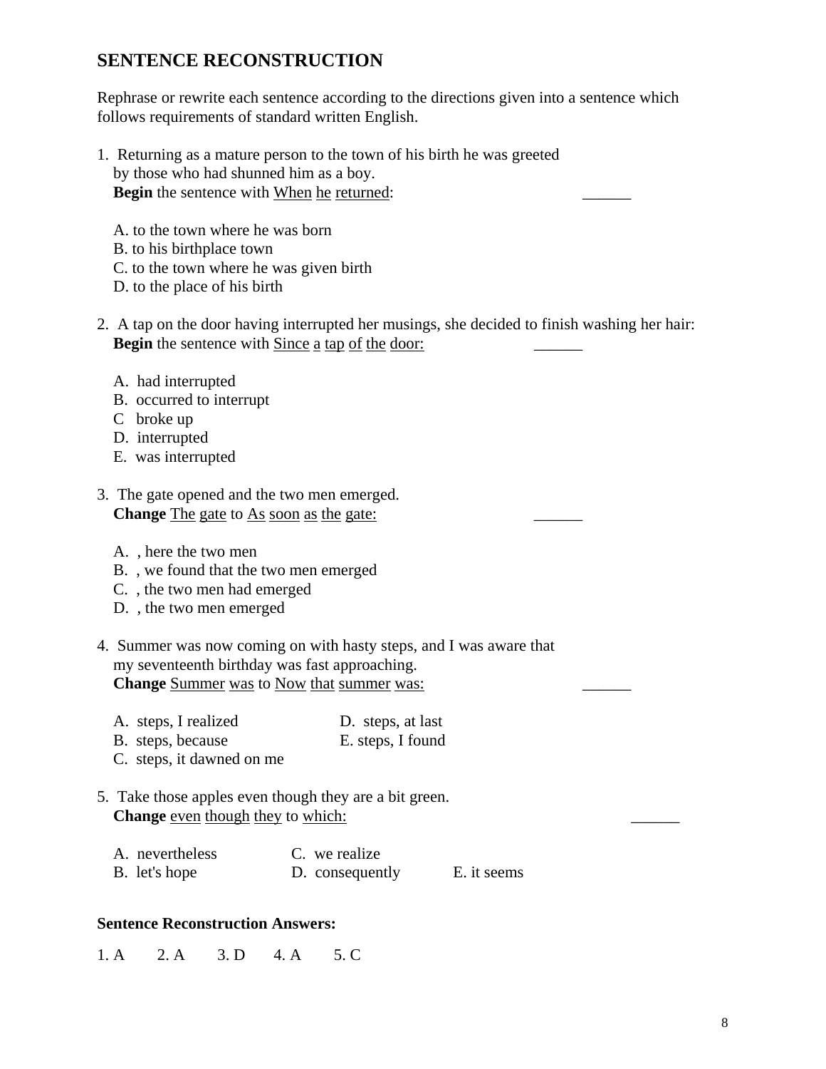## SENTENCE RECONSTRUCTION

Rephrase or rewrite each sentence according to the directions given into a sentence which follows requirements of standard written English.

1. Returning as a mature person to the town of his birth he was greeted by those who had shunned him as a boy.
   **Begin** the sentence with <u>When</u> <u>he</u> <u>returned</u>: ______

   A. to the town where he was born
   B. to his birthplace town
   C. to the town where he was given birth
   D. to the place of his birth

2. A tap on the door having interrupted her musings, she decided to finish washing her hair:
   **Begin** the sentence with <u>Since</u> <u>a</u> <u>tap</u> <u>of</u> <u>the</u> <u>door:</u> ______

   A. had interrupted
   B. occurred to interrupt
   C broke up
   D. interrupted
   E. was interrupted

3. The gate opened and the two men emerged.
   **Change** <u>The</u> <u>gate</u> to <u>As</u> <u>soon</u> <u>as</u> <u>the</u> <u>gate:</u> ______

   A. , here the two men
   B. , we found that the two men emerged
   C. , the two men had emerged
   D. , the two men emerged

4. Summer was now coming on with hasty steps, and I was aware that my seventeenth birthday was fast approaching.
   **Change** <u>Summer</u> <u>was</u> to <u>Now</u> <u>that</u> <u>summer</u> <u>was:</u> ______

   A. steps, I realized
   B. steps, because
   C. steps, it dawned on me
   D. steps, at last
   E. steps, I found

5. Take those apples even though they are a bit green.
   **Change** <u>even</u> <u>though</u> <u>they</u> to <u>which:</u> ______

   A. nevertheless
   B. let's hope
   C. we realize
   D. consequently
   E. it seems

**Sentence Reconstruction Answers:**

1. A 2. A 3. D 4. A 5. C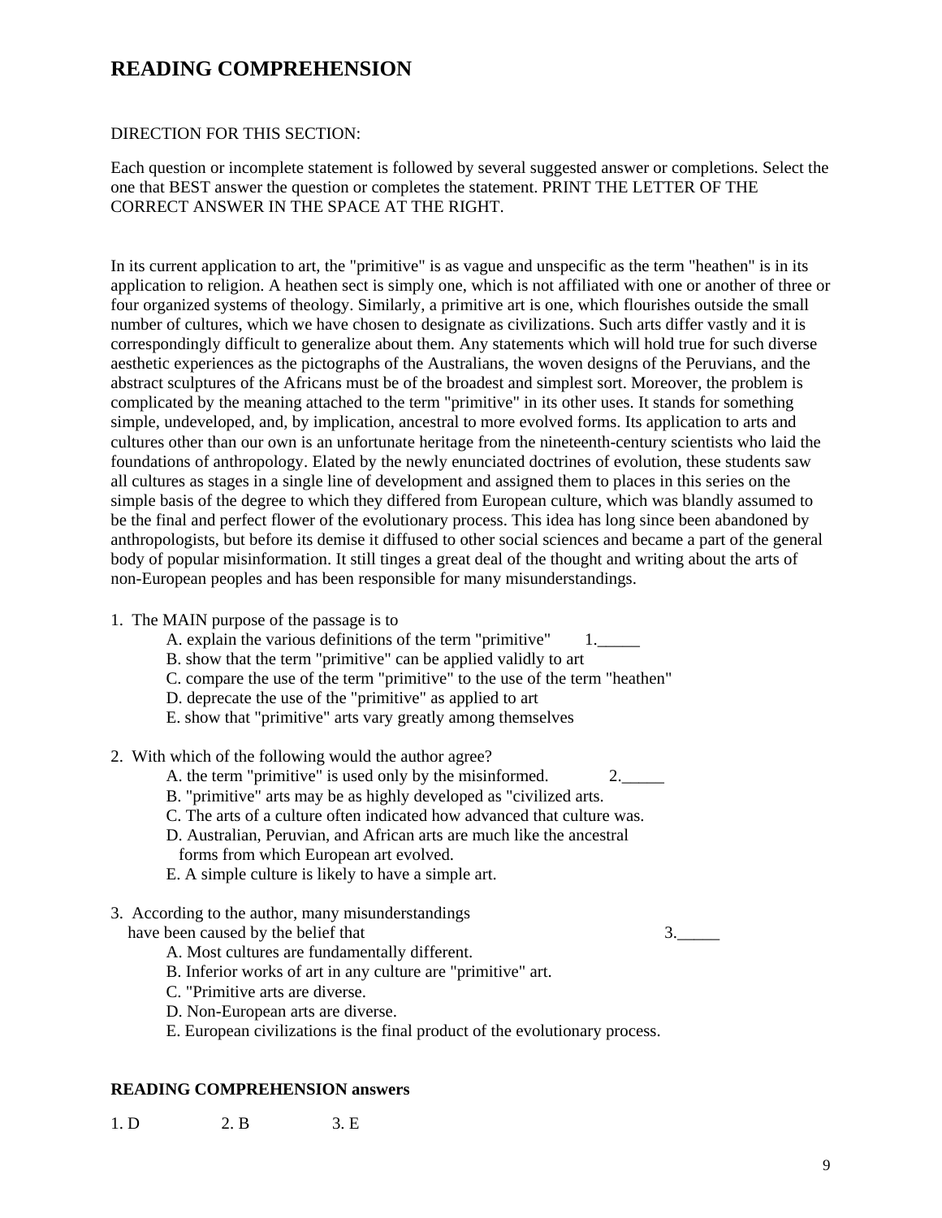# READING COMPREHENSION

DIRECTION FOR THIS SECTION:

Each question or incomplete statement is followed by several suggested answer or completions. Select the one that BEST answer the question or completes the statement. PRINT THE LETTER OF THE CORRECT ANSWER IN THE SPACE AT THE RIGHT.

In its current application to art, the "primitive" is as vague and unspecific as the term "heathen" is in its application to religion. A heathen sect is simply one, which is not affiliated with one or another of three or four organized systems of theology. Similarly, a primitive art is one, which flourishes outside the small number of cultures, which we have chosen to designate as civilizations. Such arts differ vastly and it is correspondingly difficult to generalize about them. Any statements which will hold true for such diverse aesthetic experiences as the pictographs of the Australians, the woven designs of the Peruvians, and the abstract sculptures of the Africans must be of the broadest and simplest sort. Moreover, the problem is complicated by the meaning attached to the term "primitive" in its other uses. It stands for something simple, undeveloped, and, by implication, ancestral to more evolved forms. Its application to arts and cultures other than our own is an unfortunate heritage from the nineteenth-century scientists who laid the foundations of anthropology. Elated by the newly enunciated doctrines of evolution, these students saw all cultures as stages in a single line of development and assigned them to places in this series on the simple basis of the degree to which they differed from European culture, which was blandly assumed to be the final and perfect flower of the evolutionary process. This idea has long since been abandoned by anthropologists, but before its demise it diffused to other social sciences and became a part of the general body of popular misinformation. It still tinges a great deal of the thought and writing about the arts of non-European peoples and has been responsible for many misunderstandings.

1. The MAIN purpose of the passage is to 1.\_\_\_\_\_
   - A. explain the various definitions of the term "primitive"
   - B. show that the term "primitive" can be applied validly to art
   - C. compare the use of the term "primitive" to the use of the term "heathen"
   - D. deprecate the use of the "primitive" as applied to art
   - E. show that "primitive" arts vary greatly among themselves

2. With which of the following would the author agree? 2.\_\_\_\_\_
   - A. the term "primitive" is used only by the misinformed.
   - B. "primitive" arts may be as highly developed as "civilized arts.
   - C. The arts of a culture often indicated how advanced that culture was.
   - D. Australian, Peruvian, and African arts are much like the ancestral forms from which European art evolved.
   - E. A simple culture is likely to have a simple art.

3. According to the author, many misunderstandings have been caused by the belief that 3.\_\_\_\_\_
   - A. Most cultures are fundamentally different.
   - B. Inferior works of art in any culture are "primitive" art.
   - C. "Primitive arts are diverse.
   - D. Non-European arts are diverse.
   - E. European civilizations is the final product of the evolutionary process.

**READING COMPREHENSION answers**

1. D 2. B 3. E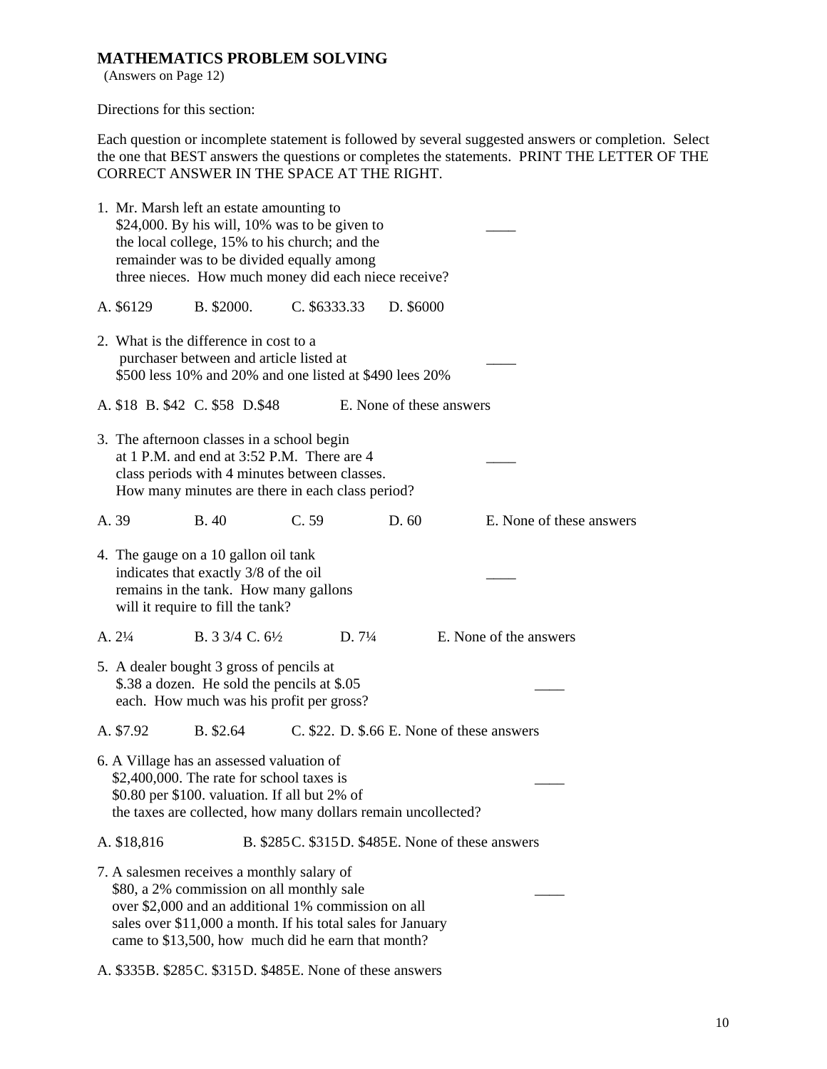## MATHEMATICS PROBLEM SOLVING

(Answers on Page 12)

Directions for this section:

Each question or incomplete statement is followed by several suggested answers or completion. Select the one that BEST answers the questions or completes the statements. PRINT THE LETTER OF THE CORRECT ANSWER IN THE SPACE AT THE RIGHT.

1. Mr. Marsh left an estate amounting to $24,000. By his will, 10% was to be given to the local college, 15% to his church; and the remainder was to be divided equally among three nieces. How much money did each niece receive? \_\_\_\_

A. $6129 B. $2000. C. $6333.33 D. $6000

2. What is the difference in cost to a purchaser between and article listed at $500 less 10% and 20% and one listed at $490 lees 20% \_\_\_\_

A. $18 B. $42 C. $58 D.$48 E. None of these answers

3. The afternoon classes in a school begin at 1 P.M. and end at 3:52 P.M. There are 4 class periods with 4 minutes between classes. How many minutes are there in each class period? \_\_\_\_

A. 39 B. 40 C. 59 D. 60 E. None of these answers

4. The gauge on a 10 gallon oil tank indicates that exactly 3/8 of the oil remains in the tank. How many gallons will it require to fill the tank? \_\_\_\_

A. 2¼ B. 3 3/4 C. 6½ D. 7¼ E. None of the answers

5. A dealer bought 3 gross of pencils at $.38 a dozen. He sold the pencils at $.05 each. How much was his profit per gross? \_\_\_\_

A. $7.92 B. $2.64 C. $22. D. $.66 E. None of these answers

6. A Village has an assessed valuation of $2,400,000. The rate for school taxes is $0.80 per $100. valuation. If all but 2% of the taxes are collected, how many dollars remain uncollected? \_\_\_\_

A. $18,816 B. $285 C. $315 D. $485 E. None of these answers

7. A salesmen receives a monthly salary of $80, a 2% commission on all monthly sale over $2,000 and an additional 1% commission on all sales over $11,000 a month. If his total sales for January came to $13,500, how much did he earn that month? \_\_\_\_

A. $335 B. $285 C. $315 D. $485 E. None of these answers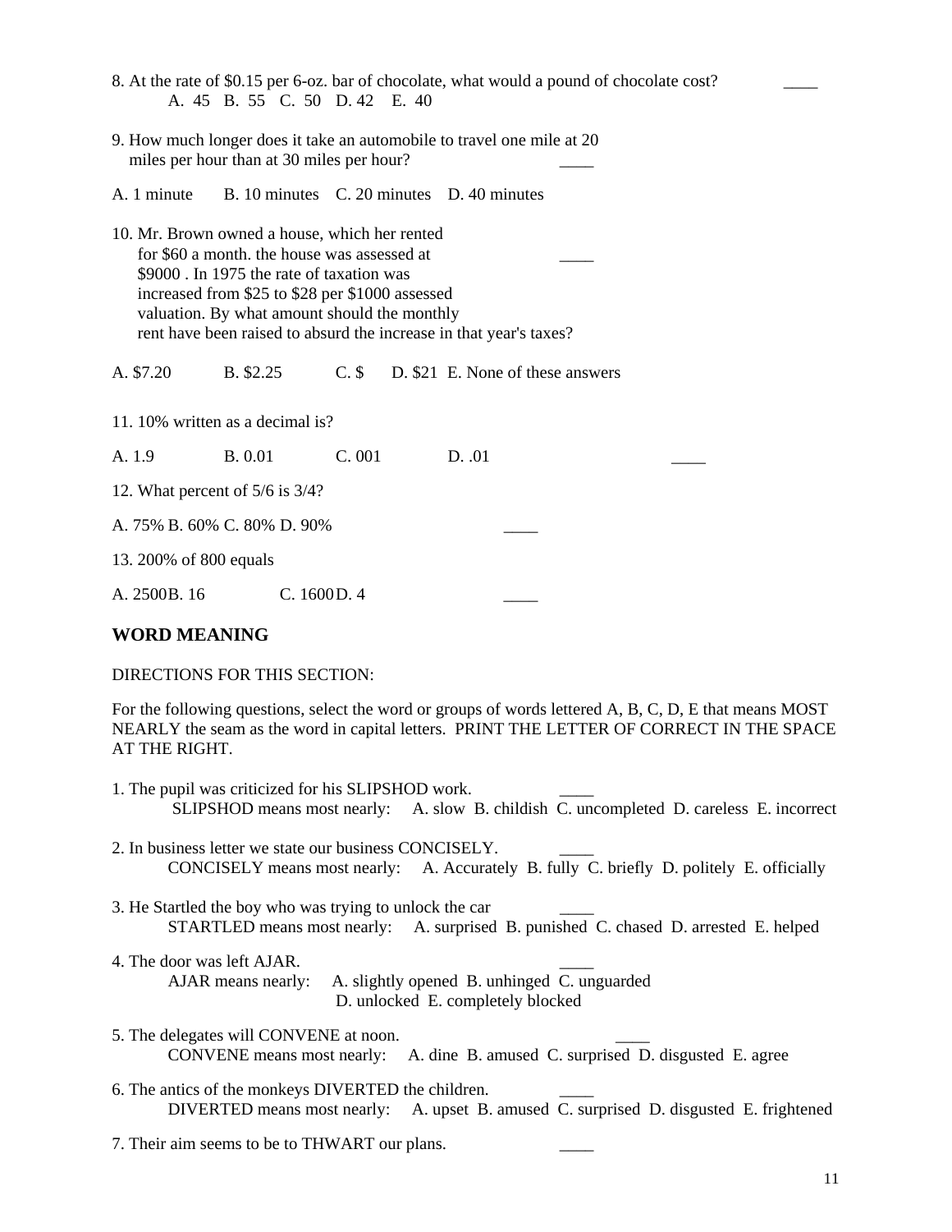8. At the rate of $0.15 per 6-oz. bar of chocolate, what would a pound of chocolate cost? ____
A. 45 B. 55 C. 50 D. 42 E. 40

9. How much longer does it take an automobile to travel one mile at 20 miles per hour than at 30 miles per hour? ____

A. 1 minute B. 10 minutes C. 20 minutes D. 40 minutes

10. Mr. Brown owned a house, which her rented for $60 a month. the house was assessed at $9000 . In 1975 the rate of taxation was increased from $25 to $28 per $1000 assessed valuation. By what amount should the monthly rent have been raised to absurd the increase in that year's taxes? ____

A. $7.20 B. $2.25 C. $ D. $21 E. None of these answers

11. 10% written as a decimal is?

A. 1.9 B. 0.01 C. 001 D. .01 ____

12. What percent of 5/6 is 3/4?

A. 75% B. 60% C. 80% D. 90% ____

13. 200% of 800 equals

A. 2500 B. 16 C. 1600 D. 4 ____

## WORD MEANING

DIRECTIONS FOR THIS SECTION:

For the following questions, select the word or groups of words lettered A, B, C, D, E that means MOST NEARLY the seam as the word in capital letters. PRINT THE LETTER OF CORRECT IN THE SPACE AT THE RIGHT.

1. The pupil was criticized for his SLIPSHOD work. ____
SLIPSHOD means most nearly: A. slow B. childish C. uncompleted D. careless E. incorrect

2. In business letter we state our business CONCISELY. ____
CONCISELY means most nearly: A. Accurately B. fully C. briefly D. politely E. officially

3. He Startled the boy who was trying to unlock the car ____
STARTLED means most nearly: A. surprised B. punished C. chased D. arrested E. helped

4. The door was left AJAR. ____
AJAR means nearly: A. slightly opened B. unhinged C. unguarded D. unlocked E. completely blocked

5. The delegates will CONVENE at noon. ____
CONVENE means most nearly: A. dine B. amused C. surprised D. disgusted E. agree

6. The antics of the monkeys DIVERTED the children. ____
DIVERTED means most nearly: A. upset B. amused C. surprised D. disgusted E. frightened

7. Their aim seems to be to THWART our plans. ____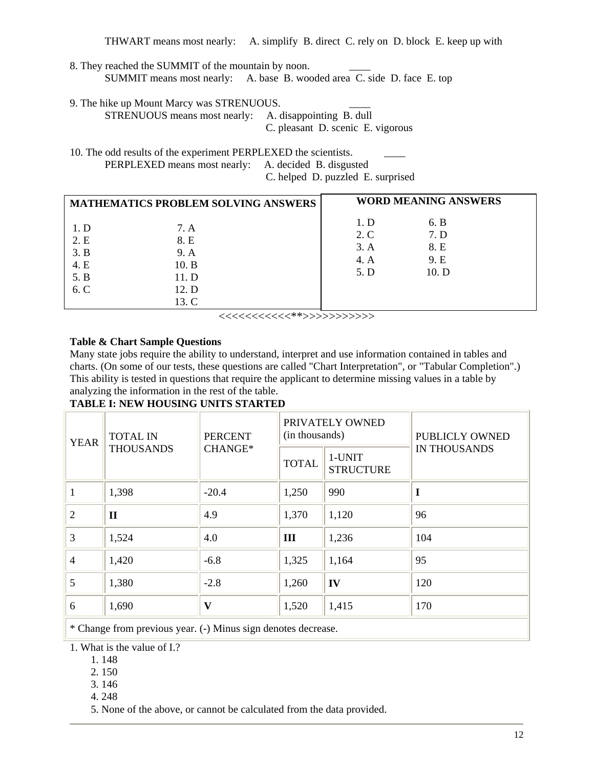THWART means most nearly: A. simplify B. direct C. rely on D. block E. keep up with

8. They reached the SUMMIT of the mountain by noon. ____
   SUMMIT means most nearly: A. base B. wooded area C. side D. face E. top

9. The hike up Mount Marcy was STRENUOUS. ____
   STRENUOUS means most nearly: A. disappointing B. dull C. pleasant D. scenic E. vigorous

10. The odd results of the experiment PERPLEXED the scientists. ____
   PERPLEXED means most nearly: A. decided B. disgusted C. helped D. puzzled E. surprised

| MATHEMATICS PROBLEM SOLVING ANSWERS | |
|---|---|
| 1. D | 7. A |
| 2. E | 8. E |
| 3. B | 9. A |
| 4. E | 10. B |
| 5. B | 11. D |
| 6. C | 12. D |
| | 13. C |

| WORD MEANING ANSWERS | |
|---|---|
| 1. D | 6. B |
| 2. C | 7. D |
| 3. A | 8. E |
| 4. A | 9. E |
| 5. D | 10. D |

<<<<<<<<<<<**>>>>>>>>>>>

**Table & Chart Sample Questions**

Many state jobs require the ability to understand, interpret and use information contained in tables and charts. (On some of our tests, these questions are called "Chart Interpretation", or "Tabular Completion".) This ability is tested in questions that require the applicant to determine missing values in a table by analyzing the information in the rest of the table.

**TABLE I: NEW HOUSING UNITS STARTED**

| YEAR | TOTAL IN THOUSANDS | PERCENT CHANGE* | PRIVATELY OWNED (in thousands) | | PUBLICLY OWNED IN THOUSANDS |
|---|---|---|---|---|---|
| | | | TOTAL | 1-UNIT STRUCTURE | |
| 1 | 1,398 | -20.4 | 1,250 | 990 | **I** |
| 2 | **II** | 4.9 | 1,370 | 1,120 | 96 |
| 3 | 1,524 | 4.0 | **III** | 1,236 | 104 |
| 4 | 1,420 | -6.8 | 1,325 | 1,164 | 95 |
| 5 | 1,380 | -2.8 | 1,260 | **IV** | 120 |
| 6 | 1,690 | **V** | 1,520 | 1,415 | 170 |
| * Change from previous year. (-) Minus sign denotes decrease. | | | | | |

1. What is the value of I.?
   1. 148
   2. 150
   3. 146
   4. 248
   5. None of the above, or cannot be calculated from the data provided.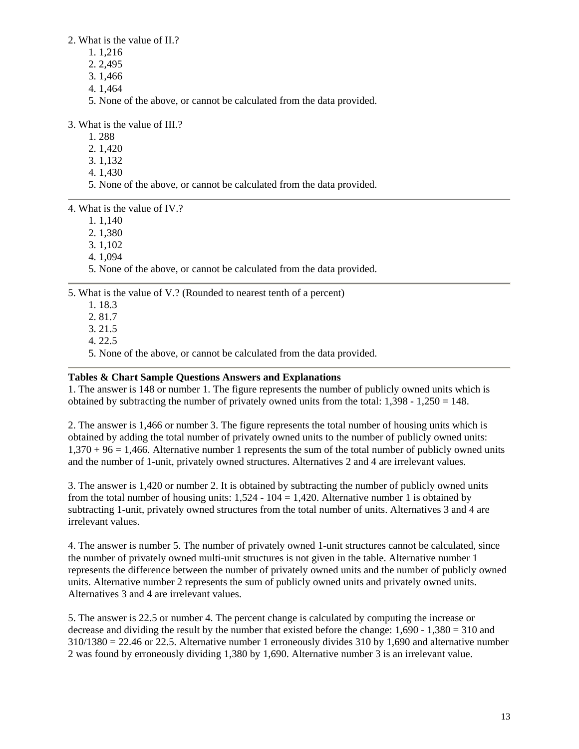2. What is the value of II.?

1. 1,216
2. 2,495
3. 1,466
4. 1,464
5. None of the above, or cannot be calculated from the data provided.

3. What is the value of III.?

1. 288
2. 1,420
3. 1,132
4. 1,430
5. None of the above, or cannot be calculated from the data provided.

---

4. What is the value of IV.?

1. 1,140
2. 1,380
3. 1,102
4. 1,094
5. None of the above, or cannot be calculated from the data provided.

---

5. What is the value of V.? (Rounded to nearest tenth of a percent)

1. 18.3
2. 81.7
3. 21.5
4. 22.5
5. None of the above, or cannot be calculated from the data provided.

---

**Tables & Chart Sample Questions Answers and Explanations**

1. The answer is 148 or number 1. The figure represents the number of publicly owned units which is obtained by subtracting the number of privately owned units from the total: 1,398 - 1,250 = 148.

2. The answer is 1,466 or number 3. The figure represents the total number of housing units which is obtained by adding the total number of privately owned units to the number of publicly owned units: 1,370 + 96 = 1,466. Alternative number 1 represents the sum of the total number of publicly owned units and the number of 1-unit, privately owned structures. Alternatives 2 and 4 are irrelevant values.

3. The answer is 1,420 or number 2. It is obtained by subtracting the number of publicly owned units from the total number of housing units: 1,524 - 104 = 1,420. Alternative number 1 is obtained by subtracting 1-unit, privately owned structures from the total number of units. Alternatives 3 and 4 are irrelevant values.

4. The answer is number 5. The number of privately owned 1-unit structures cannot be calculated, since the number of privately owned multi-unit structures is not given in the table. Alternative number 1 represents the difference between the number of privately owned units and the number of publicly owned units. Alternative number 2 represents the sum of publicly owned units and privately owned units. Alternatives 3 and 4 are irrelevant values.

5. The answer is 22.5 or number 4. The percent change is calculated by computing the increase or decrease and dividing the result by the number that existed before the change: 1,690 - 1,380 = 310 and 310/1380 = 22.46 or 22.5. Alternative number 1 erroneously divides 310 by 1,690 and alternative number 2 was found by erroneously dividing 1,380 by 1,690. Alternative number 3 is an irrelevant value.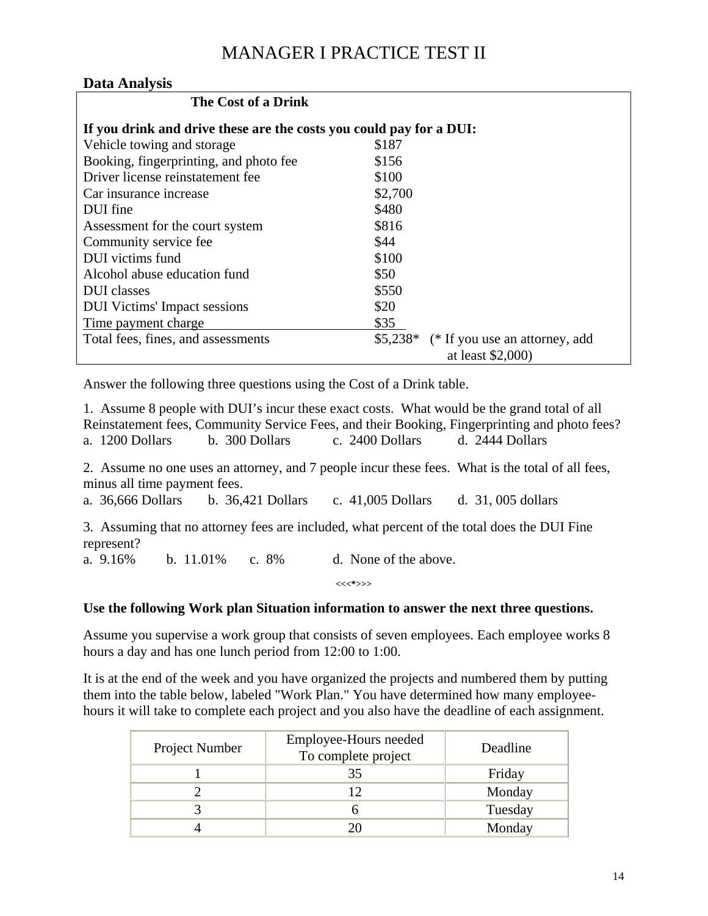# MANAGER I PRACTICE TEST II

## Data Analysis

**The Cost of a Drink**

**If you drink and drive these are the costs you could pay for a DUI:**

| Item | Cost |
|---|---|
| Vehicle towing and storage | $187 |
| Booking, fingerprinting, and photo fee | $156 |
| Driver license reinstatement fee | $100 |
| Car insurance increase | $2,700 |
| DUI fine | $480 |
| Assessment for the court system | $816 |
| Community service fee | $44 |
| DUI victims fund | $100 |
| Alcohol abuse education fund | $50 |
| DUI classes | $550 |
| DUI Victims' Impact sessions | $20 |
| Time payment charge | $35 |
| Total fees, fines, and assessments | $5,238* (* If you use an attorney, add at least $2,000) |

Answer the following three questions using the Cost of a Drink table.

1. Assume 8 people with DUI's incur these exact costs. What would be the grand total of all Reinstatement fees, Community Service Fees, and their Booking, Fingerprinting and photo fees?
a. 1200 Dollars b. 300 Dollars c. 2400 Dollars d. 2444 Dollars

2. Assume no one uses an attorney, and 7 people incur these fees. What is the total of all fees, minus all time payment fees.
a. 36,666 Dollars b. 36,421 Dollars c. 41,005 Dollars d. 31, 005 dollars

3. Assuming that no attorney fees are included, what percent of the total does the DUI Fine represent?
a. 9.16% b. 11.01% c. 8% d. None of the above.

<<<*>>>

**Use the following Work plan Situation information to answer the next three questions.**

Assume you supervise a work group that consists of seven employees. Each employee works 8 hours a day and has one lunch period from 12:00 to 1:00.

It is at the end of the week and you have organized the projects and numbered them by putting them into the table below, labeled "Work Plan." You have determined how many employee-hours it will take to complete each project and you also have the deadline of each assignment.

| Project Number | Employee-Hours needed To complete project | Deadline |
|---|---|---|
| 1 | 35 | Friday |
| 2 | 12 | Monday |
| 3 | 6 | Tuesday |
| 4 | 20 | Monday |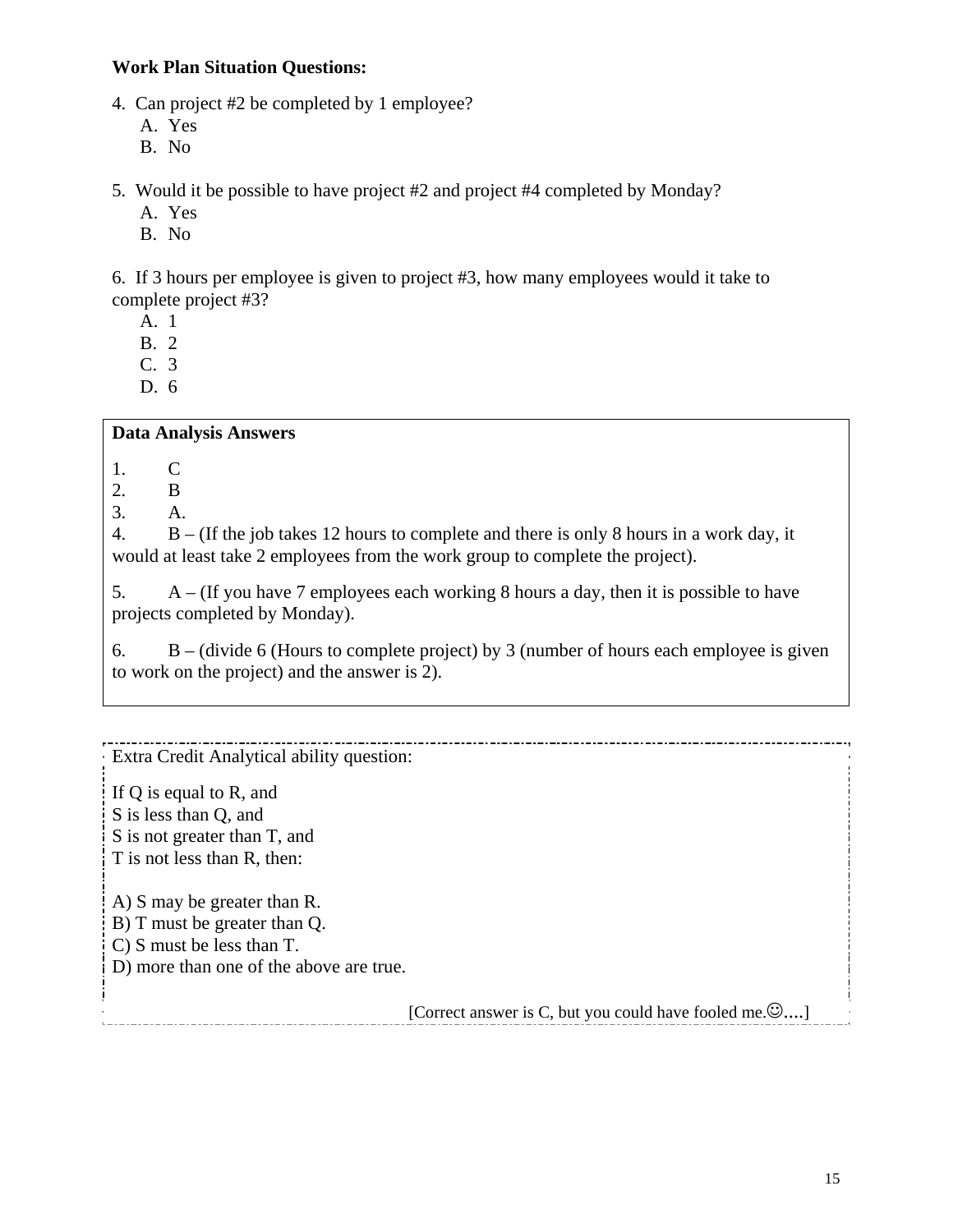**Work Plan Situation Questions:**

4. Can project #2 be completed by 1 employee?
   A. Yes
   B. No

5. Would it be possible to have project #2 and project #4 completed by Monday?
   A. Yes
   B. No

6. If 3 hours per employee is given to project #3, how many employees would it take to complete project #3?
   A. 1
   B. 2
   C. 3
   D. 6

**Data Analysis Answers**

1. C
2. B
3. A.
4. B – (If the job takes 12 hours to complete and there is only 8 hours in a work day, it would at least take 2 employees from the work group to complete the project).
5. A – (If you have 7 employees each working 8 hours a day, then it is possible to have projects completed by Monday).
6. B – (divide 6 (Hours to complete project) by 3 (number of hours each employee is given to work on the project) and the answer is 2).

Extra Credit Analytical ability question:

If Q is equal to R, and
S is less than Q, and
S is not greater than T, and
T is not less than R, then:

A) S may be greater than R.
B) T must be greater than Q.
C) S must be less than T.
D) more than one of the above are true.

[Correct answer is C, but you could have fooled me.☺....]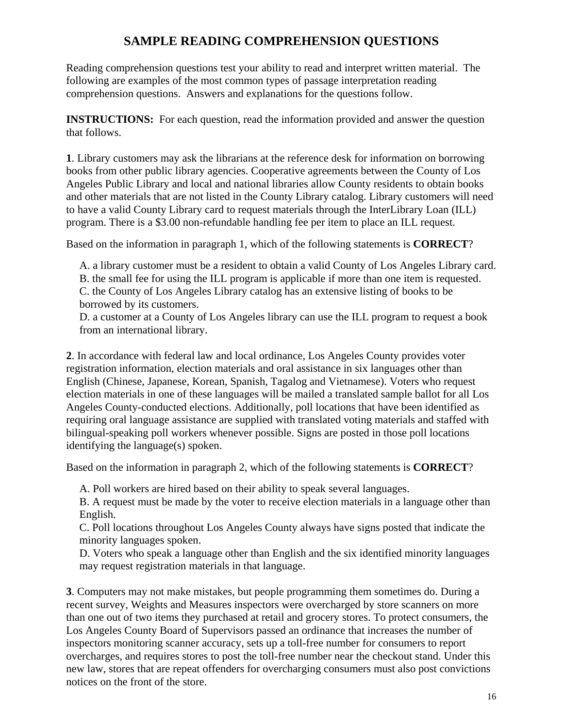# SAMPLE READING COMPREHENSION QUESTIONS

Reading comprehension questions test your ability to read and interpret written material. The following are examples of the most common types of passage interpretation reading comprehension questions. Answers and explanations for the questions follow.

**INSTRUCTIONS:** For each question, read the information provided and answer the question that follows.

**1**. Library customers may ask the librarians at the reference desk for information on borrowing books from other public library agencies. Cooperative agreements between the County of Los Angeles Public Library and local and national libraries allow County residents to obtain books and other materials that are not listed in the County Library catalog. Library customers will need to have a valid County Library card to request materials through the InterLibrary Loan (ILL) program. There is a $3.00 non-refundable handling fee per item to place an ILL request.

Based on the information in paragraph 1, which of the following statements is **CORRECT**?

A. a library customer must be a resident to obtain a valid County of Los Angeles Library card.
B. the small fee for using the ILL program is applicable if more than one item is requested.
C. the County of Los Angeles Library catalog has an extensive listing of books to be borrowed by its customers.
D. a customer at a County of Los Angeles library can use the ILL program to request a book from an international library.

**2**. In accordance with federal law and local ordinance, Los Angeles County provides voter registration information, election materials and oral assistance in six languages other than English (Chinese, Japanese, Korean, Spanish, Tagalog and Vietnamese). Voters who request election materials in one of these languages will be mailed a translated sample ballot for all Los Angeles County-conducted elections. Additionally, poll locations that have been identified as requiring oral language assistance are supplied with translated voting materials and staffed with bilingual-speaking poll workers whenever possible. Signs are posted in those poll locations identifying the language(s) spoken.

Based on the information in paragraph 2, which of the following statements is **CORRECT**?

A. Poll workers are hired based on their ability to speak several languages.
B. A request must be made by the voter to receive election materials in a language other than English.
C. Poll locations throughout Los Angeles County always have signs posted that indicate the minority languages spoken.
D. Voters who speak a language other than English and the six identified minority languages may request registration materials in that language.

**3**. Computers may not make mistakes, but people programming them sometimes do. During a recent survey, Weights and Measures inspectors were overcharged by store scanners on more than one out of two items they purchased at retail and grocery stores. To protect consumers, the Los Angeles County Board of Supervisors passed an ordinance that increases the number of inspectors monitoring scanner accuracy, sets up a toll-free number for consumers to report overcharges, and requires stores to post the toll-free number near the checkout stand. Under this new law, stores that are repeat offenders for overcharging consumers must also post convictions notices on the front of the store.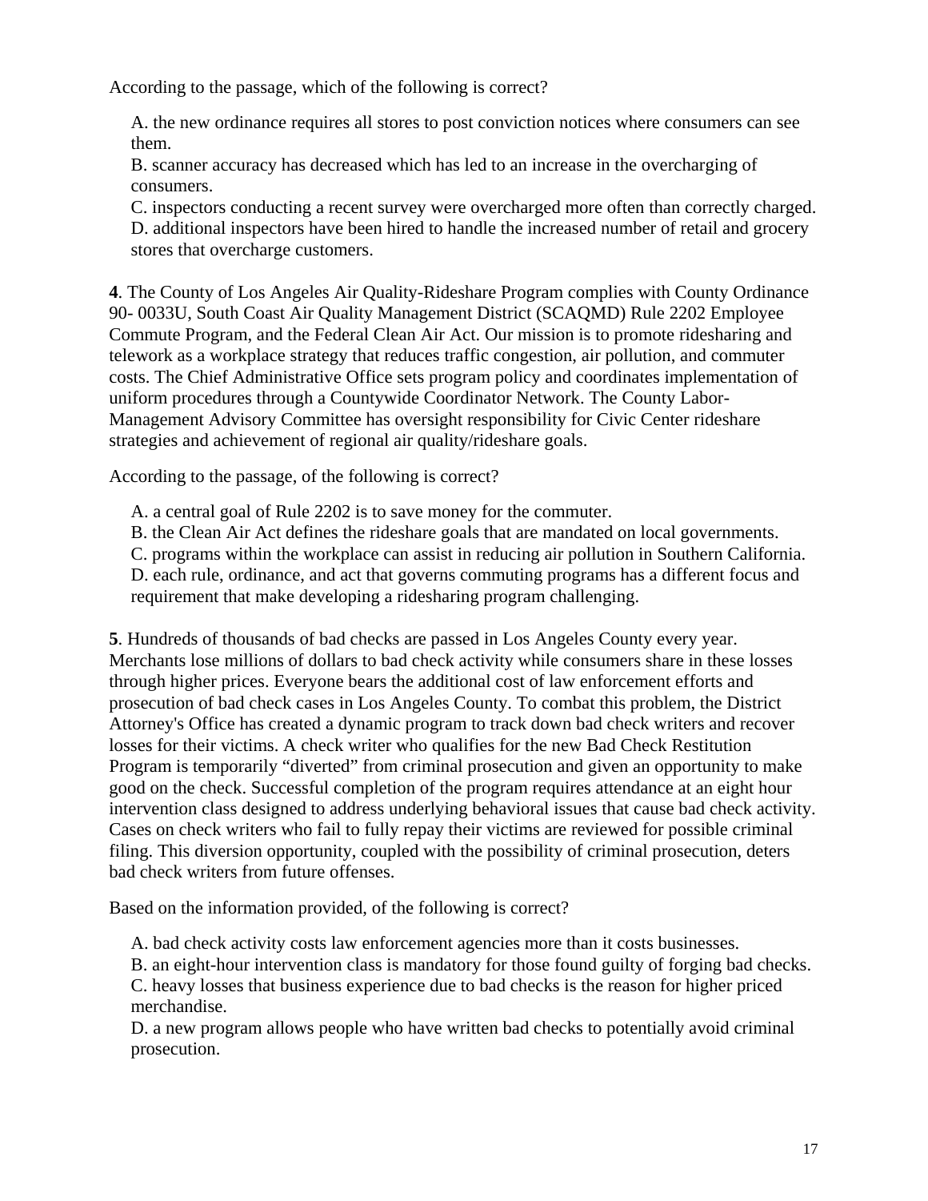According to the passage, which of the following is correct?

A. the new ordinance requires all stores to post conviction notices where consumers can see them.
B. scanner accuracy has decreased which has led to an increase in the overcharging of consumers.
C. inspectors conducting a recent survey were overcharged more often than correctly charged.
D. additional inspectors have been hired to handle the increased number of retail and grocery stores that overcharge customers.

**4**. The County of Los Angeles Air Quality-Rideshare Program complies with County Ordinance 90- 0033U, South Coast Air Quality Management District (SCAQMD) Rule 2202 Employee Commute Program, and the Federal Clean Air Act. Our mission is to promote ridesharing and telework as a workplace strategy that reduces traffic congestion, air pollution, and commuter costs. The Chief Administrative Office sets program policy and coordinates implementation of uniform procedures through a Countywide Coordinator Network. The County Labor-Management Advisory Committee has oversight responsibility for Civic Center rideshare strategies and achievement of regional air quality/rideshare goals.

According to the passage, of the following is correct?

A. a central goal of Rule 2202 is to save money for the commuter.
B. the Clean Air Act defines the rideshare goals that are mandated on local governments.
C. programs within the workplace can assist in reducing air pollution in Southern California.
D. each rule, ordinance, and act that governs commuting programs has a different focus and requirement that make developing a ridesharing program challenging.

**5**. Hundreds of thousands of bad checks are passed in Los Angeles County every year. Merchants lose millions of dollars to bad check activity while consumers share in these losses through higher prices. Everyone bears the additional cost of law enforcement efforts and prosecution of bad check cases in Los Angeles County. To combat this problem, the District Attorney's Office has created a dynamic program to track down bad check writers and recover losses for their victims. A check writer who qualifies for the new Bad Check Restitution Program is temporarily "diverted" from criminal prosecution and given an opportunity to make good on the check. Successful completion of the program requires attendance at an eight hour intervention class designed to address underlying behavioral issues that cause bad check activity. Cases on check writers who fail to fully repay their victims are reviewed for possible criminal filing. This diversion opportunity, coupled with the possibility of criminal prosecution, deters bad check writers from future offenses.

Based on the information provided, of the following is correct?

A. bad check activity costs law enforcement agencies more than it costs businesses.
B. an eight-hour intervention class is mandatory for those found guilty of forging bad checks.
C. heavy losses that business experience due to bad checks is the reason for higher priced merchandise.
D. a new program allows people who have written bad checks to potentially avoid criminal prosecution.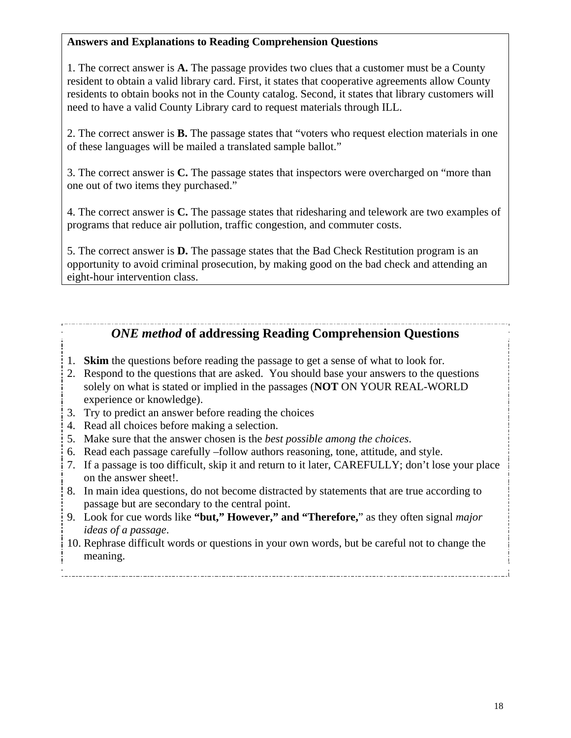**Answers and Explanations to Reading Comprehension Questions**

1. The correct answer is **A.** The passage provides two clues that a customer must be a County resident to obtain a valid library card. First, it states that cooperative agreements allow County residents to obtain books not in the County catalog. Second, it states that library customers will need to have a valid County Library card to request materials through ILL.

2. The correct answer is **B.** The passage states that "voters who request election materials in one of these languages will be mailed a translated sample ballot."

3. The correct answer is **C.** The passage states that inspectors were overcharged on "more than one out of two items they purchased."

4. The correct answer is **C.** The passage states that ridesharing and telework are two examples of programs that reduce air pollution, traffic congestion, and commuter costs.

5. The correct answer is **D.** The passage states that the Bad Check Restitution program is an opportunity to avoid criminal prosecution, by making good on the bad check and attending an eight-hour intervention class.

## *ONE method* of addressing Reading Comprehension Questions

1. **Skim** the questions before reading the passage to get a sense of what to look for.
2. Respond to the questions that are asked. You should base your answers to the questions solely on what is stated or implied in the passages (**NOT** ON YOUR REAL-WORLD experience or knowledge).
3. Try to predict an answer before reading the choices
4. Read all choices before making a selection.
5. Make sure that the answer chosen is the *best possible among the choices*.
6. Read each passage carefully –follow authors reasoning, tone, attitude, and style.
7. If a passage is too difficult, skip it and return to it later, CAREFULLY; don't lose your place on the answer sheet!.
8. In main idea questions, do not become distracted by statements that are true according to passage but are secondary to the central point.
9. Look for cue words like **"but," However," and "Therefore,**" as they often signal *major ideas of a passage*.
10. Rephrase difficult words or questions in your own words, but be careful not to change the meaning.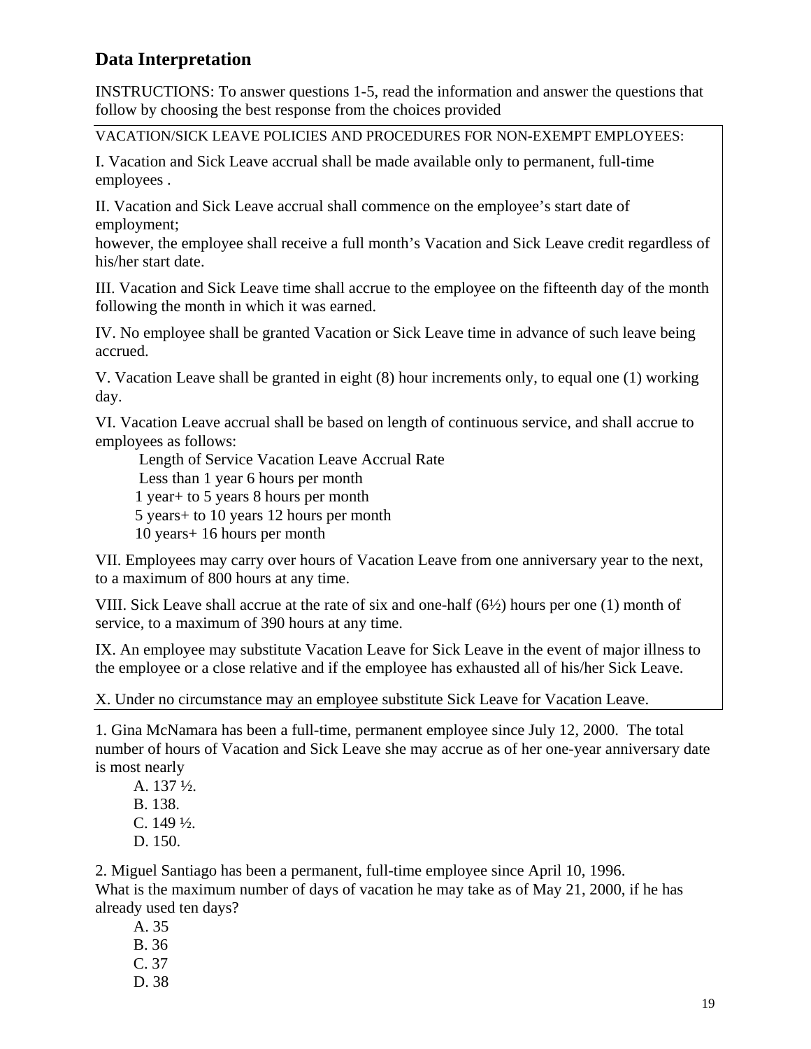## Data Interpretation

INSTRUCTIONS: To answer questions 1-5, read the information and answer the questions that follow by choosing the best response from the choices provided

VACATION/SICK LEAVE POLICIES AND PROCEDURES FOR NON-EXEMPT EMPLOYEES:

I. Vacation and Sick Leave accrual shall be made available only to permanent, full-time employees .

II. Vacation and Sick Leave accrual shall commence on the employee's start date of employment;
however, the employee shall receive a full month's Vacation and Sick Leave credit regardless of his/her start date.

III. Vacation and Sick Leave time shall accrue to the employee on the fifteenth day of the month following the month in which it was earned.

IV. No employee shall be granted Vacation or Sick Leave time in advance of such leave being accrued.

V. Vacation Leave shall be granted in eight (8) hour increments only, to equal one (1) working day.

VI. Vacation Leave accrual shall be based on length of continuous service, and shall accrue to employees as follows:

| Length of Service | Vacation Leave Accrual Rate |
|---|---|
| Less than 1 year | 6 hours per month |
| 1 year+ to 5 years | 8 hours per month |
| 5 years+ to 10 years | 12 hours per month |
| 10 years+ | 16 hours per month |

VII. Employees may carry over hours of Vacation Leave from one anniversary year to the next, to a maximum of 800 hours at any time.

VIII. Sick Leave shall accrue at the rate of six and one-half (6½) hours per one (1) month of service, to a maximum of 390 hours at any time.

IX. An employee may substitute Vacation Leave for Sick Leave in the event of major illness to the employee or a close relative and if the employee has exhausted all of his/her Sick Leave.

X. Under no circumstance may an employee substitute Sick Leave for Vacation Leave.

1. Gina McNamara has been a full-time, permanent employee since July 12, 2000. The total number of hours of Vacation and Sick Leave she may accrue as of her one-year anniversary date is most nearly

   A. 137 ½.
   B. 138.
   C. 149 ½.
   D. 150.

2. Miguel Santiago has been a permanent, full-time employee since April 10, 1996.
What is the maximum number of days of vacation he may take as of May 21, 2000, if he has already used ten days?

   A. 35
   B. 36
   C. 37
   D. 38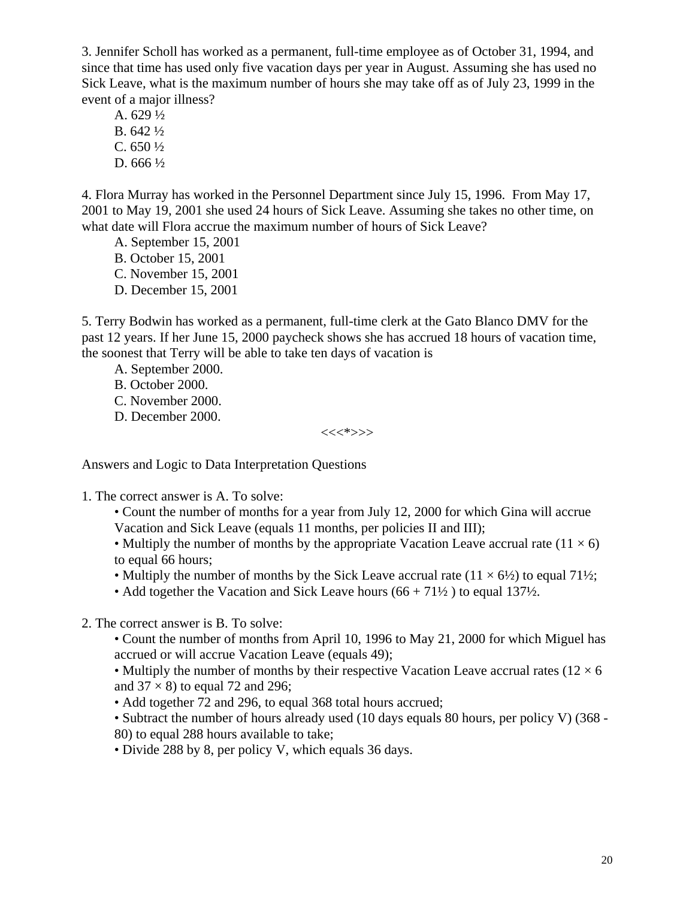3. Jennifer Scholl has worked as a permanent, full-time employee as of October 31, 1994, and since that time has used only five vacation days per year in August. Assuming she has used no Sick Leave, what is the maximum number of hours she may take off as of July 23, 1999 in the event of a major illness?

A. 629 ½
B. 642 ½
C. 650 ½
D. 666 ½

4. Flora Murray has worked in the Personnel Department since July 15, 1996. From May 17, 2001 to May 19, 2001 she used 24 hours of Sick Leave. Assuming she takes no other time, on what date will Flora accrue the maximum number of hours of Sick Leave?

A. September 15, 2001
B. October 15, 2001
C. November 15, 2001
D. December 15, 2001

5. Terry Bodwin has worked as a permanent, full-time clerk at the Gato Blanco DMV for the past 12 years. If her June 15, 2000 paycheck shows she has accrued 18 hours of vacation time, the soonest that Terry will be able to take ten days of vacation is

A. September 2000.
B. October 2000.
C. November 2000.
D. December 2000.

<<<*>>>

Answers and Logic to Data Interpretation Questions

1. The correct answer is A. To solve:

- Count the number of months for a year from July 12, 2000 for which Gina will accrue Vacation and Sick Leave (equals 11 months, per policies II and III);
- Multiply the number of months by the appropriate Vacation Leave accrual rate ($11 \times 6$) to equal 66 hours;
- Multiply the number of months by the Sick Leave accrual rate ($11 \times 6½$) to equal 71½;
- Add together the Vacation and Sick Leave hours ($66 + 71½$ ) to equal 137½.

2. The correct answer is B. To solve:

- Count the number of months from April 10, 1996 to May 21, 2000 for which Miguel has accrued or will accrue Vacation Leave (equals 49);
- Multiply the number of months by their respective Vacation Leave accrual rates ($12 \times 6$ and $37 \times 8$) to equal 72 and 296;
- Add together 72 and 296, to equal 368 total hours accrued;
- Subtract the number of hours already used (10 days equals 80 hours, per policy V) ($368 - 80$) to equal 288 hours available to take;
- Divide 288 by 8, per policy V, which equals 36 days.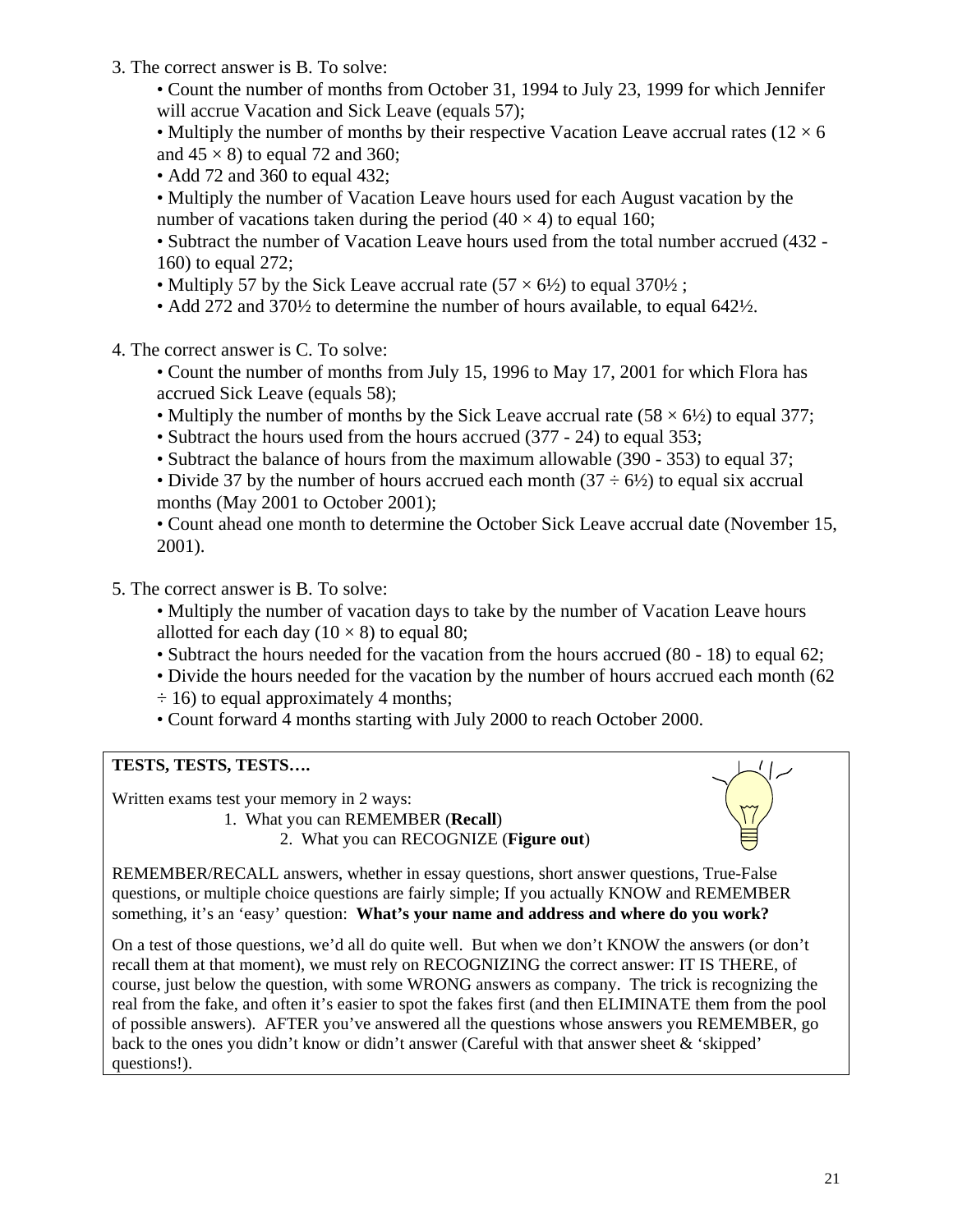3. The correct answer is B. To solve:
   - Count the number of months from October 31, 1994 to July 23, 1999 for which Jennifer will accrue Vacation and Sick Leave (equals 57);
   - Multiply the number of months by their respective Vacation Leave accrual rates ($12 \times 6$ and $45 \times 8$) to equal 72 and 360;
   - Add 72 and 360 to equal 432;
   - Multiply the number of Vacation Leave hours used for each August vacation by the number of vacations taken during the period ($40 \times 4$) to equal 160;
   - Subtract the number of Vacation Leave hours used from the total number accrued (432 - 160) to equal 272;
   - Multiply 57 by the Sick Leave accrual rate ($57 \times 6½$) to equal 370½ ;
   - Add 272 and 370½ to determine the number of hours available, to equal 642½.

4. The correct answer is C. To solve:
   - Count the number of months from July 15, 1996 to May 17, 2001 for which Flora has accrued Sick Leave (equals 58);
   - Multiply the number of months by the Sick Leave accrual rate ($58 \times 6½$) to equal 377;
   - Subtract the hours used from the hours accrued (377 - 24) to equal 353;
   - Subtract the balance of hours from the maximum allowable (390 - 353) to equal 37;
   - Divide 37 by the number of hours accrued each month ($37 \div 6½$) to equal six accrual months (May 2001 to October 2001);
   - Count ahead one month to determine the October Sick Leave accrual date (November 15, 2001).

5. The correct answer is B. To solve:
   - Multiply the number of vacation days to take by the number of Vacation Leave hours allotted for each day ($10 \times 8$) to equal 80;
   - Subtract the hours needed for the vacation from the hours accrued (80 - 18) to equal 62;
   - Divide the hours needed for the vacation by the number of hours accrued each month ($62 \div 16$) to equal approximately 4 months;
   - Count forward 4 months starting with July 2000 to reach October 2000.

**TESTS, TESTS, TESTS….**

Written exams test your memory in 2 ways:

1. What you can REMEMBER (**Recall**)
2. What you can RECOGNIZE (**Figure out**)

REMEMBER/RECALL answers, whether in essay questions, short answer questions, True-False questions, or multiple choice questions are fairly simple; If you actually KNOW and REMEMBER something, it's an 'easy' question: **What's your name and address and where do you work?**

On a test of those questions, we'd all do quite well. But when we don't KNOW the answers (or don't recall them at that moment), we must rely on RECOGNIZING the correct answer: IT IS THERE, of course, just below the question, with some WRONG answers as company. The trick is recognizing the real from the fake, and often it's easier to spot the fakes first (and then ELIMINATE them from the pool of possible answers). AFTER you've answered all the questions whose answers you REMEMBER, go back to the ones you didn't know or didn't answer (Careful with that answer sheet & 'skipped' questions!).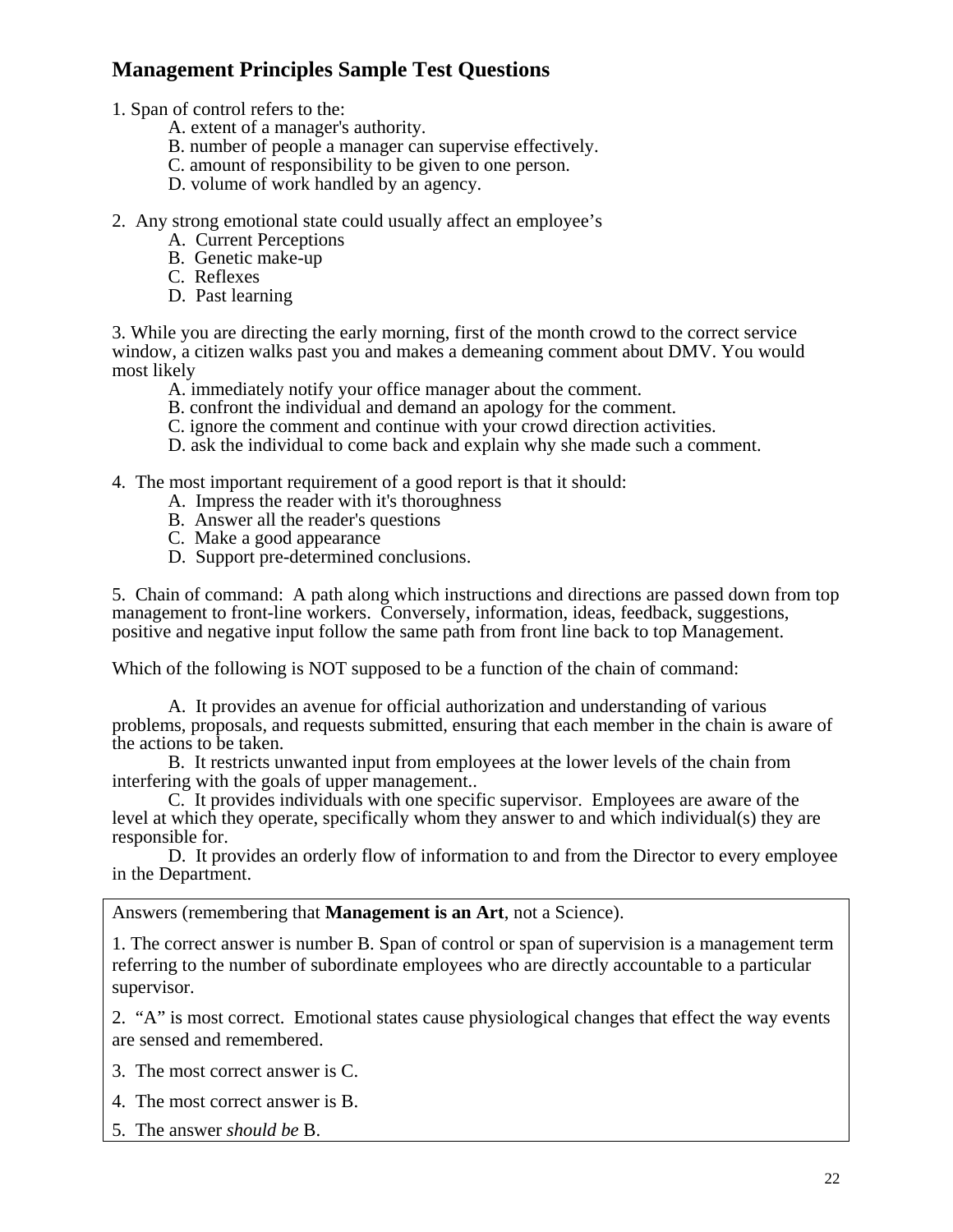## Management Principles Sample Test Questions

1. Span of control refers to the:
   - A. extent of a manager's authority.
   - B. number of people a manager can supervise effectively.
   - C. amount of responsibility to be given to one person.
   - D. volume of work handled by an agency.

2. Any strong emotional state could usually affect an employee's
   - A. Current Perceptions
   - B. Genetic make-up
   - C. Reflexes
   - D. Past learning

3. While you are directing the early morning, first of the month crowd to the correct service window, a citizen walks past you and makes a demeaning comment about DMV. You would most likely
   - A. immediately notify your office manager about the comment.
   - B. confront the individual and demand an apology for the comment.
   - C. ignore the comment and continue with your crowd direction activities.
   - D. ask the individual to come back and explain why she made such a comment.

4. The most important requirement of a good report is that it should:
   - A. Impress the reader with it's thoroughness
   - B. Answer all the reader's questions
   - C. Make a good appearance
   - D. Support pre-determined conclusions.

5. Chain of command: A path along which instructions and directions are passed down from top management to front-line workers. Conversely, information, ideas, feedback, suggestions, positive and negative input follow the same path from front line back to top Management.

Which of the following is NOT supposed to be a function of the chain of command:

A. It provides an avenue for official authorization and understanding of various problems, proposals, and requests submitted, ensuring that each member in the chain is aware of the actions to be taken.

B. It restricts unwanted input from employees at the lower levels of the chain from interfering with the goals of upper management..

C. It provides individuals with one specific supervisor. Employees are aware of the level at which they operate, specifically whom they answer to and which individual(s) they are responsible for.

D. It provides an orderly flow of information to and from the Director to every employee in the Department.

---

Answers (remembering that **Management is an Art**, not a Science).

1. The correct answer is number B. Span of control or span of supervision is a management term referring to the number of subordinate employees who are directly accountable to a particular supervisor.

2. "A" is most correct. Emotional states cause physiological changes that effect the way events are sensed and remembered.

3. The most correct answer is C.

4. The most correct answer is B.

5. The answer *should be* B.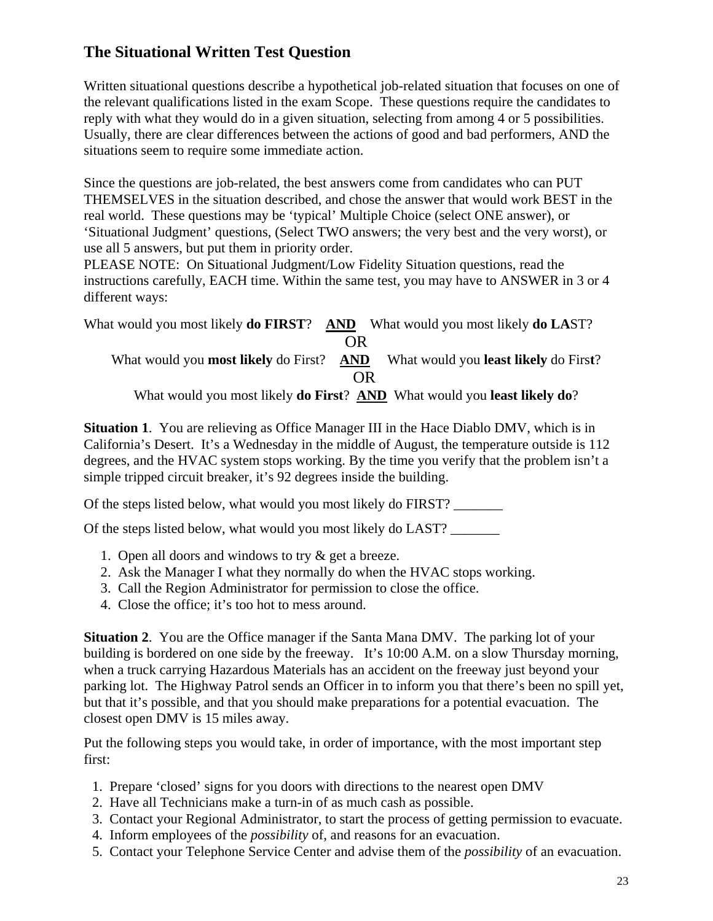## The Situational Written Test Question

Written situational questions describe a hypothetical job-related situation that focuses on one of the relevant qualifications listed in the exam Scope. These questions require the candidates to reply with what they would do in a given situation, selecting from among 4 or 5 possibilities. Usually, there are clear differences between the actions of good and bad performers, AND the situations seem to require some immediate action.

Since the questions are job-related, the best answers come from candidates who can PUT THEMSELVES in the situation described, and chose the answer that would work BEST in the real world. These questions may be 'typical' Multiple Choice (select ONE answer), or 'Situational Judgment' questions, (Select TWO answers; the very best and the very worst), or use all 5 answers, but put them in priority order.

PLEASE NOTE: On Situational Judgment/Low Fidelity Situation questions, read the instructions carefully, EACH time. Within the same test, you may have to ANSWER in 3 or 4 different ways:

What would you most likely **do FIRST**? **AND** What would you most likely **do LA**ST?

OR

What would you **most likely** do First? **AND** What would you **least likely** do Firs**t**?

OR

What would you most likely **do First**? **AND** What would you **least likely do**?

**Situation 1**. You are relieving as Office Manager III in the Hace Diablo DMV, which is in California's Desert. It's a Wednesday in the middle of August, the temperature outside is 112 degrees, and the HVAC system stops working. By the time you verify that the problem isn't a simple tripped circuit breaker, it's 92 degrees inside the building.

Of the steps listed below, what would you most likely do FIRST? _______

Of the steps listed below, what would you most likely do LAST? _______

1. Open all doors and windows to try & get a breeze.
2. Ask the Manager I what they normally do when the HVAC stops working.
3. Call the Region Administrator for permission to close the office.
4. Close the office; it's too hot to mess around.

**Situation 2**. You are the Office manager if the Santa Mana DMV. The parking lot of your building is bordered on one side by the freeway. It's 10:00 A.M. on a slow Thursday morning, when a truck carrying Hazardous Materials has an accident on the freeway just beyond your parking lot. The Highway Patrol sends an Officer in to inform you that there's been no spill yet, but that it's possible, and that you should make preparations for a potential evacuation. The closest open DMV is 15 miles away.

Put the following steps you would take, in order of importance, with the most important step first:

1. Prepare 'closed' signs for you doors with directions to the nearest open DMV
2. Have all Technicians make a turn-in of as much cash as possible.
3. Contact your Regional Administrator, to start the process of getting permission to evacuate.
4. Inform employees of the *possibility* of, and reasons for an evacuation.
5. Contact your Telephone Service Center and advise them of the *possibility* of an evacuation.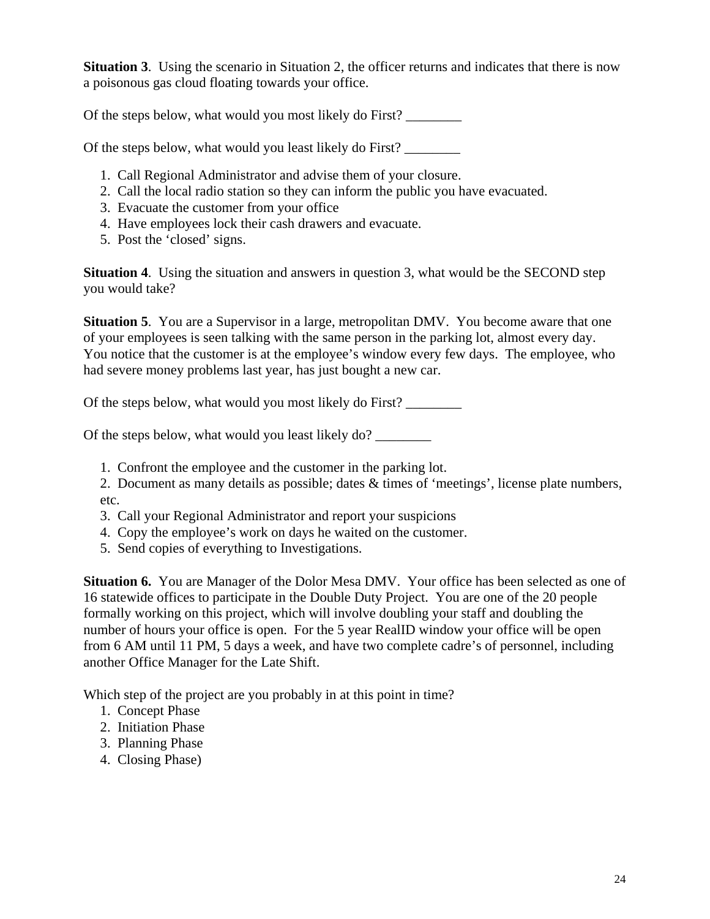**Situation 3**. Using the scenario in Situation 2, the officer returns and indicates that there is now a poisonous gas cloud floating towards your office.

Of the steps below, what would you most likely do First? ________

Of the steps below, what would you least likely do First? ________

1. Call Regional Administrator and advise them of your closure.
2. Call the local radio station so they can inform the public you have evacuated.
3. Evacuate the customer from your office
4. Have employees lock their cash drawers and evacuate.
5. Post the 'closed' signs.

**Situation 4**. Using the situation and answers in question 3, what would be the SECOND step you would take?

**Situation 5**. You are a Supervisor in a large, metropolitan DMV. You become aware that one of your employees is seen talking with the same person in the parking lot, almost every day. You notice that the customer is at the employee's window every few days. The employee, who had severe money problems last year, has just bought a new car.

Of the steps below, what would you most likely do First? ________

Of the steps below, what would you least likely do? ________

1. Confront the employee and the customer in the parking lot.
2. Document as many details as possible; dates & times of 'meetings', license plate numbers, etc.
3. Call your Regional Administrator and report your suspicions
4. Copy the employee's work on days he waited on the customer.
5. Send copies of everything to Investigations.

**Situation 6.** You are Manager of the Dolor Mesa DMV. Your office has been selected as one of 16 statewide offices to participate in the Double Duty Project. You are one of the 20 people formally working on this project, which will involve doubling your staff and doubling the number of hours your office is open. For the 5 year RealID window your office will be open from 6 AM until 11 PM, 5 days a week, and have two complete cadre's of personnel, including another Office Manager for the Late Shift.

Which step of the project are you probably in at this point in time?

1. Concept Phase
2. Initiation Phase
3. Planning Phase
4. Closing Phase)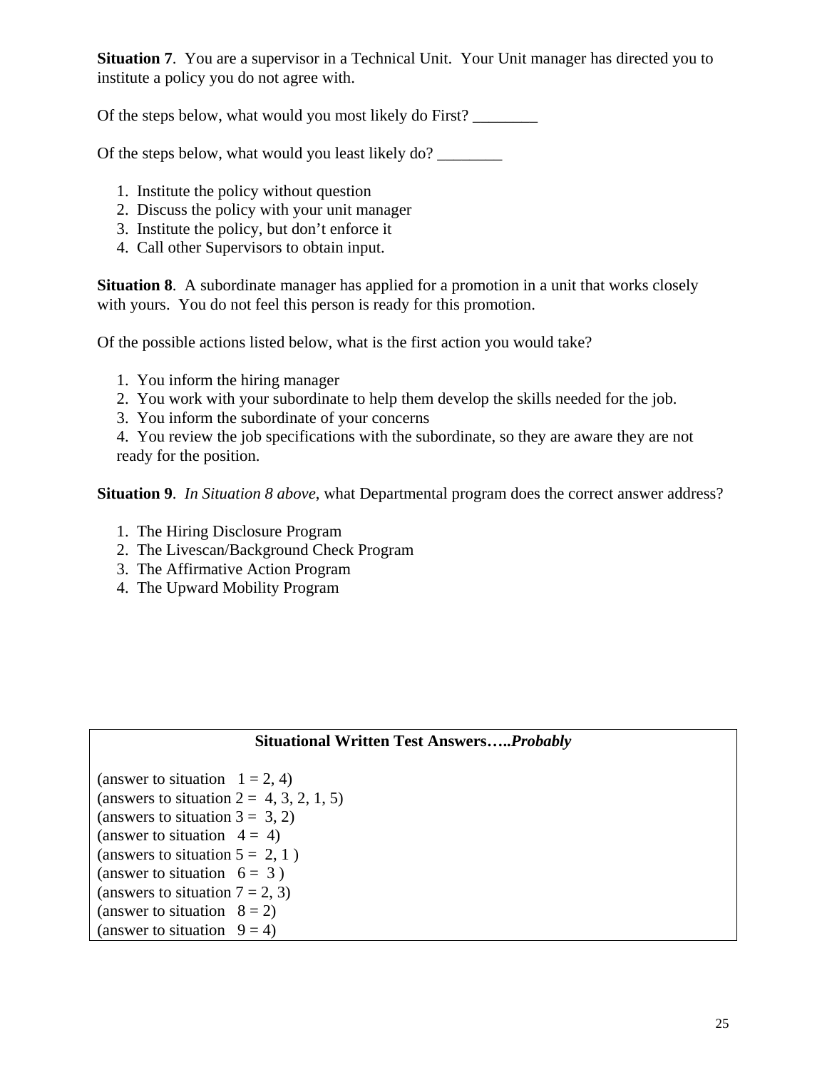**Situation 7**. You are a supervisor in a Technical Unit. Your Unit manager has directed you to institute a policy you do not agree with.

Of the steps below, what would you most likely do First? ________

Of the steps below, what would you least likely do? ________

1. Institute the policy without question
2. Discuss the policy with your unit manager
3. Institute the policy, but don't enforce it
4. Call other Supervisors to obtain input.

**Situation 8**. A subordinate manager has applied for a promotion in a unit that works closely with yours. You do not feel this person is ready for this promotion.

Of the possible actions listed below, what is the first action you would take?

1. You inform the hiring manager
2. You work with your subordinate to help them develop the skills needed for the job.
3. You inform the subordinate of your concerns
4. You review the job specifications with the subordinate, so they are aware they are not ready for the position.

**Situation 9**. *In Situation 8 above*, what Departmental program does the correct answer address?

1. The Hiring Disclosure Program
2. The Livescan/Background Check Program
3. The Affirmative Action Program
4. The Upward Mobility Program

**Situational Written Test Answers…..*Probably***

(answer to situation 1 = 2, 4)
(answers to situation 2 = 4, 3, 2, 1, 5)
(answers to situation 3 = 3, 2)
(answer to situation 4 = 4)
(answers to situation 5 = 2, 1 )
(answer to situation 6 = 3 )
(answers to situation 7 = 2, 3)
(answer to situation 8 = 2)
(answer to situation 9 = 4)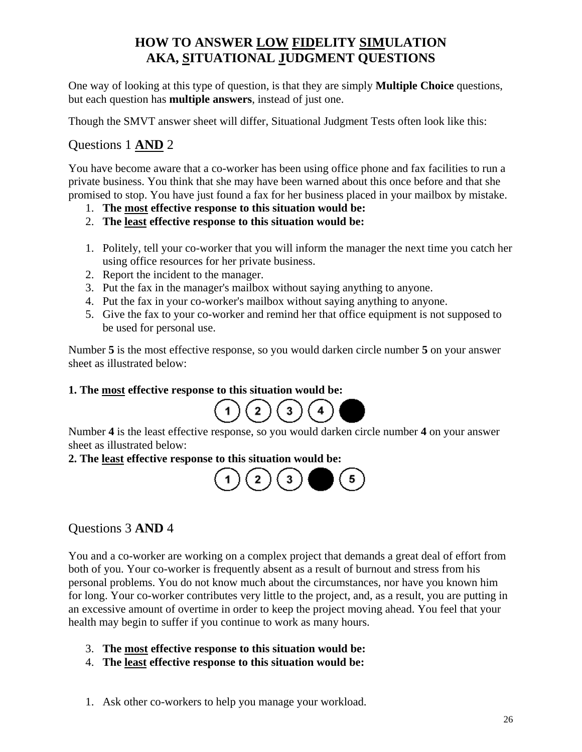# HOW TO ANSWER <u>LOW</u> <u>FID</u>ELITY <u>SIM</u>ULATION AKA, <u>S</u>ITUATIONAL <u>J</u>UDGMENT QUESTIONS

One way of looking at this type of question, is that they are simply **Multiple Choice** questions, but each question has **multiple answers**, instead of just one.

Though the SMVT answer sheet will differ, Situational Judgment Tests often look like this:

## Questions 1 **<u>AND</u>** 2

You have become aware that a co-worker has been using office phone and fax facilities to run a private business. You think that she may have been warned about this once before and that she promised to stop. You have just found a fax for her business placed in your mailbox by mistake.

1. **The <u>most</u> effective response to this situation would be:**
2. **The <u>least</u> effective response to this situation would be:**

1. Politely, tell your co-worker that you will inform the manager the next time you catch her using office resources for her private business.
2. Report the incident to the manager.
3. Put the fax in the manager's mailbox without saying anything to anyone.
4. Put the fax in your co-worker's mailbox without saying anything to anyone.
5. Give the fax to your co-worker and remind her that office equipment is not supposed to be used for personal use.

Number **5** is the most effective response, so you would darken circle number **5** on your answer sheet as illustrated below:

**1. The <u>most</u> effective response to this situation would be:**

(1) (2) (3) (4) ●

Number **4** is the least effective response, so you would darken circle number **4** on your answer sheet as illustrated below:

**2. The <u>least</u> effective response to this situation would be:**

(1) (2) (3) ● (5)

## Questions 3 **AND** 4

You and a co-worker are working on a complex project that demands a great deal of effort from both of you. Your co-worker is frequently absent as a result of burnout and stress from his personal problems. You do not know much about the circumstances, nor have you known him for long. Your co-worker contributes very little to the project, and, as a result, you are putting in an excessive amount of overtime in order to keep the project moving ahead. You feel that your health may begin to suffer if you continue to work as many hours.

3. **The <u>most</u> effective response to this situation would be:**
4. **The <u>least</u> effective response to this situation would be:**

1. Ask other co-workers to help you manage your workload.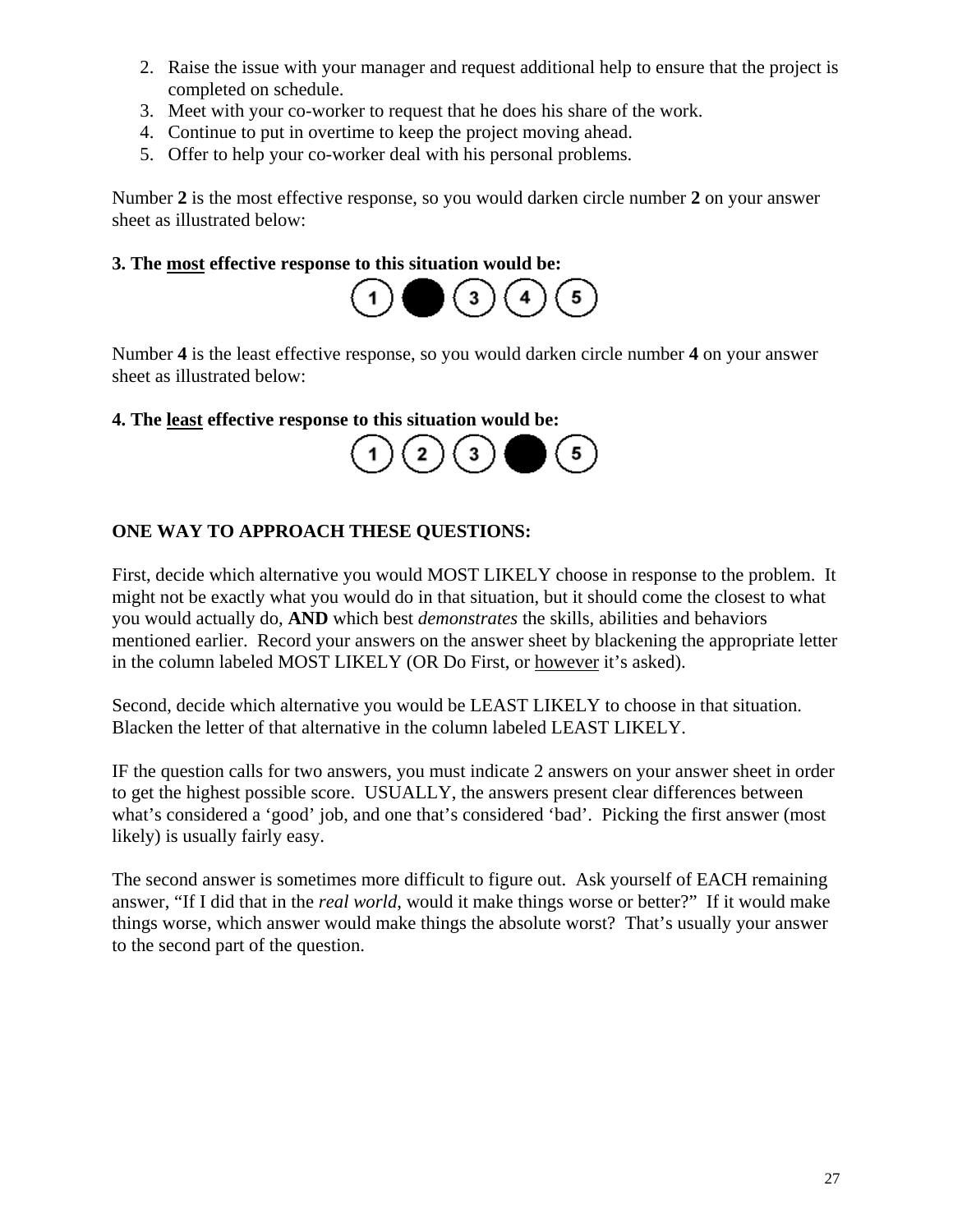2. Raise the issue with your manager and request additional help to ensure that the project is completed on schedule.
3. Meet with your co-worker to request that he does his share of the work.
4. Continue to put in overtime to keep the project moving ahead.
5. Offer to help your co-worker deal with his personal problems.

Number **2** is the most effective response, so you would darken circle number **2** on your answer sheet as illustrated below:

**3. The <u>most</u> effective response to this situation would be:**

(1) ● (3) (4) (5)

Number **4** is the least effective response, so you would darken circle number **4** on your answer sheet as illustrated below:

**4. The <u>least</u> effective response to this situation would be:**

(1) (2) (3) ● (5)

**ONE WAY TO APPROACH THESE QUESTIONS:**

First, decide which alternative you would MOST LIKELY choose in response to the problem. It might not be exactly what you would do in that situation, but it should come the closest to what you would actually do, **AND** which best *demonstrates* the skills, abilities and behaviors mentioned earlier. Record your answers on the answer sheet by blackening the appropriate letter in the column labeled MOST LIKELY (OR Do First, or <u>however</u> it's asked).

Second, decide which alternative you would be LEAST LIKELY to choose in that situation. Blacken the letter of that alternative in the column labeled LEAST LIKELY.

IF the question calls for two answers, you must indicate 2 answers on your answer sheet in order to get the highest possible score. USUALLY, the answers present clear differences between what's considered a 'good' job, and one that's considered 'bad'. Picking the first answer (most likely) is usually fairly easy.

The second answer is sometimes more difficult to figure out. Ask yourself of EACH remaining answer, "If I did that in the *real world*, would it make things worse or better?" If it would make things worse, which answer would make things the absolute worst? That's usually your answer to the second part of the question.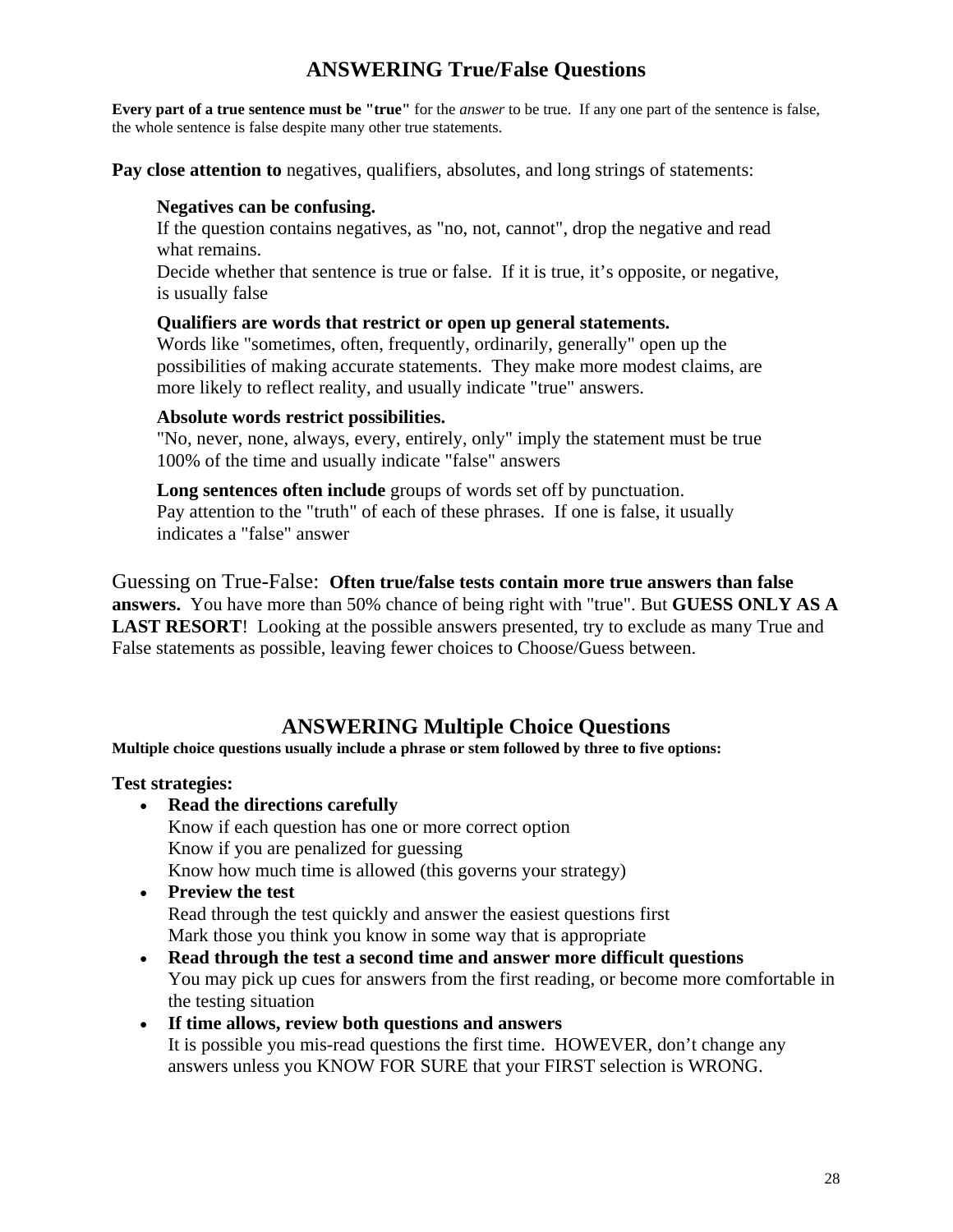## ANSWERING True/False Questions

**Every part of a true sentence must be "true"** for the *answer* to be true. If any one part of the sentence is false, the whole sentence is false despite many other true statements.

**Pay close attention to** negatives, qualifiers, absolutes, and long strings of statements:

> **Negatives can be confusing.**
> If the question contains negatives, as "no, not, cannot", drop the negative and read what remains.
> Decide whether that sentence is true or false. If it is true, it's opposite, or negative, is usually false
>
> **Qualifiers are words that restrict or open up general statements.**
> Words like "sometimes, often, frequently, ordinarily, generally" open up the possibilities of making accurate statements. They make more modest claims, are more likely to reflect reality, and usually indicate "true" answers.
>
> **Absolute words restrict possibilities.**
> "No, never, none, always, every, entirely, only" imply the statement must be true 100% of the time and usually indicate "false" answers
>
> **Long sentences often include** groups of words set off by punctuation.
> Pay attention to the "truth" of each of these phrases. If one is false, it usually indicates a "false" answer

Guessing on True-False: **Often true/false tests contain more true answers than false answers.** You have more than 50% chance of being right with "true". But **GUESS ONLY AS A LAST RESORT**! Looking at the possible answers presented, try to exclude as many True and False statements as possible, leaving fewer choices to Choose/Guess between.

## ANSWERING Multiple Choice Questions

**Multiple choice questions usually include a phrase or stem followed by three to five options:**

**Test strategies:**

- **Read the directions carefully**
  Know if each question has one or more correct option
  Know if you are penalized for guessing
  Know how much time is allowed (this governs your strategy)
- **Preview the test**
  Read through the test quickly and answer the easiest questions first
  Mark those you think you know in some way that is appropriate
- **Read through the test a second time and answer more difficult questions**
  You may pick up cues for answers from the first reading, or become more comfortable in the testing situation
- **If time allows, review both questions and answers**
  It is possible you mis-read questions the first time. HOWEVER, don't change any answers unless you KNOW FOR SURE that your FIRST selection is WRONG.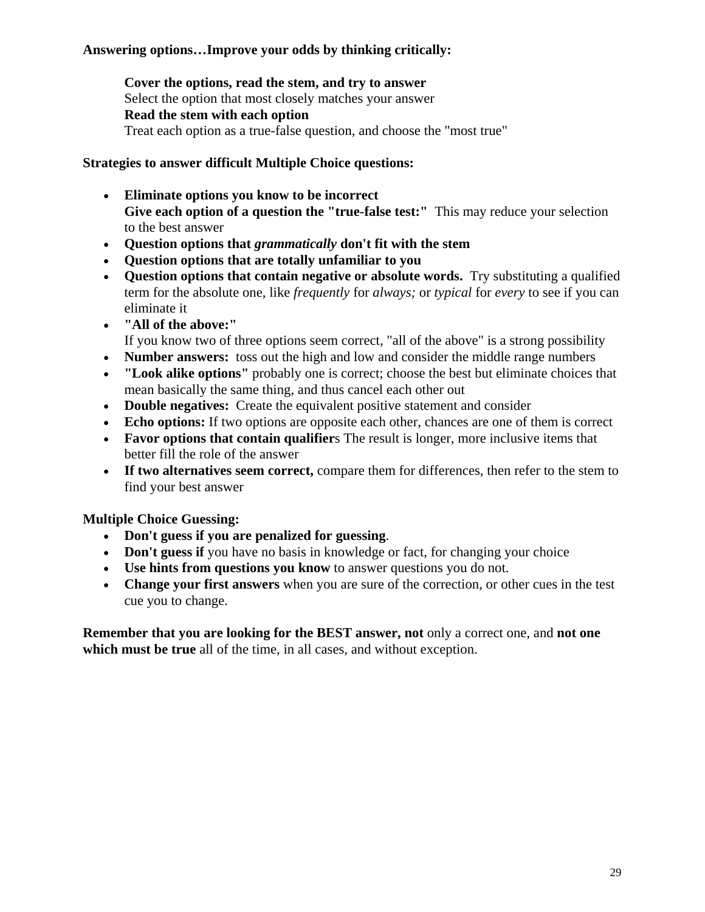**Answering options…Improve your odds by thinking critically:**

**Cover the options, read the stem, and try to answer**
Select the option that most closely matches your answer
**Read the stem with each option**
Treat each option as a true-false question, and choose the "most true"

**Strategies to answer difficult Multiple Choice questions:**

- **Eliminate options you know to be incorrect**
  **Give each option of a question the "true-false test:"** This may reduce your selection to the best answer
- **Question options that *grammatically* don't fit with the stem**
- **Question options that are totally unfamiliar to you**
- **Question options that contain negative or absolute words.** Try substituting a qualified term for the absolute one, like *frequently* for *always;* or *typical* for *every* to see if you can eliminate it
- **"All of the above:"**
  If you know two of three options seem correct, "all of the above" is a strong possibility
- **Number answers:** toss out the high and low and consider the middle range numbers
- **"Look alike options"** probably one is correct; choose the best but eliminate choices that mean basically the same thing, and thus cancel each other out
- **Double negatives:** Create the equivalent positive statement and consider
- **Echo options:** If two options are opposite each other, chances are one of them is correct
- **Favor options that contain qualifier**s The result is longer, more inclusive items that better fill the role of the answer
- **If two alternatives seem correct,** compare them for differences, then refer to the stem to find your best answer

**Multiple Choice Guessing:**

- **Don't guess if you are penalized for guessing**.
- **Don't guess if** you have no basis in knowledge or fact, for changing your choice
- **Use hints from questions you know** to answer questions you do not.
- **Change your first answers** when you are sure of the correction, or other cues in the test cue you to change.

**Remember that you are looking for the BEST answer, not** only a correct one, and **not one which must be true** all of the time, in all cases, and without exception.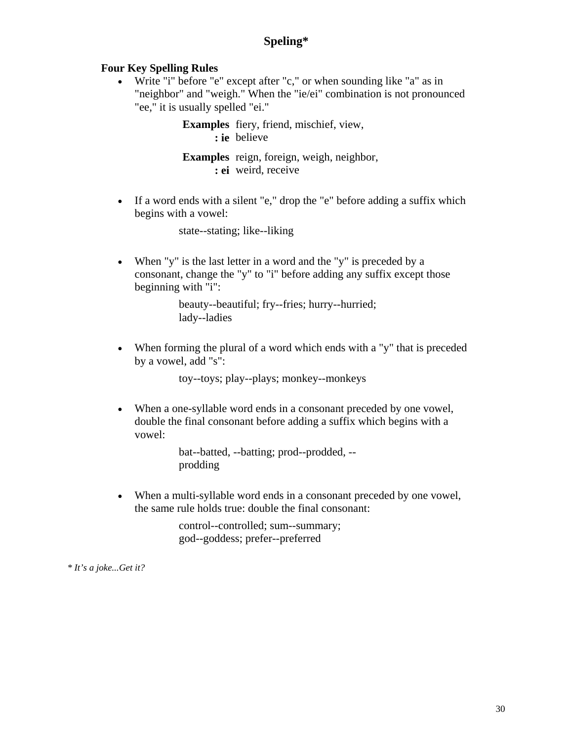# Speling*

### Four Key Spelling Rules

- Write "i" before "e" except after "c," or when sounding like "a" as in "neighbor" and "weigh." When the "ie/ei" combination is not pronounced "ee," it is usually spelled "ei."

  **Examples: ie** fiery, friend, mischief, view, believe

  **Examples: ei** reign, foreign, weigh, neighbor, weird, receive

- If a word ends with a silent "e," drop the "e" before adding a suffix which begins with a vowel:

  state--stating; like--liking

- When "y" is the last letter in a word and the "y" is preceded by a consonant, change the "y" to "i" before adding any suffix except those beginning with "i":

  beauty--beautiful; fry--fries; hurry--hurried; lady--ladies

- When forming the plural of a word which ends with a "y" that is preceded by a vowel, add "s":

  toy--toys; play--plays; monkey--monkeys

- When a one-syllable word ends in a consonant preceded by one vowel, double the final consonant before adding a suffix which begins with a vowel:

  bat--batted, --batting; prod--prodded, --prodding

- When a multi-syllable word ends in a consonant preceded by one vowel, the same rule holds true: double the final consonant:

  control--controlled; sum--summary; god--goddess; prefer--preferred

*\* It's a joke...Get it?*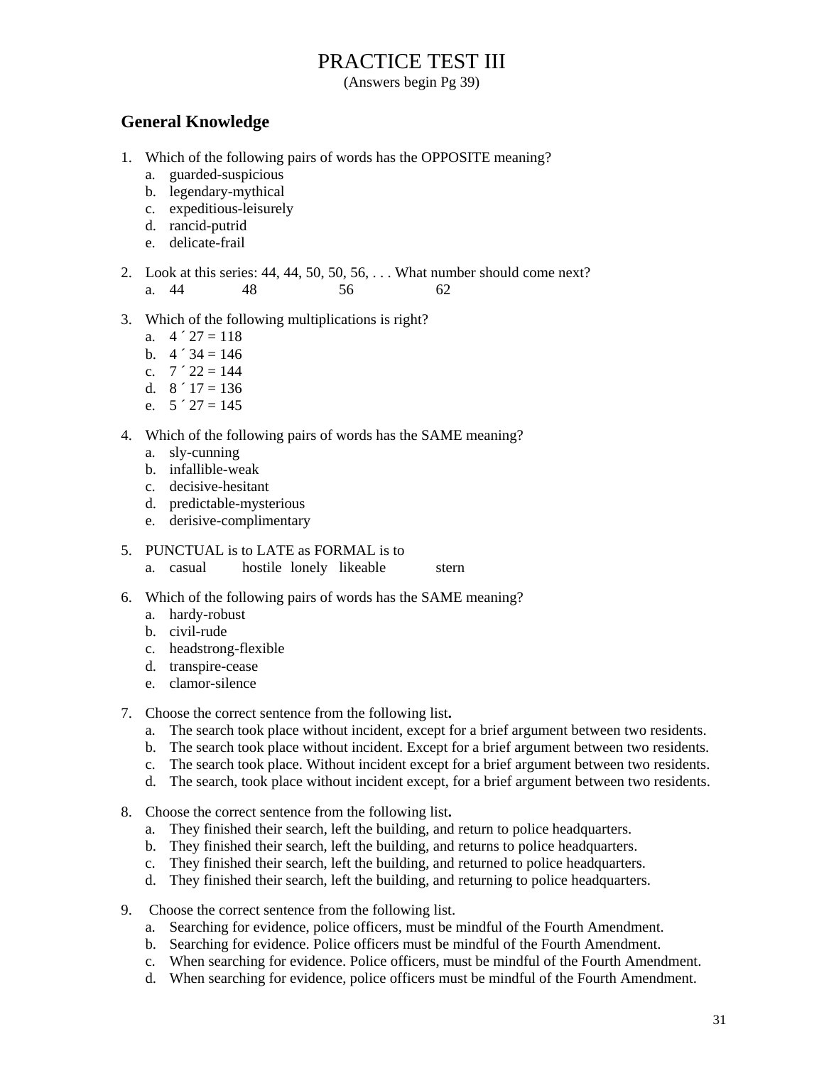# PRACTICE TEST III

(Answers begin Pg 39)

## General Knowledge

1. Which of the following pairs of words has the OPPOSITE meaning?
   a. guarded-suspicious
   b. legendary-mythical
   c. expeditious-leisurely
   d. rancid-putrid
   e. delicate-frail

2. Look at this series: 44, 44, 50, 50, 56, . . . What number should come next?
   a. 44 48 56 62

3. Which of the following multiplications is right?
   a. 4 ´ 27 = 118
   b. 4 ´ 34 = 146
   c. 7 ´ 22 = 144
   d. 8 ´ 17 = 136
   e. 5 ´ 27 = 145

4. Which of the following pairs of words has the SAME meaning?
   a. sly-cunning
   b. infallible-weak
   c. decisive-hesitant
   d. predictable-mysterious
   e. derisive-complimentary

5. PUNCTUAL is to LATE as FORMAL is to
   a. casual hostile lonely likeable stern

6. Which of the following pairs of words has the SAME meaning?
   a. hardy-robust
   b. civil-rude
   c. headstrong-flexible
   d. transpire-cease
   e. clamor-silence

7. Choose the correct sentence from the following list**.**
   a. The search took place without incident, except for a brief argument between two residents.
   b. The search took place without incident. Except for a brief argument between two residents.
   c. The search took place. Without incident except for a brief argument between two residents.
   d. The search, took place without incident except, for a brief argument between two residents.

8. Choose the correct sentence from the following list**.**
   a. They finished their search, left the building, and return to police headquarters.
   b. They finished their search, left the building, and returns to police headquarters.
   c. They finished their search, left the building, and returned to police headquarters.
   d. They finished their search, left the building, and returning to police headquarters.

9. Choose the correct sentence from the following list.
   a. Searching for evidence, police officers, must be mindful of the Fourth Amendment.
   b. Searching for evidence. Police officers must be mindful of the Fourth Amendment.
   c. When searching for evidence. Police officers, must be mindful of the Fourth Amendment.
   d. When searching for evidence, police officers must be mindful of the Fourth Amendment.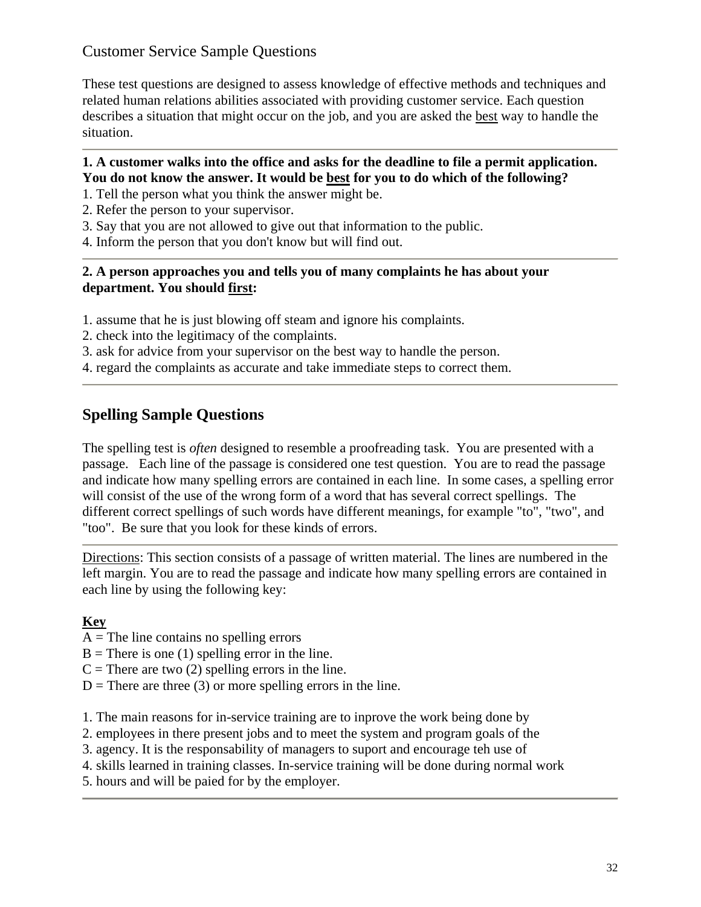## Customer Service Sample Questions

These test questions are designed to assess knowledge of effective methods and techniques and related human relations abilities associated with providing customer service. Each question describes a situation that might occur on the job, and you are asked the <u>best</u> way to handle the situation.

---

**1. A customer walks into the office and asks for the deadline to file a permit application. You do not know the answer. It would be <u>best</u> for you to do which of the following?**

1. Tell the person what you think the answer might be.
2. Refer the person to your supervisor.
3. Say that you are not allowed to give out that information to the public.
4. Inform the person that you don't know but will find out.

---

**2. A person approaches you and tells you of many complaints he has about your department. You should <u>first</u>:**

1. assume that he is just blowing off steam and ignore his complaints.
2. check into the legitimacy of the complaints.
3. ask for advice from your supervisor on the best way to handle the person.
4. regard the complaints as accurate and take immediate steps to correct them.

---

## Spelling Sample Questions

The spelling test is *often* designed to resemble a proofreading task. You are presented with a passage. Each line of the passage is considered one test question. You are to read the passage and indicate how many spelling errors are contained in each line. In some cases, a spelling error will consist of the use of the wrong form of a word that has several correct spellings. The different correct spellings of such words have different meanings, for example "to", "two", and "too". Be sure that you look for these kinds of errors.

---

<u>Directions</u>: This section consists of a passage of written material. The lines are numbered in the left margin. You are to read the passage and indicate how many spelling errors are contained in each line by using the following key:

**<u>Key</u>**

A = The line contains no spelling errors
B = There is one (1) spelling error in the line.
C = There are two (2) spelling errors in the line.
D = There are three (3) or more spelling errors in the line.

1. The main reasons for in-service training are to inprove the work being done by
2. employees in there present jobs and to meet the system and program goals of the
3. agency. It is the responsability of managers to suport and encourage teh use of
4. skills learned in training classes. In-service training will be done during normal work
5. hours and will be paied for by the employer.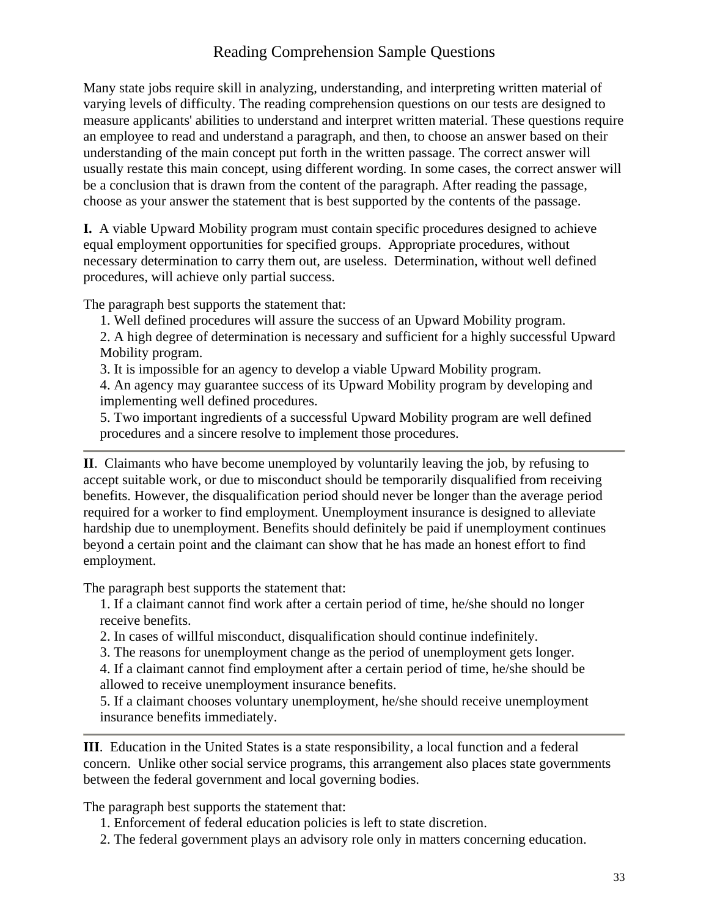# Reading Comprehension Sample Questions

Many state jobs require skill in analyzing, understanding, and interpreting written material of varying levels of difficulty. The reading comprehension questions on our tests are designed to measure applicants' abilities to understand and interpret written material. These questions require an employee to read and understand a paragraph, and then, to choose an answer based on their understanding of the main concept put forth in the written passage. The correct answer will usually restate this main concept, using different wording. In some cases, the correct answer will be a conclusion that is drawn from the content of the paragraph. After reading the passage, choose as your answer the statement that is best supported by the contents of the passage.

**I.** A viable Upward Mobility program must contain specific procedures designed to achieve equal employment opportunities for specified groups. Appropriate procedures, without necessary determination to carry them out, are useless. Determination, without well defined procedures, will achieve only partial success.

The paragraph best supports the statement that:

1. Well defined procedures will assure the success of an Upward Mobility program.
2. A high degree of determination is necessary and sufficient for a highly successful Upward Mobility program.
3. It is impossible for an agency to develop a viable Upward Mobility program.
4. An agency may guarantee success of its Upward Mobility program by developing and implementing well defined procedures.
5. Two important ingredients of a successful Upward Mobility program are well defined procedures and a sincere resolve to implement those procedures.

---

**II**. Claimants who have become unemployed by voluntarily leaving the job, by refusing to accept suitable work, or due to misconduct should be temporarily disqualified from receiving benefits. However, the disqualification period should never be longer than the average period required for a worker to find employment. Unemployment insurance is designed to alleviate hardship due to unemployment. Benefits should definitely be paid if unemployment continues beyond a certain point and the claimant can show that he has made an honest effort to find employment.

The paragraph best supports the statement that:

1. If a claimant cannot find work after a certain period of time, he/she should no longer receive benefits.
2. In cases of willful misconduct, disqualification should continue indefinitely.
3. The reasons for unemployment change as the period of unemployment gets longer.
4. If a claimant cannot find employment after a certain period of time, he/she should be allowed to receive unemployment insurance benefits.
5. If a claimant chooses voluntary unemployment, he/she should receive unemployment insurance benefits immediately.

---

**III**. Education in the United States is a state responsibility, a local function and a federal concern. Unlike other social service programs, this arrangement also places state governments between the federal government and local governing bodies.

The paragraph best supports the statement that:

1. Enforcement of federal education policies is left to state discretion.
2. The federal government plays an advisory role only in matters concerning education.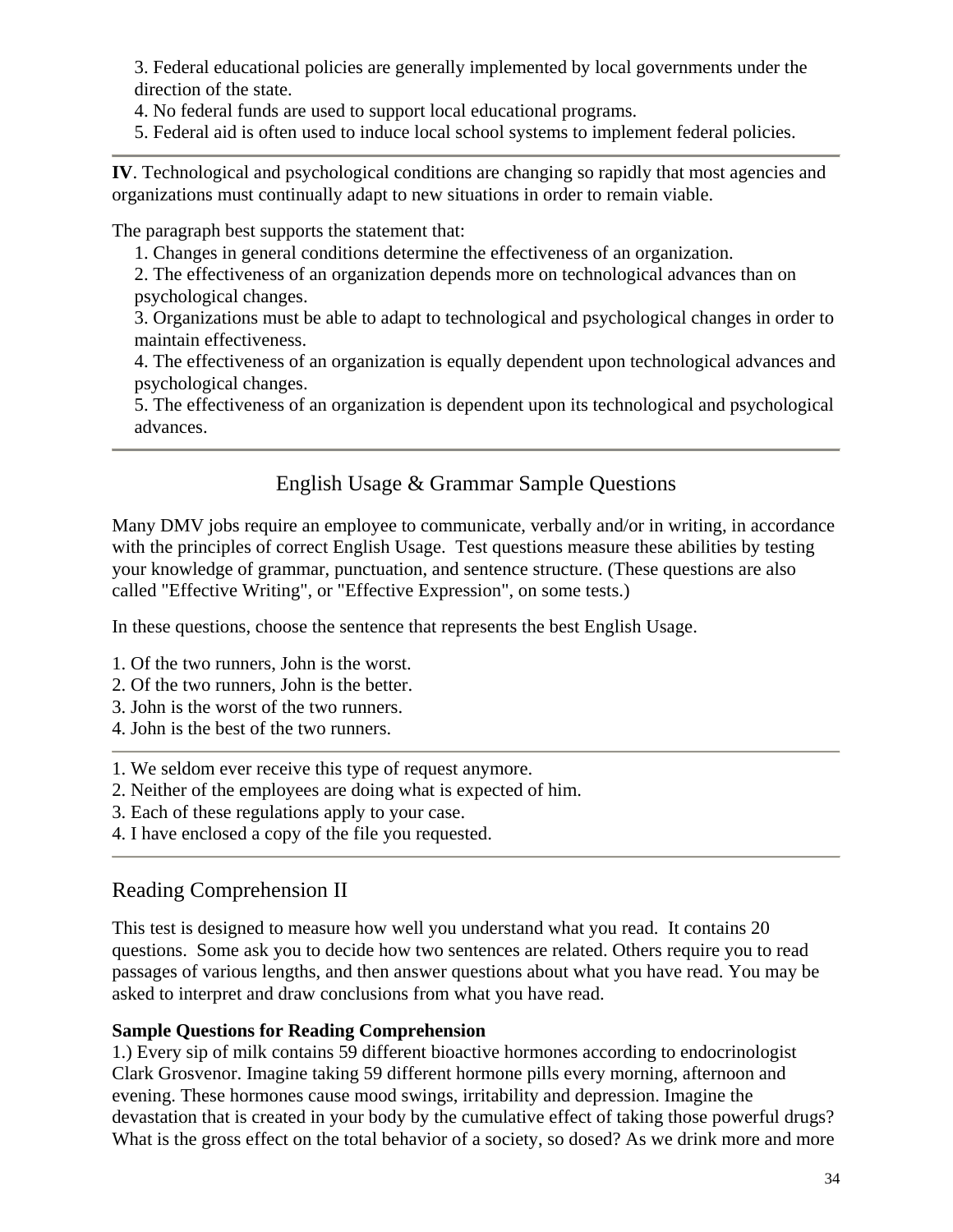3. Federal educational policies are generally implemented by local governments under the direction of the state.
4. No federal funds are used to support local educational programs.
5. Federal aid is often used to induce local school systems to implement federal policies.

---

**IV**. Technological and psychological conditions are changing so rapidly that most agencies and organizations must continually adapt to new situations in order to remain viable.

The paragraph best supports the statement that:

1. Changes in general conditions determine the effectiveness of an organization.
2. The effectiveness of an organization depends more on technological advances than on psychological changes.
3. Organizations must be able to adapt to technological and psychological changes in order to maintain effectiveness.
4. The effectiveness of an organization is equally dependent upon technological advances and psychological changes.
5. The effectiveness of an organization is dependent upon its technological and psychological advances.

---

## English Usage & Grammar Sample Questions

Many DMV jobs require an employee to communicate, verbally and/or in writing, in accordance with the principles of correct English Usage. Test questions measure these abilities by testing your knowledge of grammar, punctuation, and sentence structure. (These questions are also called "Effective Writing", or "Effective Expression", on some tests.)

In these questions, choose the sentence that represents the best English Usage.

1. Of the two runners, John is the worst.
2. Of the two runners, John is the better.
3. John is the worst of the two runners.
4. John is the best of the two runners.

---

1. We seldom ever receive this type of request anymore.
2. Neither of the employees are doing what is expected of him.
3. Each of these regulations apply to your case.
4. I have enclosed a copy of the file you requested.

---

## Reading Comprehension II

This test is designed to measure how well you understand what you read. It contains 20 questions. Some ask you to decide how two sentences are related. Others require you to read passages of various lengths, and then answer questions about what you have read. You may be asked to interpret and draw conclusions from what you have read.

**Sample Questions for Reading Comprehension**

1.) Every sip of milk contains 59 different bioactive hormones according to endocrinologist Clark Grosvenor. Imagine taking 59 different hormone pills every morning, afternoon and evening. These hormones cause mood swings, irritability and depression. Imagine the devastation that is created in your body by the cumulative effect of taking those powerful drugs? What is the gross effect on the total behavior of a society, so dosed? As we drink more and more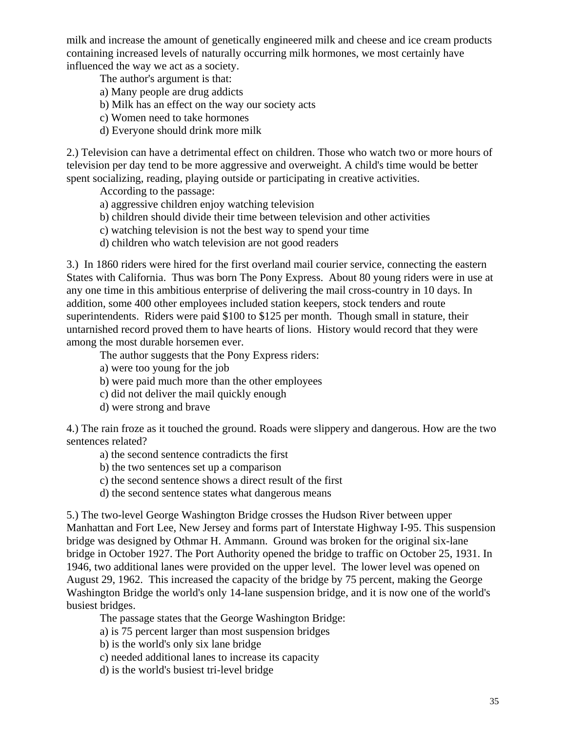milk and increase the amount of genetically engineered milk and cheese and ice cream products containing increased levels of naturally occurring milk hormones, we most certainly have influenced the way we act as a society.

The author's argument is that:

a) Many people are drug addicts
b) Milk has an effect on the way our society acts
c) Women need to take hormones
d) Everyone should drink more milk

2.) Television can have a detrimental effect on children. Those who watch two or more hours of television per day tend to be more aggressive and overweight. A child's time would be better spent socializing, reading, playing outside or participating in creative activities.

According to the passage:

a) aggressive children enjoy watching television
b) children should divide their time between television and other activities
c) watching television is not the best way to spend your time
d) children who watch television are not good readers

3.) In 1860 riders were hired for the first overland mail courier service, connecting the eastern States with California. Thus was born The Pony Express. About 80 young riders were in use at any one time in this ambitious enterprise of delivering the mail cross-country in 10 days. In addition, some 400 other employees included station keepers, stock tenders and route superintendents. Riders were paid $100 to $125 per month. Though small in stature, their untarnished record proved them to have hearts of lions. History would record that they were among the most durable horsemen ever.

The author suggests that the Pony Express riders:

a) were too young for the job
b) were paid much more than the other employees
c) did not deliver the mail quickly enough
d) were strong and brave

4.) The rain froze as it touched the ground. Roads were slippery and dangerous. How are the two sentences related?

a) the second sentence contradicts the first
b) the two sentences set up a comparison
c) the second sentence shows a direct result of the first
d) the second sentence states what dangerous means

5.) The two-level George Washington Bridge crosses the Hudson River between upper Manhattan and Fort Lee, New Jersey and forms part of Interstate Highway I-95. This suspension bridge was designed by Othmar H. Ammann. Ground was broken for the original six-lane bridge in October 1927. The Port Authority opened the bridge to traffic on October 25, 1931. In 1946, two additional lanes were provided on the upper level. The lower level was opened on August 29, 1962. This increased the capacity of the bridge by 75 percent, making the George Washington Bridge the world's only 14-lane suspension bridge, and it is now one of the world's busiest bridges.

The passage states that the George Washington Bridge:

a) is 75 percent larger than most suspension bridges
b) is the world's only six lane bridge
c) needed additional lanes to increase its capacity
d) is the world's busiest tri-level bridge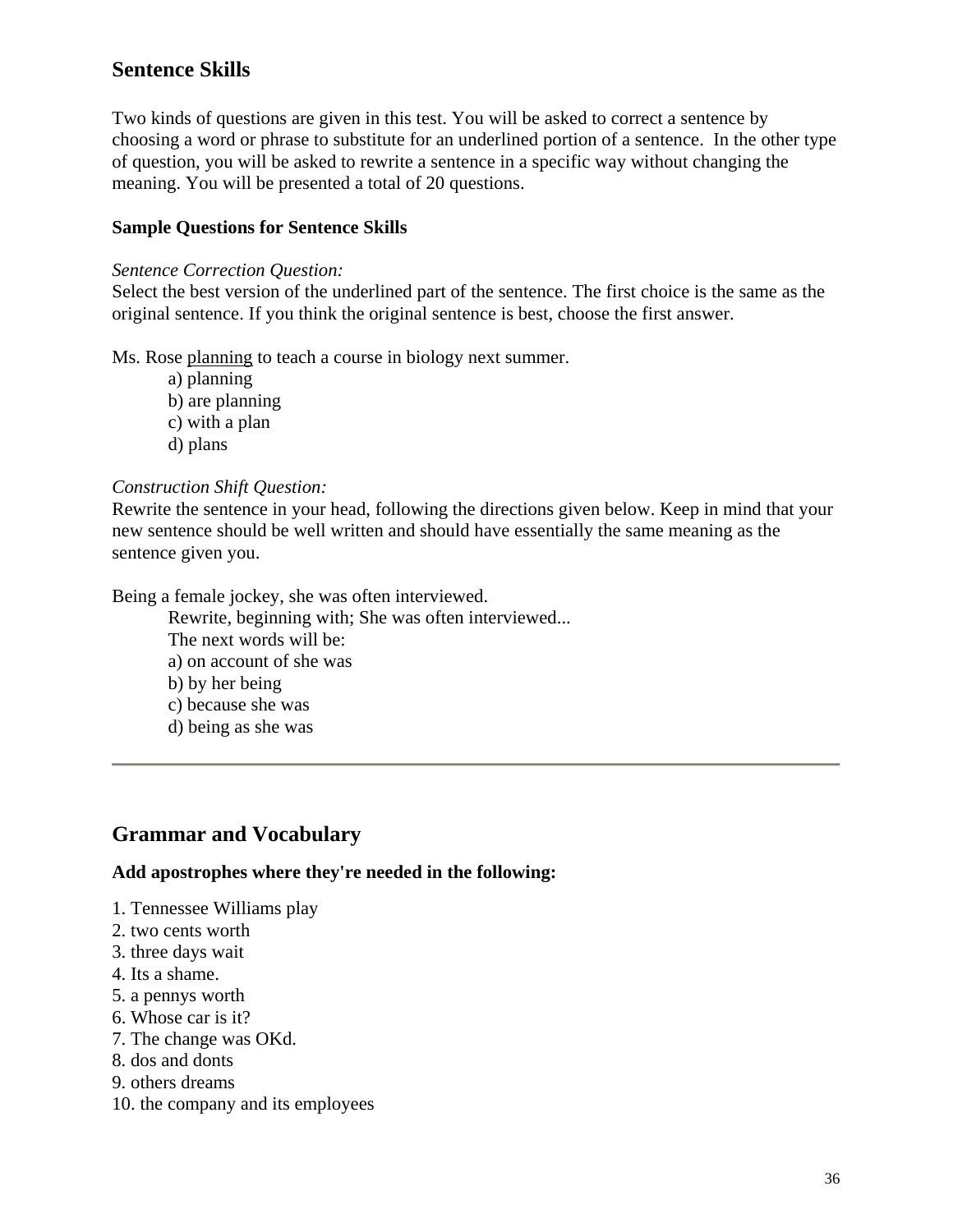## Sentence Skills

Two kinds of questions are given in this test. You will be asked to correct a sentence by choosing a word or phrase to substitute for an underlined portion of a sentence. In the other type of question, you will be asked to rewrite a sentence in a specific way without changing the meaning. You will be presented a total of 20 questions.

**Sample Questions for Sentence Skills**

*Sentence Correction Question:*
Select the best version of the underlined part of the sentence. The first choice is the same as the original sentence. If you think the original sentence is best, choose the first answer.

Ms. Rose <u>planning</u> to teach a course in biology next summer.

a) planning
b) are planning
c) with a plan
d) plans

*Construction Shift Question:*
Rewrite the sentence in your head, following the directions given below. Keep in mind that your new sentence should be well written and should have essentially the same meaning as the sentence given you.

Being a female jockey, she was often interviewed.

Rewrite, beginning with; She was often interviewed...
The next words will be:
a) on account of she was
b) by her being
c) because she was
d) being as she was

---

## Grammar and Vocabulary

**Add apostrophes where they're needed in the following:**

1. Tennessee Williams play
2. two cents worth
3. three days wait
4. Its a shame.
5. a pennys worth
6. Whose car is it?
7. The change was OKd.
8. dos and donts
9. others dreams
10. the company and its employees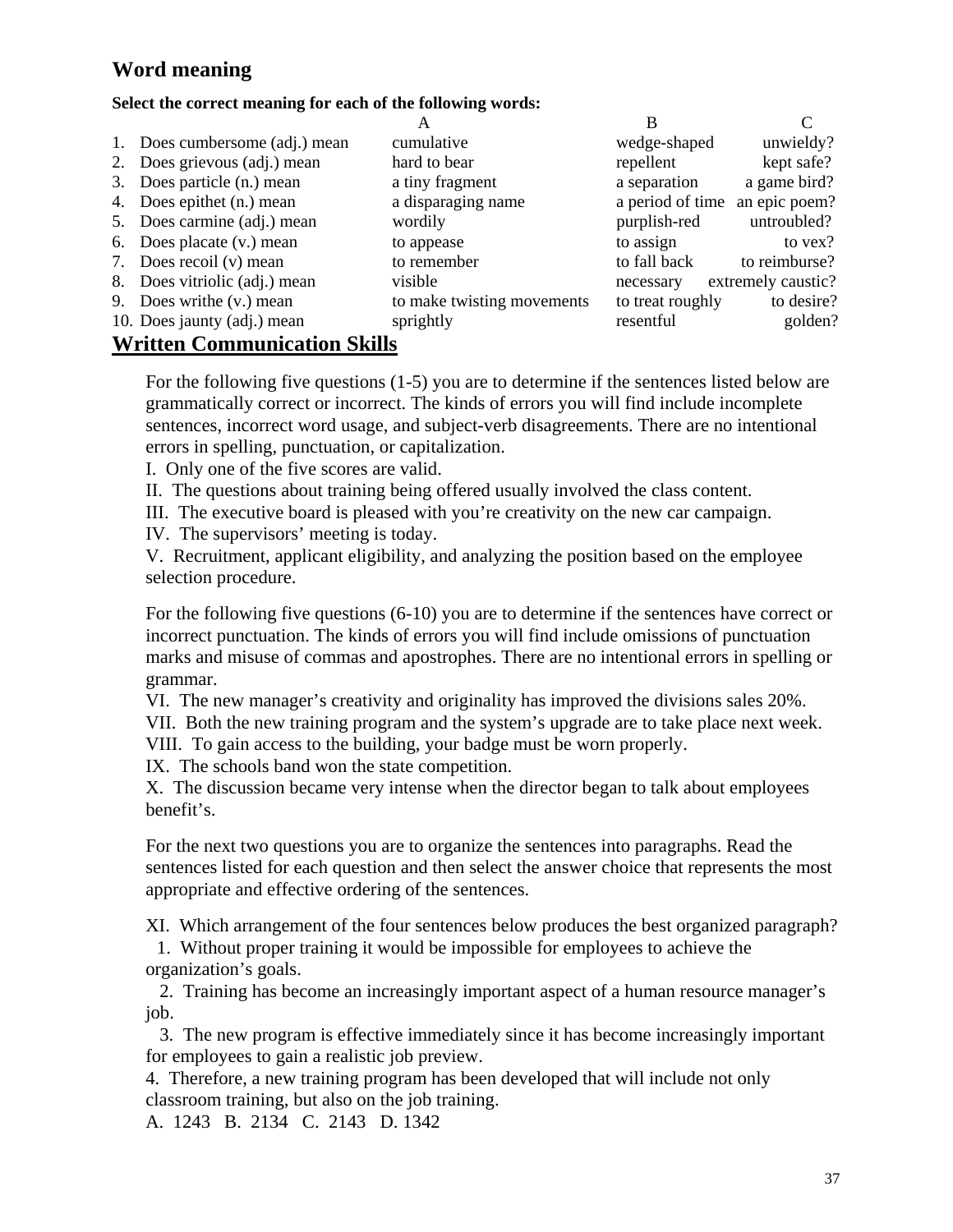## Word meaning

**Select the correct meaning for each of the following words:**

| | | A | B | C |
|---|---|---|---|---|
| 1. | Does cumbersome (adj.) mean | cumulative | wedge-shaped | unwieldy? |
| 2. | Does grievous (adj.) mean | hard to bear | repellent | kept safe? |
| 3. | Does particle (n.) mean | a tiny fragment | a separation | a game bird? |
| 4. | Does epithet (n.) mean | a disparaging name | a period of time | an epic poem? |
| 5. | Does carmine (adj.) mean | wordily | purplish-red | untroubled? |
| 6. | Does placate (v.) mean | to appease | to assign | to vex? |
| 7. | Does recoil (v) mean | to remember | to fall back | to reimburse? |
| 8. | Does vitriolic (adj.) mean | visible | necessary | extremely caustic? |
| 9. | Does writhe (v.) mean | to make twisting movements | to treat roughly | to desire? |
| 10. | Does jaunty (adj.) mean | sprightly | resentful | golden? |

## Written Communication Skills

For the following five questions (1-5) you are to determine if the sentences listed below are grammatically correct or incorrect. The kinds of errors you will find include incomplete sentences, incorrect word usage, and subject-verb disagreements. There are no intentional errors in spelling, punctuation, or capitalization.

I. Only one of the five scores are valid.

II. The questions about training being offered usually involved the class content.

III. The executive board is pleased with you're creativity on the new car campaign.

IV. The supervisors' meeting is today.

V. Recruitment, applicant eligibility, and analyzing the position based on the employee selection procedure.

For the following five questions (6-10) you are to determine if the sentences have correct or incorrect punctuation. The kinds of errors you will find include omissions of punctuation marks and misuse of commas and apostrophes. There are no intentional errors in spelling or grammar.

VI. The new manager's creativity and originality has improved the divisions sales 20%.

VII. Both the new training program and the system's upgrade are to take place next week.

VIII. To gain access to the building, your badge must be worn properly.

IX. The schools band won the state competition.

X. The discussion became very intense when the director began to talk about employees benefit's.

For the next two questions you are to organize the sentences into paragraphs. Read the sentences listed for each question and then select the answer choice that represents the most appropriate and effective ordering of the sentences.

XI. Which arrangement of the four sentences below produces the best organized paragraph?

1. Without proper training it would be impossible for employees to achieve the organization's goals.
2. Training has become an increasingly important aspect of a human resource manager's job.
3. The new program is effective immediately since it has become increasingly important for employees to gain a realistic job preview.
4. Therefore, a new training program has been developed that will include not only classroom training, but also on the job training.

A. 1243 B. 2134 C. 2143 D. 1342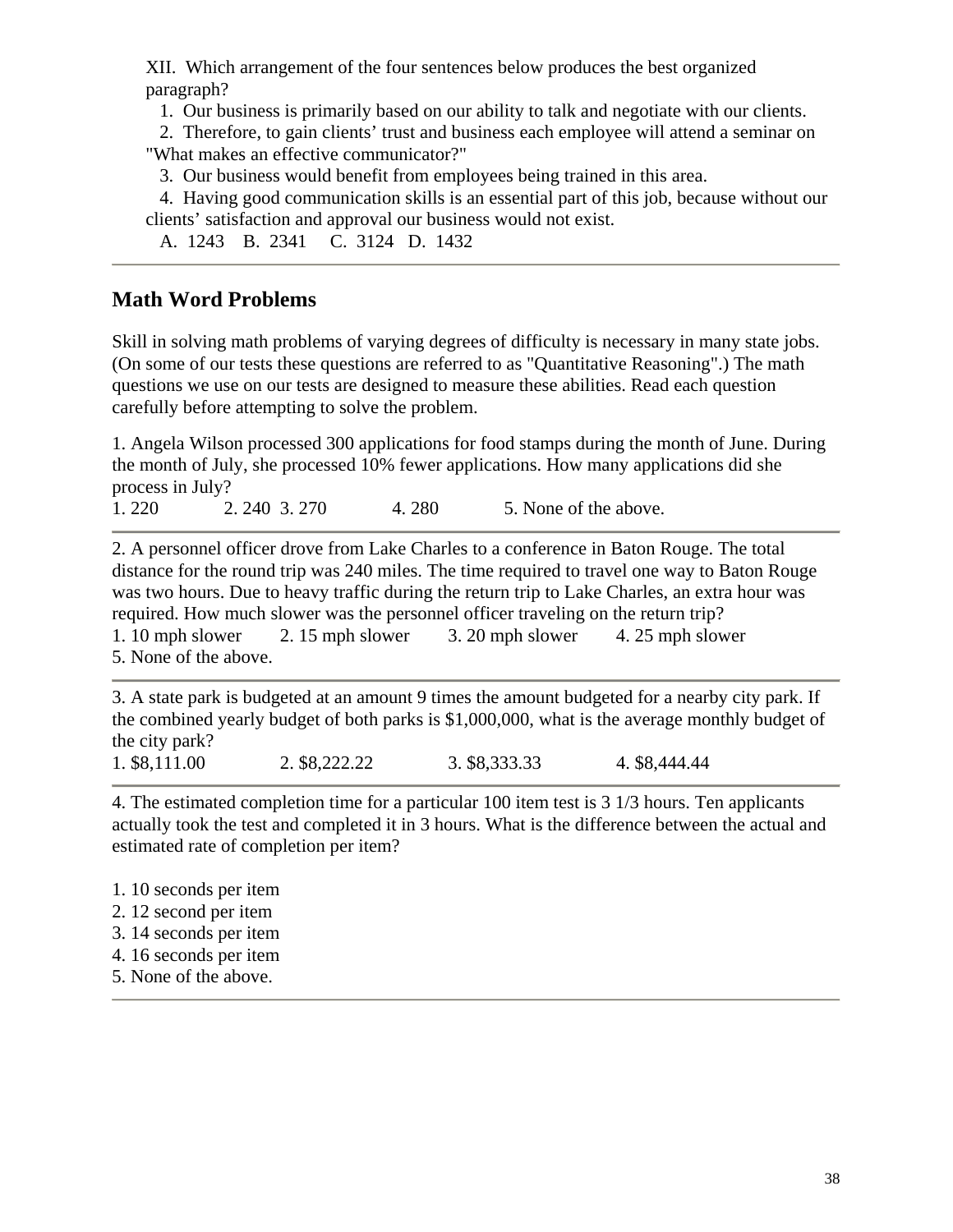XII. Which arrangement of the four sentences below produces the best organized paragraph?

1. Our business is primarily based on our ability to talk and negotiate with our clients.
2. Therefore, to gain clients' trust and business each employee will attend a seminar on "What makes an effective communicator?"
3. Our business would benefit from employees being trained in this area.
4. Having good communication skills is an essential part of this job, because without our clients' satisfaction and approval our business would not exist.

A. 1243 B. 2341 C. 3124 D. 1432

---

## Math Word Problems

Skill in solving math problems of varying degrees of difficulty is necessary in many state jobs. (On some of our tests these questions are referred to as "Quantitative Reasoning".) The math questions we use on our tests are designed to measure these abilities. Read each question carefully before attempting to solve the problem.

1. Angela Wilson processed 300 applications for food stamps during the month of June. During the month of July, she processed 10% fewer applications. How many applications did she process in July?

1. 220 2. 240 3. 270 4. 280 5. None of the above.

---

2. A personnel officer drove from Lake Charles to a conference in Baton Rouge. The total distance for the round trip was 240 miles. The time required to travel one way to Baton Rouge was two hours. Due to heavy traffic during the return trip to Lake Charles, an extra hour was required. How much slower was the personnel officer traveling on the return trip?

1. 10 mph slower 2. 15 mph slower 3. 20 mph slower 4. 25 mph slower 5. None of the above.

---

3. A state park is budgeted at an amount 9 times the amount budgeted for a nearby city park. If the combined yearly budget of both parks is $1,000,000, what is the average monthly budget of the city park?

1. $8,111.00 2. $8,222.22 3. $8,333.33 4. $8,444.44

---

4. The estimated completion time for a particular 100 item test is 3 1/3 hours. Ten applicants actually took the test and completed it in 3 hours. What is the difference between the actual and estimated rate of completion per item?

1. 10 seconds per item
2. 12 second per item
3. 14 seconds per item
4. 16 seconds per item
5. None of the above.

---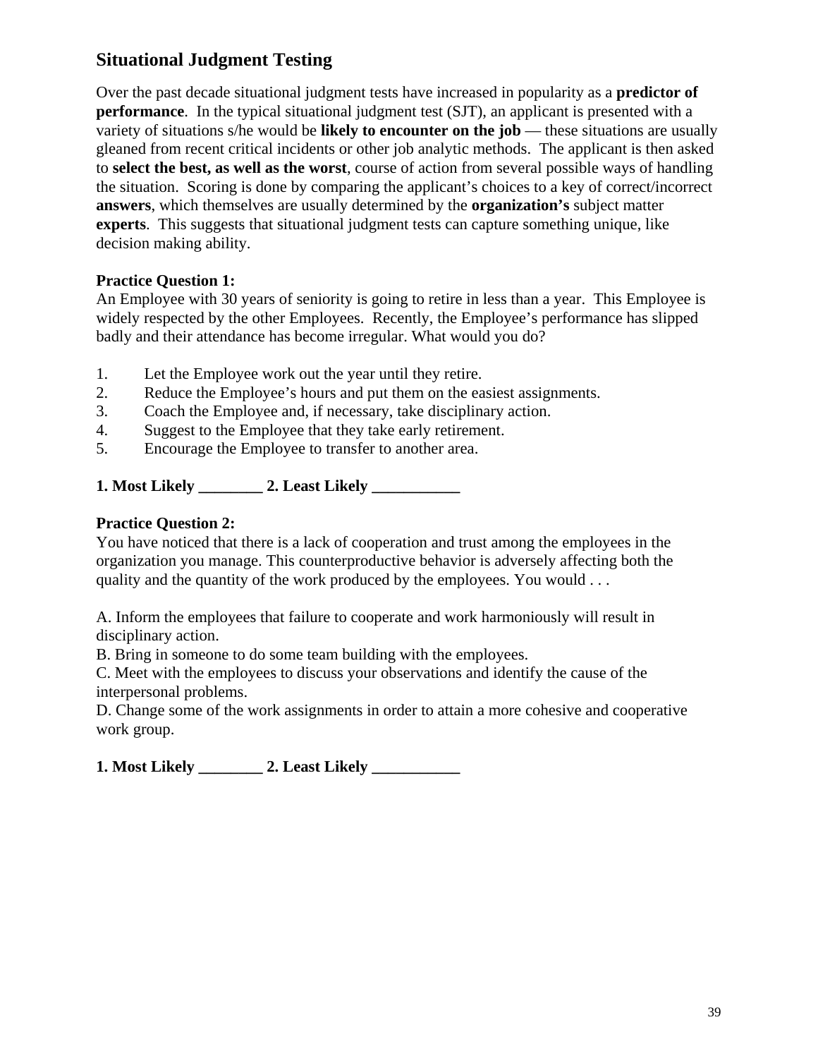## Situational Judgment Testing

Over the past decade situational judgment tests have increased in popularity as a **predictor of performance**. In the typical situational judgment test (SJT), an applicant is presented with a variety of situations s/he would be **likely to encounter on the job** — these situations are usually gleaned from recent critical incidents or other job analytic methods. The applicant is then asked to **select the best, as well as the worst**, course of action from several possible ways of handling the situation. Scoring is done by comparing the applicant's choices to a key of correct/incorrect **answers**, which themselves are usually determined by the **organization's** subject matter **experts**. This suggests that situational judgment tests can capture something unique, like decision making ability.

**Practice Question 1:**
An Employee with 30 years of seniority is going to retire in less than a year. This Employee is widely respected by the other Employees. Recently, the Employee's performance has slipped badly and their attendance has become irregular. What would you do?

1. Let the Employee work out the year until they retire.
2. Reduce the Employee's hours and put them on the easiest assignments.
3. Coach the Employee and, if necessary, take disciplinary action.
4. Suggest to the Employee that they take early retirement.
5. Encourage the Employee to transfer to another area.

**1. Most Likely ________ 2. Least Likely ___________**

**Practice Question 2:**
You have noticed that there is a lack of cooperation and trust among the employees in the organization you manage. This counterproductive behavior is adversely affecting both the quality and the quantity of the work produced by the employees. You would . . .

A. Inform the employees that failure to cooperate and work harmoniously will result in disciplinary action.
B. Bring in someone to do some team building with the employees.
C. Meet with the employees to discuss your observations and identify the cause of the interpersonal problems.
D. Change some of the work assignments in order to attain a more cohesive and cooperative work group.

**1. Most Likely ________ 2. Least Likely ___________**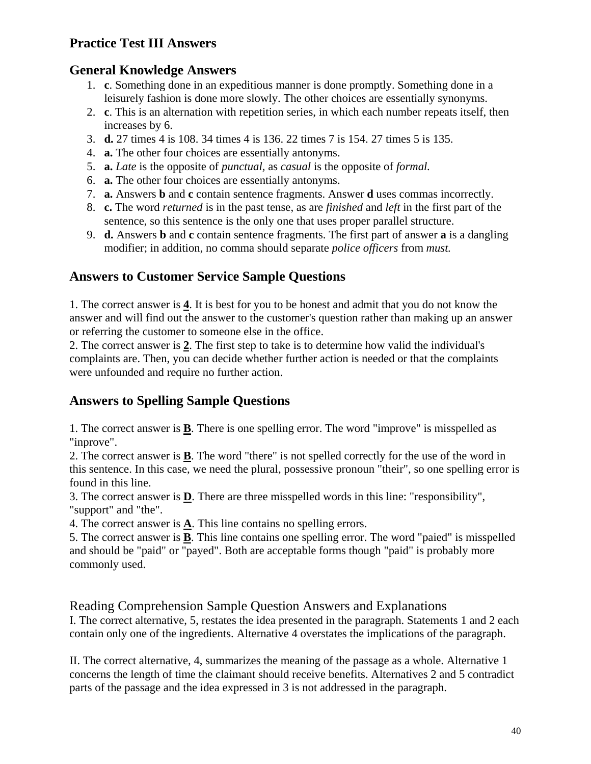## Practice Test III Answers

### General Knowledge Answers

1. **c**. Something done in an expeditious manner is done promptly. Something done in a leisurely fashion is done more slowly. The other choices are essentially synonyms.
2. **c**. This is an alternation with repetition series, in which each number repeats itself, then increases by 6.
3. **d.** 27 times 4 is 108. 34 times 4 is 136. 22 times 7 is 154. 27 times 5 is 135.
4. **a.** The other four choices are essentially antonyms.
5. **a.** *Late* is the opposite of *punctual,* as *casual* is the opposite of *formal.*
6. **a.** The other four choices are essentially antonyms.
7. **a.** Answers **b** and **c** contain sentence fragments. Answer **d** uses commas incorrectly.
8. **c.** The word *returned* is in the past tense, as are *finished* and *left* in the first part of the sentence, so this sentence is the only one that uses proper parallel structure.
9. **d.** Answers **b** and **c** contain sentence fragments. The first part of answer **a** is a dangling modifier; in addition, no comma should separate *police officers* from *must.*

### Answers to Customer Service Sample Questions

1. The correct answer is **4**. It is best for you to be honest and admit that you do not know the answer and will find out the answer to the customer's question rather than making up an answer or referring the customer to someone else in the office.
2. The correct answer is **2**. The first step to take is to determine how valid the individual's complaints are. Then, you can decide whether further action is needed or that the complaints were unfounded and require no further action.

### Answers to Spelling Sample Questions

1. The correct answer is **B**. There is one spelling error. The word "improve" is misspelled as "inprove".
2. The correct answer is **B**. The word "there" is not spelled correctly for the use of the word in this sentence. In this case, we need the plural, possessive pronoun "their", so one spelling error is found in this line.
3. The correct answer is **D**. There are three misspelled words in this line: "responsibility", "support" and "the".
4. The correct answer is **A**. This line contains no spelling errors.
5. The correct answer is **B**. This line contains one spelling error. The word "paied" is misspelled and should be "paid" or "payed". Both are acceptable forms though "paid" is probably more commonly used.

### Reading Comprehension Sample Question Answers and Explanations

I. The correct alternative, 5, restates the idea presented in the paragraph. Statements 1 and 2 each contain only one of the ingredients. Alternative 4 overstates the implications of the paragraph.

II. The correct alternative, 4, summarizes the meaning of the passage as a whole. Alternative 1 concerns the length of time the claimant should receive benefits. Alternatives 2 and 5 contradict parts of the passage and the idea expressed in 3 is not addressed in the paragraph.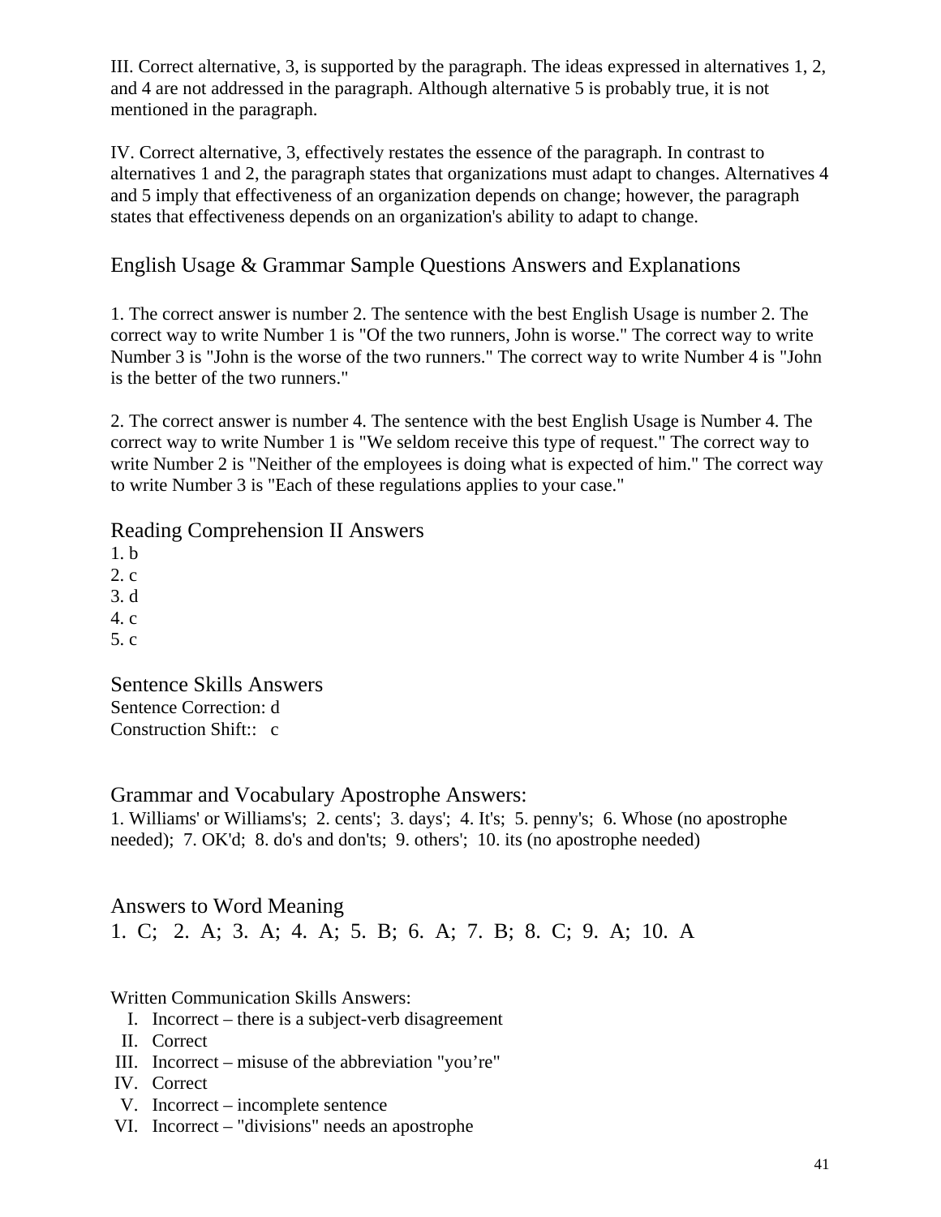III. Correct alternative, 3, is supported by the paragraph. The ideas expressed in alternatives 1, 2, and 4 are not addressed in the paragraph. Although alternative 5 is probably true, it is not mentioned in the paragraph.

IV. Correct alternative, 3, effectively restates the essence of the paragraph. In contrast to alternatives 1 and 2, the paragraph states that organizations must adapt to changes. Alternatives 4 and 5 imply that effectiveness of an organization depends on change; however, the paragraph states that effectiveness depends on an organization's ability to adapt to change.

## English Usage & Grammar Sample Questions Answers and Explanations

1. The correct answer is number 2. The sentence with the best English Usage is number 2. The correct way to write Number 1 is "Of the two runners, John is worse." The correct way to write Number 3 is "John is the worse of the two runners." The correct way to write Number 4 is "John is the better of the two runners."

2. The correct answer is number 4. The sentence with the best English Usage is Number 4. The correct way to write Number 1 is "We seldom receive this type of request." The correct way to write Number 2 is "Neither of the employees is doing what is expected of him." The correct way to write Number 3 is "Each of these regulations applies to your case."

## Reading Comprehension II Answers

1. b
2. c
3. d
4. c
5. c

## Sentence Skills Answers

Sentence Correction: d
Construction Shift:: c

## Grammar and Vocabulary Apostrophe Answers:

1. Williams' or Williams's; 2. cents'; 3. days'; 4. It's; 5. penny's; 6. Whose (no apostrophe needed); 7. OK'd; 8. do's and don'ts; 9. others'; 10. its (no apostrophe needed)

## Answers to Word Meaning

1. C; 2. A; 3. A; 4. A; 5. B; 6. A; 7. B; 8. C; 9. A; 10. A

Written Communication Skills Answers:

I. Incorrect – there is a subject-verb disagreement
II. Correct
III. Incorrect – misuse of the abbreviation "you're"
IV. Correct
V. Incorrect – incomplete sentence
VI. Incorrect – "divisions" needs an apostrophe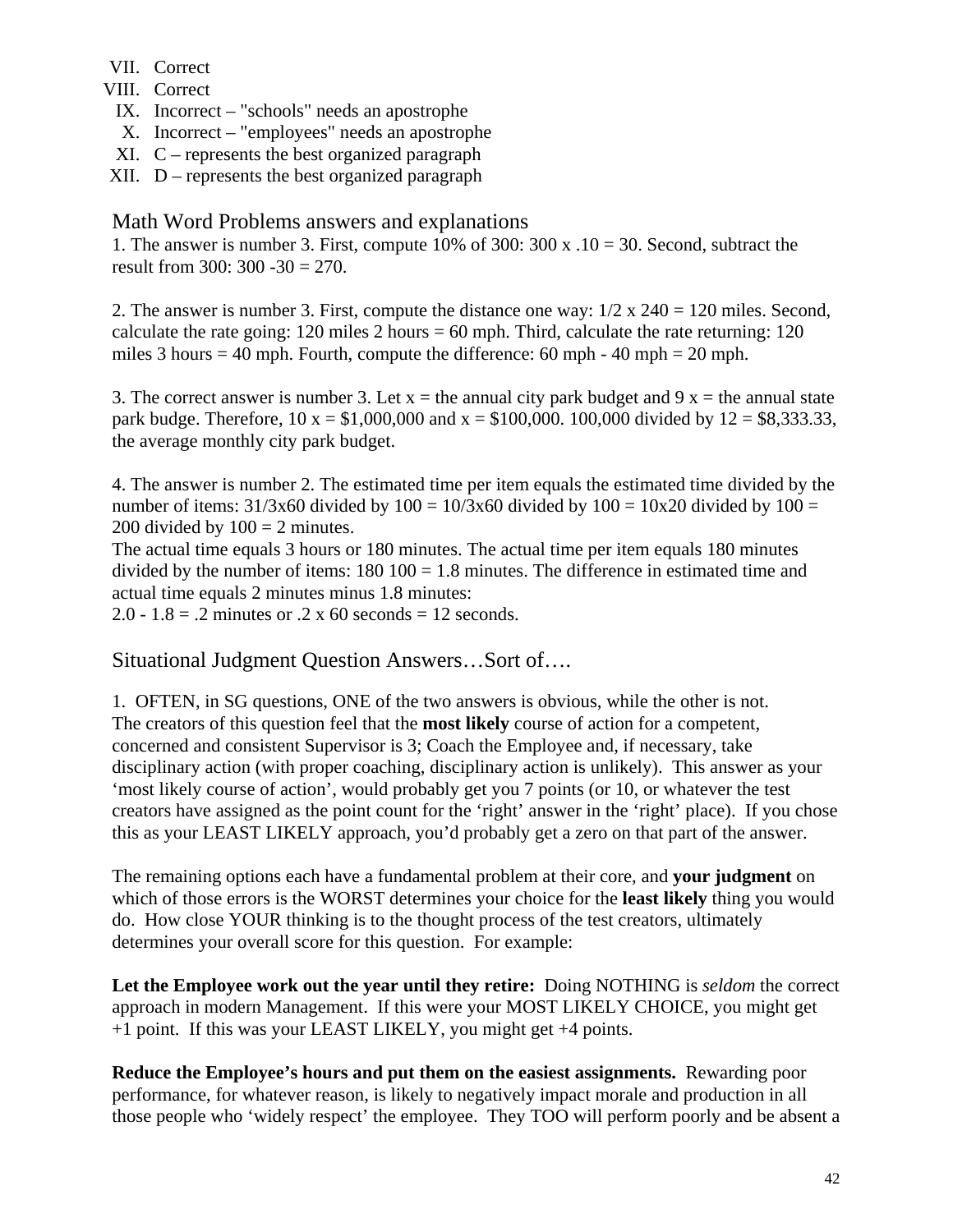VII. Correct
VIII. Correct
IX. Incorrect – "schools" needs an apostrophe
X. Incorrect – "employees" needs an apostrophe
XI. C – represents the best organized paragraph
XII. D – represents the best organized paragraph

## Math Word Problems answers and explanations

1. The answer is number 3. First, compute 10% of 300: 300 x .10 = 30. Second, subtract the result from 300: 300 -30 = 270.

2. The answer is number 3. First, compute the distance one way: 1/2 x 240 = 120 miles. Second, calculate the rate going: 120 miles 2 hours = 60 mph. Third, calculate the rate returning: 120 miles 3 hours = 40 mph. Fourth, compute the difference: 60 mph - 40 mph = 20 mph.

3. The correct answer is number 3. Let x = the annual city park budget and 9 x = the annual state park budge. Therefore, 10 x = $1,000,000 and x = $100,000. 100,000 divided by 12 = $8,333.33, the average monthly city park budget.

4. The answer is number 2. The estimated time per item equals the estimated time divided by the number of items: 31/3x60 divided by 100 = 10/3x60 divided by 100 = 10x20 divided by 100 = 200 divided by 100 = 2 minutes.
The actual time equals 3 hours or 180 minutes. The actual time per item equals 180 minutes divided by the number of items: 180 100 = 1.8 minutes. The difference in estimated time and actual time equals 2 minutes minus 1.8 minutes:
2.0 - 1.8 = .2 minutes or .2 x 60 seconds = 12 seconds.

## Situational Judgment Question Answers…Sort of….

1. OFTEN, in SG questions, ONE of the two answers is obvious, while the other is not. The creators of this question feel that the **most likely** course of action for a competent, concerned and consistent Supervisor is 3; Coach the Employee and, if necessary, take disciplinary action (with proper coaching, disciplinary action is unlikely). This answer as your 'most likely course of action', would probably get you 7 points (or 10, or whatever the test creators have assigned as the point count for the 'right' answer in the 'right' place). If you chose this as your LEAST LIKELY approach, you'd probably get a zero on that part of the answer.

The remaining options each have a fundamental problem at their core, and **your judgment** on which of those errors is the WORST determines your choice for the **least likely** thing you would do. How close YOUR thinking is to the thought process of the test creators, ultimately determines your overall score for this question. For example:

**Let the Employee work out the year until they retire:** Doing NOTHING is *seldom* the correct approach in modern Management. If this were your MOST LIKELY CHOICE, you might get +1 point. If this was your LEAST LIKELY, you might get +4 points.

**Reduce the Employee's hours and put them on the easiest assignments.** Rewarding poor performance, for whatever reason, is likely to negatively impact morale and production in all those people who 'widely respect' the employee. They TOO will perform poorly and be absent a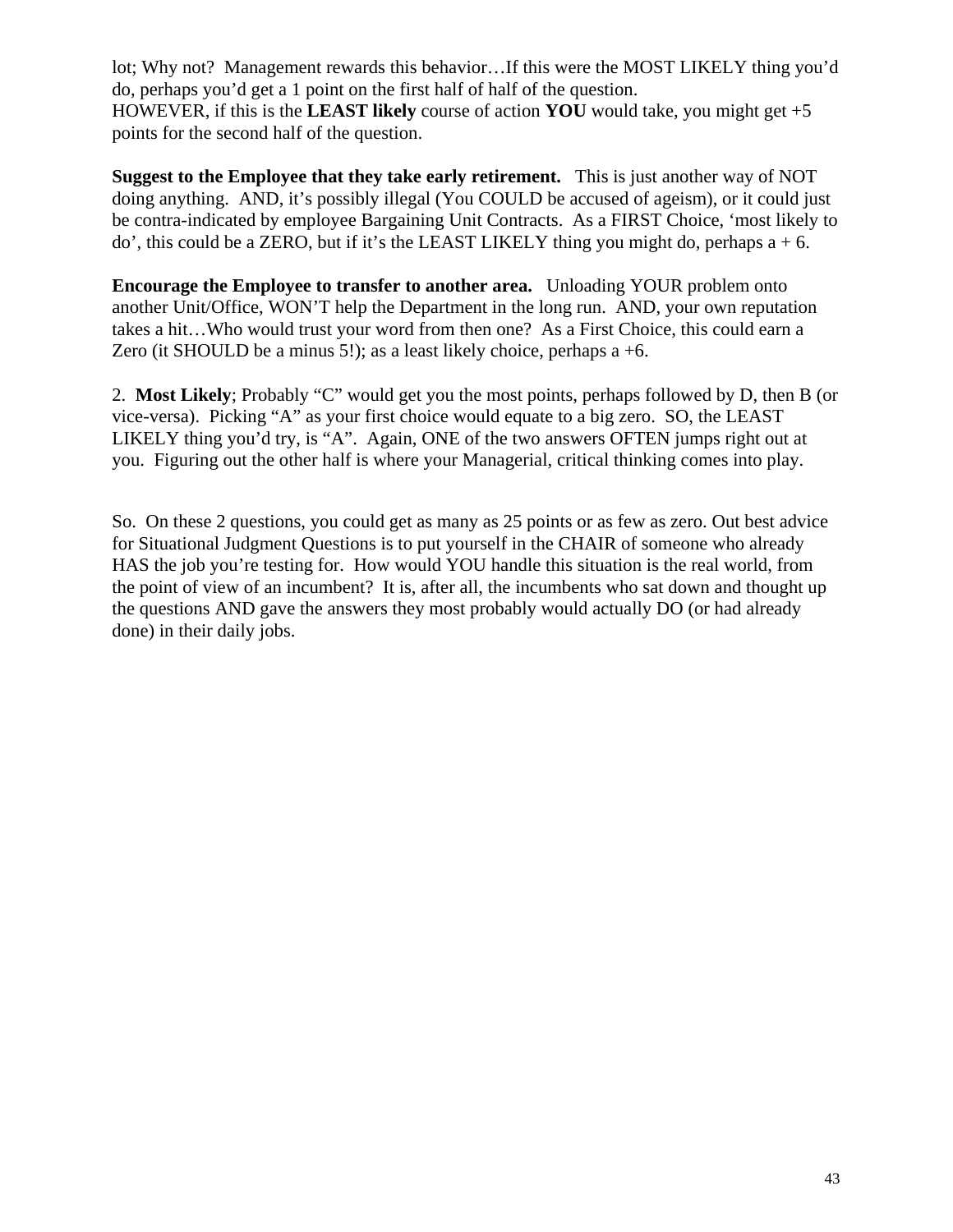lot; Why not? Management rewards this behavior…If this were the MOST LIKELY thing you'd do, perhaps you'd get a 1 point on the first half of half of the question.
HOWEVER, if this is the **LEAST likely** course of action **YOU** would take, you might get +5 points for the second half of the question.

**Suggest to the Employee that they take early retirement.** This is just another way of NOT doing anything. AND, it's possibly illegal (You COULD be accused of ageism), or it could just be contra-indicated by employee Bargaining Unit Contracts. As a FIRST Choice, 'most likely to do', this could be a ZERO, but if it's the LEAST LIKELY thing you might do, perhaps a + 6.

**Encourage the Employee to transfer to another area.** Unloading YOUR problem onto another Unit/Office, WON'T help the Department in the long run. AND, your own reputation takes a hit…Who would trust your word from then one? As a First Choice, this could earn a Zero (it SHOULD be a minus 5!); as a least likely choice, perhaps a +6.

2. **Most Likely**; Probably "C" would get you the most points, perhaps followed by D, then B (or vice-versa). Picking "A" as your first choice would equate to a big zero. SO, the LEAST LIKELY thing you'd try, is "A". Again, ONE of the two answers OFTEN jumps right out at you. Figuring out the other half is where your Managerial, critical thinking comes into play.

So. On these 2 questions, you could get as many as 25 points or as few as zero. Out best advice for Situational Judgment Questions is to put yourself in the CHAIR of someone who already HAS the job you're testing for. How would YOU handle this situation is the real world, from the point of view of an incumbent? It is, after all, the incumbents who sat down and thought up the questions AND gave the answers they most probably would actually DO (or had already done) in their daily jobs.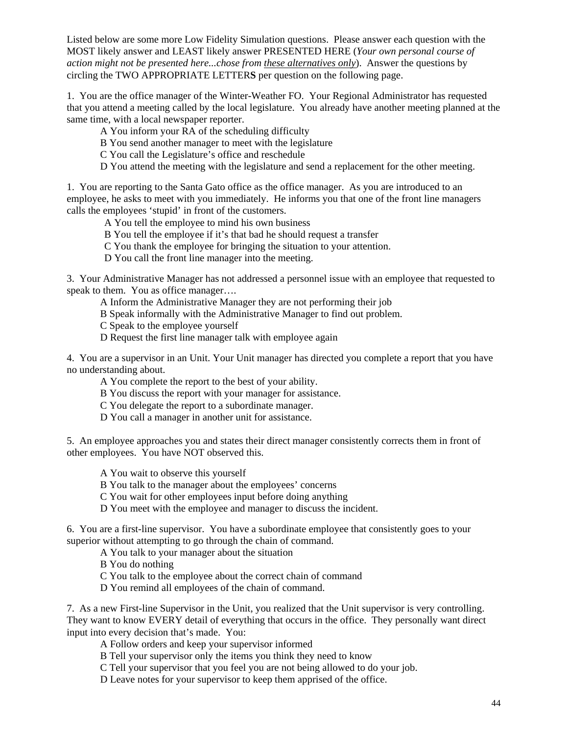Listed below are some more Low Fidelity Simulation questions. Please answer each question with the MOST likely answer and LEAST likely answer PRESENTED HERE (*Your own personal course of action might not be presented here...chose from these alternatives only*). Answer the questions by circling the TWO APPROPRIATE LETTER**S** per question on the following page.

1. You are the office manager of the Winter-Weather FO. Your Regional Administrator has requested that you attend a meeting called by the local legislature. You already have another meeting planned at the same time, with a local newspaper reporter.

A You inform your RA of the scheduling difficulty

B You send another manager to meet with the legislature

C You call the Legislature's office and reschedule

D You attend the meeting with the legislature and send a replacement for the other meeting.

1. You are reporting to the Santa Gato office as the office manager. As you are introduced to an employee, he asks to meet with you immediately. He informs you that one of the front line managers calls the employees 'stupid' in front of the customers.

A You tell the employee to mind his own business

B You tell the employee if it's that bad he should request a transfer

C You thank the employee for bringing the situation to your attention.

D You call the front line manager into the meeting.

3. Your Administrative Manager has not addressed a personnel issue with an employee that requested to speak to them. You as office manager….

A Inform the Administrative Manager they are not performing their job

B Speak informally with the Administrative Manager to find out problem.

C Speak to the employee yourself

D Request the first line manager talk with employee again

4. You are a supervisor in an Unit. Your Unit manager has directed you complete a report that you have no understanding about.

A You complete the report to the best of your ability.

B You discuss the report with your manager for assistance.

C You delegate the report to a subordinate manager.

D You call a manager in another unit for assistance.

5. An employee approaches you and states their direct manager consistently corrects them in front of other employees. You have NOT observed this.

A You wait to observe this yourself

B You talk to the manager about the employees' concerns

C You wait for other employees input before doing anything

D You meet with the employee and manager to discuss the incident.

6. You are a first-line supervisor. You have a subordinate employee that consistently goes to your superior without attempting to go through the chain of command.

A You talk to your manager about the situation

B You do nothing

C You talk to the employee about the correct chain of command

D You remind all employees of the chain of command.

7. As a new First-line Supervisor in the Unit, you realized that the Unit supervisor is very controlling. They want to know EVERY detail of everything that occurs in the office. They personally want direct input into every decision that's made. You:

A Follow orders and keep your supervisor informed

B Tell your supervisor only the items you think they need to know

C Tell your supervisor that you feel you are not being allowed to do your job.

D Leave notes for your supervisor to keep them apprised of the office.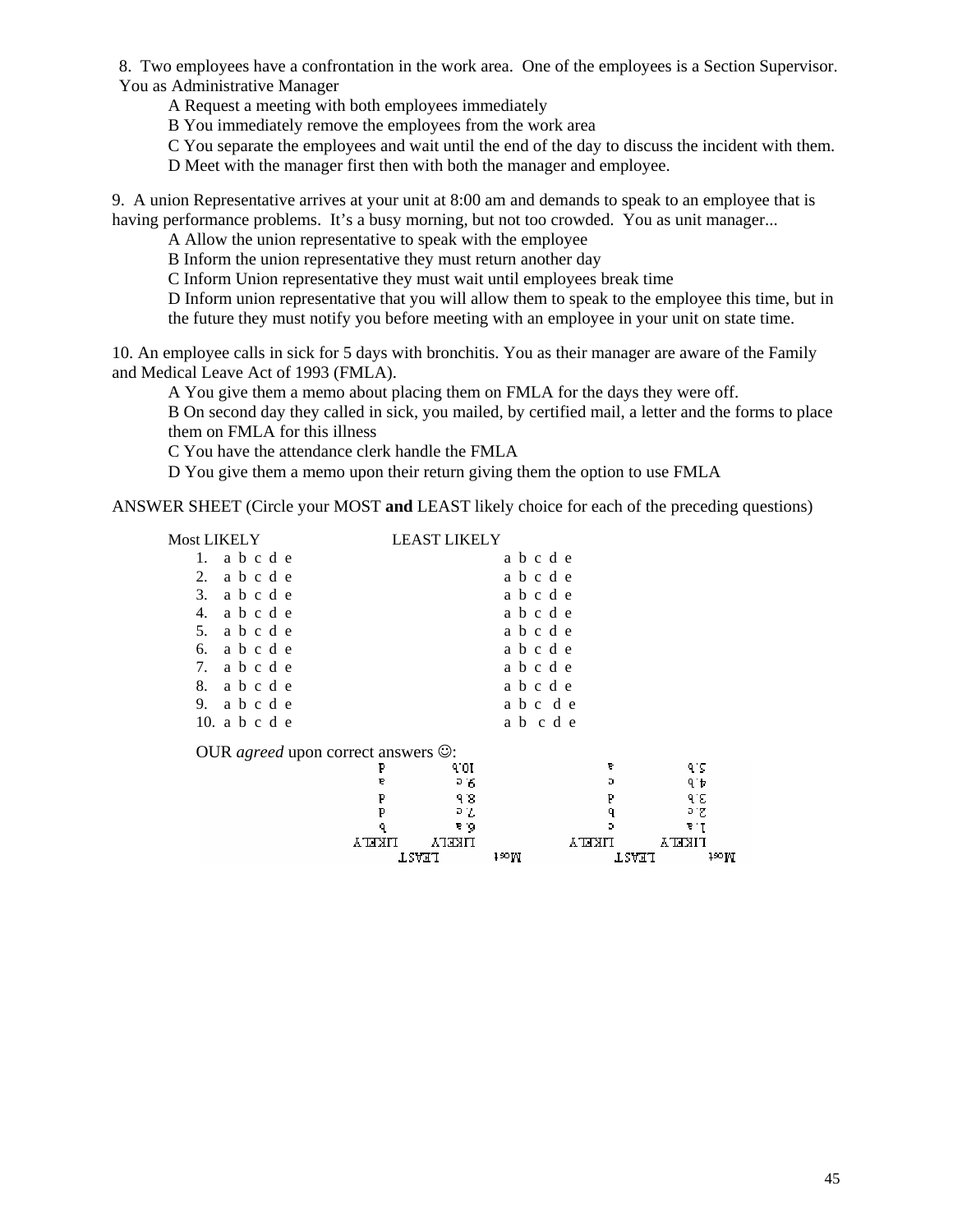8. Two employees have a confrontation in the work area. One of the employees is a Section Supervisor. You as Administrative Manager

A Request a meeting with both employees immediately

B You immediately remove the employees from the work area

C You separate the employees and wait until the end of the day to discuss the incident with them.

D Meet with the manager first then with both the manager and employee.

9. A union Representative arrives at your unit at 8:00 am and demands to speak to an employee that is having performance problems. It's a busy morning, but not too crowded. You as unit manager...

A Allow the union representative to speak with the employee

B Inform the union representative they must return another day

C Inform Union representative they must wait until employees break time

D Inform union representative that you will allow them to speak to the employee this time, but in the future they must notify you before meeting with an employee in your unit on state time.

10. An employee calls in sick for 5 days with bronchitis. You as their manager are aware of the Family and Medical Leave Act of 1993 (FMLA).

A You give them a memo about placing them on FMLA for the days they were off.

B On second day they called in sick, you mailed, by certified mail, a letter and the forms to place them on FMLA for this illness

C You have the attendance clerk handle the FMLA

D You give them a memo upon their return giving them the option to use FMLA

ANSWER SHEET (Circle your MOST **and** LEAST likely choice for each of the preceding questions)

| Most LIKELY | LEAST LIKELY |
|---|---|
| 1. a b c d e | a b c d e |
| 2. a b c d e | a b c d e |
| 3. a b c d e | a b c d e |
| 4. a b c d e | a b c d e |
| 5. a b c d e | a b c d e |
| 6. a b c d e | a b c d e |
| 7. a b c d e | a b c d e |
| 8. a b c d e | a b c d e |
| 9. a b c d e | a b c d e |
| 10. a b c d e | a b c d e |

OUR *agreed* upon correct answers ☺:

| Most LIKELY | LEAST LIKELY | Most LIKELY | LEAST LIKELY |
|---|---|---|---|
| 1. a | c | 6. a | b |
| 2. c | b | 7. c | d |
| 3. b | d | 8. b | d |
| 4. b | c | 9. c | a |
| 5. b | a | 10. b | d |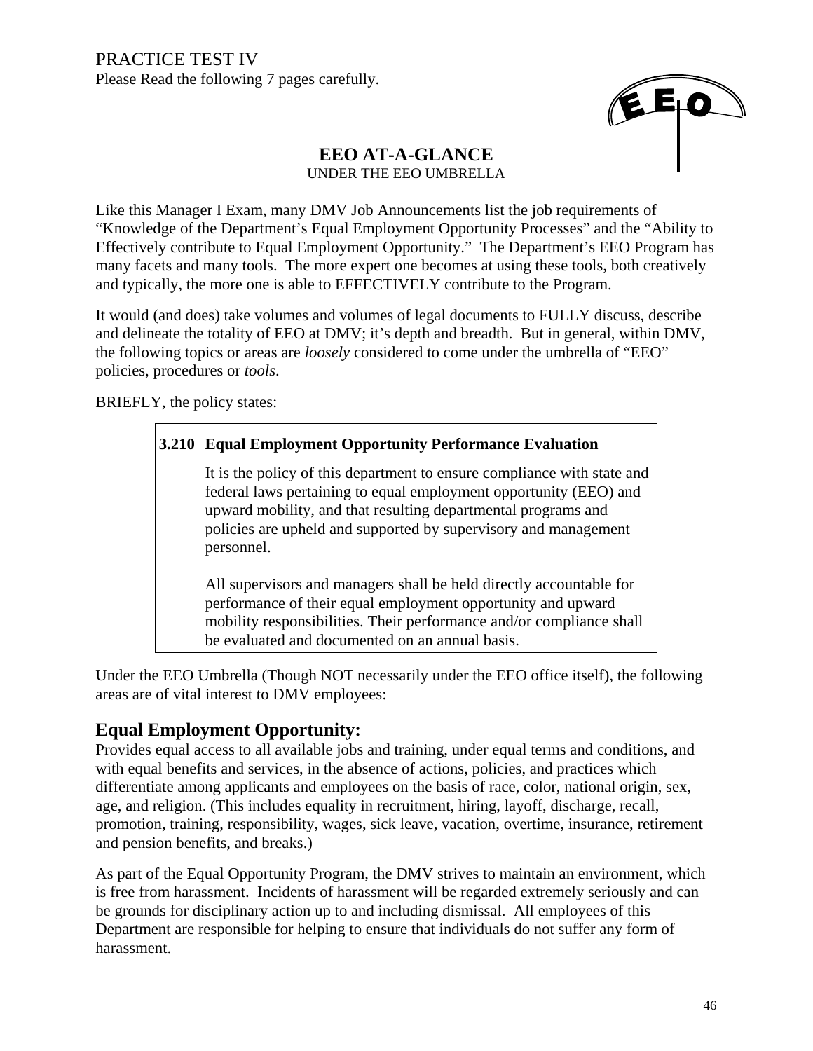PRACTICE TEST IV

Please Read the following 7 pages carefully.

# EEO AT-A-GLANCE

UNDER THE EEO UMBRELLA

Like this Manager I Exam, many DMV Job Announcements list the job requirements of "Knowledge of the Department's Equal Employment Opportunity Processes" and the "Ability to Effectively contribute to Equal Employment Opportunity." The Department's EEO Program has many facets and many tools. The more expert one becomes at using these tools, both creatively and typically, the more one is able to EFFECTIVELY contribute to the Program.

It would (and does) take volumes and volumes of legal documents to FULLY discuss, describe and delineate the totality of EEO at DMV; it's depth and breadth. But in general, within DMV, the following topics or areas are *loosely* considered to come under the umbrella of "EEO" policies, procedures or *tools*.

BRIEFLY, the policy states:

> **3.210 Equal Employment Opportunity Performance Evaluation**
>
> It is the policy of this department to ensure compliance with state and federal laws pertaining to equal employment opportunity (EEO) and upward mobility, and that resulting departmental programs and policies are upheld and supported by supervisory and management personnel.
>
> All supervisors and managers shall be held directly accountable for performance of their equal employment opportunity and upward mobility responsibilities. Their performance and/or compliance shall be evaluated and documented on an annual basis.

Under the EEO Umbrella (Though NOT necessarily under the EEO office itself), the following areas are of vital interest to DMV employees:

## Equal Employment Opportunity:

Provides equal access to all available jobs and training, under equal terms and conditions, and with equal benefits and services, in the absence of actions, policies, and practices which differentiate among applicants and employees on the basis of race, color, national origin, sex, age, and religion. (This includes equality in recruitment, hiring, layoff, discharge, recall, promotion, training, responsibility, wages, sick leave, vacation, overtime, insurance, retirement and pension benefits, and breaks.)

As part of the Equal Opportunity Program, the DMV strives to maintain an environment, which is free from harassment. Incidents of harassment will be regarded extremely seriously and can be grounds for disciplinary action up to and including dismissal. All employees of this Department are responsible for helping to ensure that individuals do not suffer any form of harassment.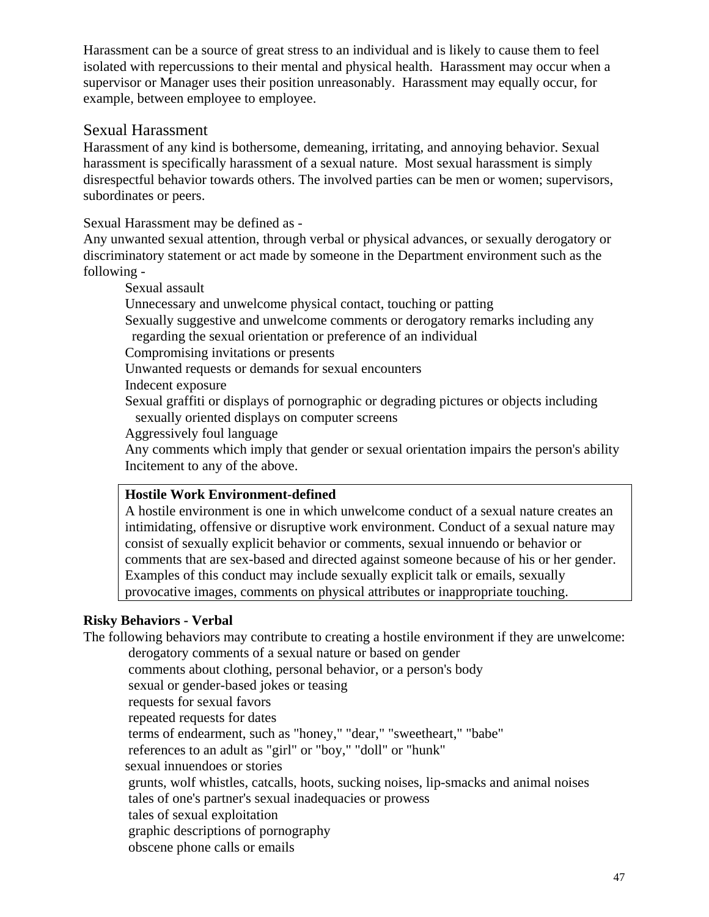Harassment can be a source of great stress to an individual and is likely to cause them to feel isolated with repercussions to their mental and physical health. Harassment may occur when a supervisor or Manager uses their position unreasonably. Harassment may equally occur, for example, between employee to employee.

## Sexual Harassment

Harassment of any kind is bothersome, demeaning, irritating, and annoying behavior. Sexual harassment is specifically harassment of a sexual nature. Most sexual harassment is simply disrespectful behavior towards others. The involved parties can be men or women; supervisors, subordinates or peers.

Sexual Harassment may be defined as -

Any unwanted sexual attention, through verbal or physical advances, or sexually derogatory or discriminatory statement or act made by someone in the Department environment such as the following -

- Sexual assault
- Unnecessary and unwelcome physical contact, touching or patting
- Sexually suggestive and unwelcome comments or derogatory remarks including any regarding the sexual orientation or preference of an individual
- Compromising invitations or presents
- Unwanted requests or demands for sexual encounters
- Indecent exposure
- Sexual graffiti or displays of pornographic or degrading pictures or objects including sexually oriented displays on computer screens
- Aggressively foul language
- Any comments which imply that gender or sexual orientation impairs the person's ability
- Incitement to any of the above.

**Hostile Work Environment-defined**

A hostile environment is one in which unwelcome conduct of a sexual nature creates an intimidating, offensive or disruptive work environment. Conduct of a sexual nature may consist of sexually explicit behavior or comments, sexual innuendo or behavior or comments that are sex-based and directed against someone because of his or her gender. Examples of this conduct may include sexually explicit talk or emails, sexually provocative images, comments on physical attributes or inappropriate touching.

**Risky Behaviors - Verbal**

The following behaviors may contribute to creating a hostile environment if they are unwelcome:

- derogatory comments of a sexual nature or based on gender
- comments about clothing, personal behavior, or a person's body
- sexual or gender-based jokes or teasing
- requests for sexual favors
- repeated requests for dates
- terms of endearment, such as "honey," "dear," "sweetheart," "babe"
- references to an adult as "girl" or "boy," "doll" or "hunk"
- sexual innuendoes or stories
- grunts, wolf whistles, catcalls, hoots, sucking noises, lip-smacks and animal noises
- tales of one's partner's sexual inadequacies or prowess
- tales of sexual exploitation
- graphic descriptions of pornography
- obscene phone calls or emails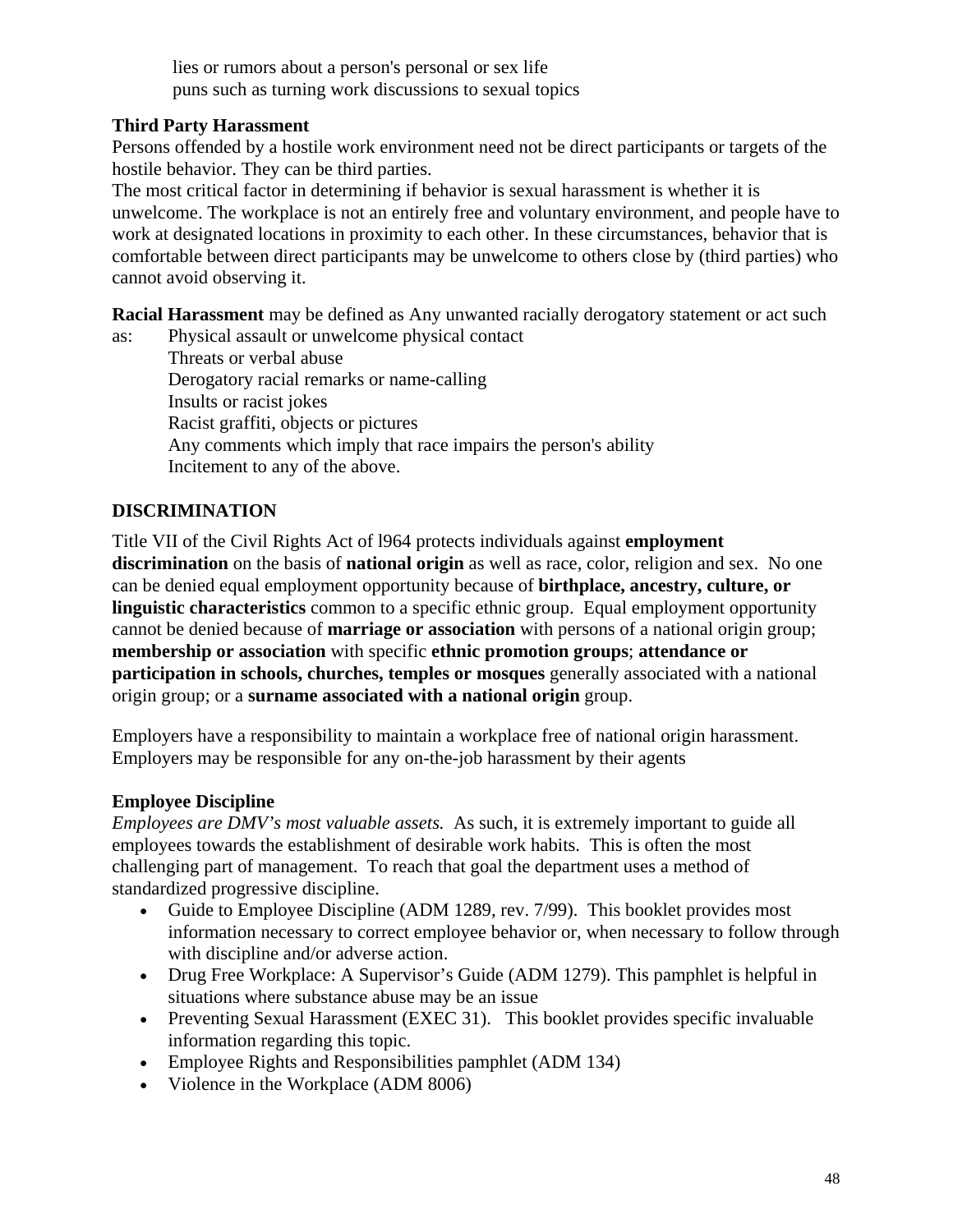lies or rumors about a person's personal or sex life
puns such as turning work discussions to sexual topics

**Third Party Harassment**
Persons offended by a hostile work environment need not be direct participants or targets of the hostile behavior. They can be third parties.
The most critical factor in determining if behavior is sexual harassment is whether it is unwelcome. The workplace is not an entirely free and voluntary environment, and people have to work at designated locations in proximity to each other. In these circumstances, behavior that is comfortable between direct participants may be unwelcome to others close by (third parties) who cannot avoid observing it.

**Racial Harassment** may be defined as Any unwanted racially derogatory statement or act such as:
Physical assault or unwelcome physical contact
Threats or verbal abuse
Derogatory racial remarks or name-calling
Insults or racist jokes
Racist graffiti, objects or pictures
Any comments which imply that race impairs the person's ability
Incitement to any of the above.

## DISCRIMINATION

Title VII of the Civil Rights Act of l964 protects individuals against **employment discrimination** on the basis of **national origin** as well as race, color, religion and sex. No one can be denied equal employment opportunity because of **birthplace, ancestry, culture, or linguistic characteristics** common to a specific ethnic group. Equal employment opportunity cannot be denied because of **marriage or association** with persons of a national origin group; **membership or association** with specific **ethnic promotion groups**; **attendance or participation in schools, churches, temples or mosques** generally associated with a national origin group; or a **surname associated with a national origin** group.

Employers have a responsibility to maintain a workplace free of national origin harassment. Employers may be responsible for any on-the-job harassment by their agents

**Employee Discipline**
*Employees are DMV's most valuable assets.* As such, it is extremely important to guide all employees towards the establishment of desirable work habits. This is often the most challenging part of management. To reach that goal the department uses a method of standardized progressive discipline.

- Guide to Employee Discipline (ADM 1289, rev. 7/99). This booklet provides most information necessary to correct employee behavior or, when necessary to follow through with discipline and/or adverse action.
- Drug Free Workplace: A Supervisor's Guide (ADM 1279). This pamphlet is helpful in situations where substance abuse may be an issue
- Preventing Sexual Harassment (EXEC 31). This booklet provides specific invaluable information regarding this topic.
- Employee Rights and Responsibilities pamphlet (ADM 134)
- Violence in the Workplace (ADM 8006)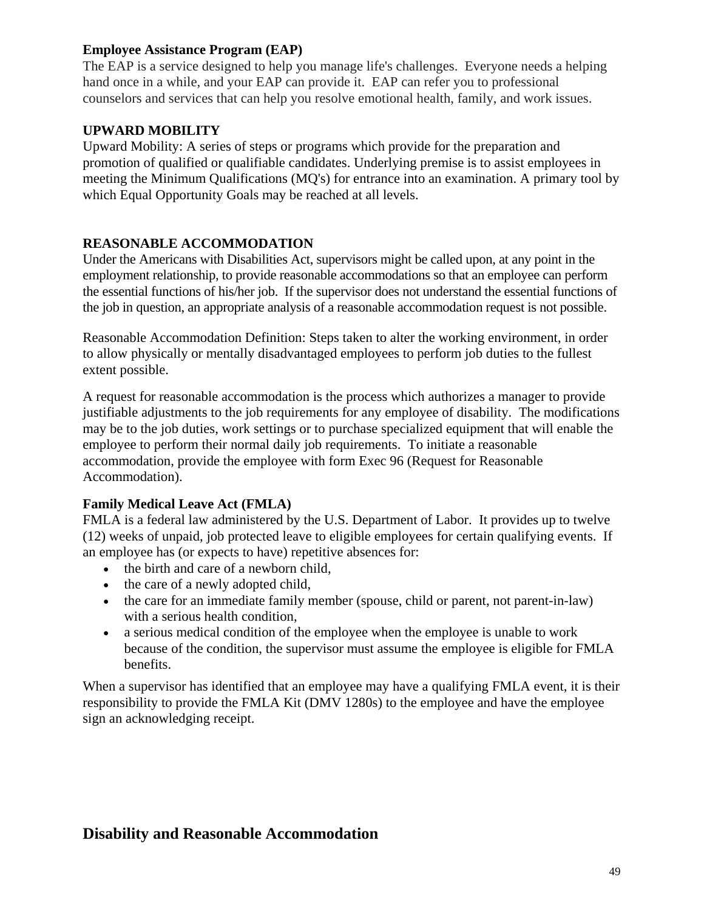**Employee Assistance Program (EAP)**

The EAP is a service designed to help you manage life's challenges. Everyone needs a helping hand once in a while, and your EAP can provide it. EAP can refer you to professional counselors and services that can help you resolve emotional health, family, and work issues.

**UPWARD MOBILITY**

Upward Mobility: A series of steps or programs which provide for the preparation and promotion of qualified or qualifiable candidates. Underlying premise is to assist employees in meeting the Minimum Qualifications (MQ's) for entrance into an examination. A primary tool by which Equal Opportunity Goals may be reached at all levels.

**REASONABLE ACCOMMODATION**

Under the Americans with Disabilities Act, supervisors might be called upon, at any point in the employment relationship, to provide reasonable accommodations so that an employee can perform the essential functions of his/her job. If the supervisor does not understand the essential functions of the job in question, an appropriate analysis of a reasonable accommodation request is not possible.

Reasonable Accommodation Definition: Steps taken to alter the working environment, in order to allow physically or mentally disadvantaged employees to perform job duties to the fullest extent possible.

A request for reasonable accommodation is the process which authorizes a manager to provide justifiable adjustments to the job requirements for any employee of disability. The modifications may be to the job duties, work settings or to purchase specialized equipment that will enable the employee to perform their normal daily job requirements. To initiate a reasonable accommodation, provide the employee with form Exec 96 (Request for Reasonable Accommodation).

**Family Medical Leave Act (FMLA)**

FMLA is a federal law administered by the U.S. Department of Labor. It provides up to twelve (12) weeks of unpaid, job protected leave to eligible employees for certain qualifying events. If an employee has (or expects to have) repetitive absences for:

- the birth and care of a newborn child,
- the care of a newly adopted child,
- the care for an immediate family member (spouse, child or parent, not parent-in-law) with a serious health condition,
- a serious medical condition of the employee when the employee is unable to work because of the condition, the supervisor must assume the employee is eligible for FMLA benefits.

When a supervisor has identified that an employee may have a qualifying FMLA event, it is their responsibility to provide the FMLA Kit (DMV 1280s) to the employee and have the employee sign an acknowledging receipt.

## Disability and Reasonable Accommodation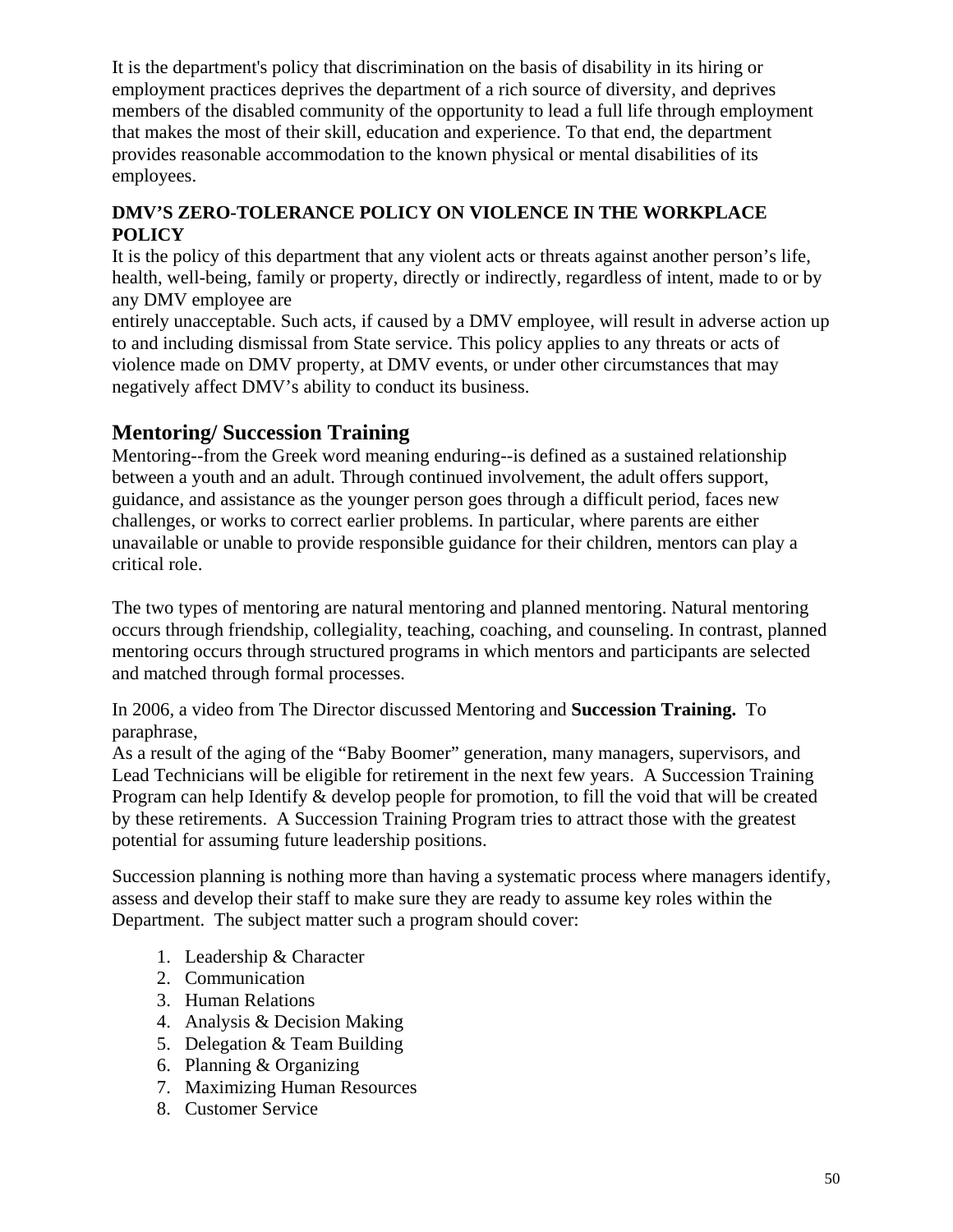It is the department's policy that discrimination on the basis of disability in its hiring or employment practices deprives the department of a rich source of diversity, and deprives members of the disabled community of the opportunity to lead a full life through employment that makes the most of their skill, education and experience. To that end, the department provides reasonable accommodation to the known physical or mental disabilities of its employees.

**DMV'S ZERO-TOLERANCE POLICY ON VIOLENCE IN THE WORKPLACE POLICY**

It is the policy of this department that any violent acts or threats against another person's life, health, well-being, family or property, directly or indirectly, regardless of intent, made to or by any DMV employee are entirely unacceptable. Such acts, if caused by a DMV employee, will result in adverse action up to and including dismissal from State service. This policy applies to any threats or acts of violence made on DMV property, at DMV events, or under other circumstances that may negatively affect DMV's ability to conduct its business.

## Mentoring/ Succession Training

Mentoring--from the Greek word meaning enduring--is defined as a sustained relationship between a youth and an adult. Through continued involvement, the adult offers support, guidance, and assistance as the younger person goes through a difficult period, faces new challenges, or works to correct earlier problems. In particular, where parents are either unavailable or unable to provide responsible guidance for their children, mentors can play a critical role.

The two types of mentoring are natural mentoring and planned mentoring. Natural mentoring occurs through friendship, collegiality, teaching, coaching, and counseling. In contrast, planned mentoring occurs through structured programs in which mentors and participants are selected and matched through formal processes.

In 2006, a video from The Director discussed Mentoring and **Succession Training.** To paraphrase,

As a result of the aging of the "Baby Boomer" generation, many managers, supervisors, and Lead Technicians will be eligible for retirement in the next few years. A Succession Training Program can help Identify & develop people for promotion, to fill the void that will be created by these retirements. A Succession Training Program tries to attract those with the greatest potential for assuming future leadership positions.

Succession planning is nothing more than having a systematic process where managers identify, assess and develop their staff to make sure they are ready to assume key roles within the Department. The subject matter such a program should cover:

1. Leadership & Character
2. Communication
3. Human Relations
4. Analysis & Decision Making
5. Delegation & Team Building
6. Planning & Organizing
7. Maximizing Human Resources
8. Customer Service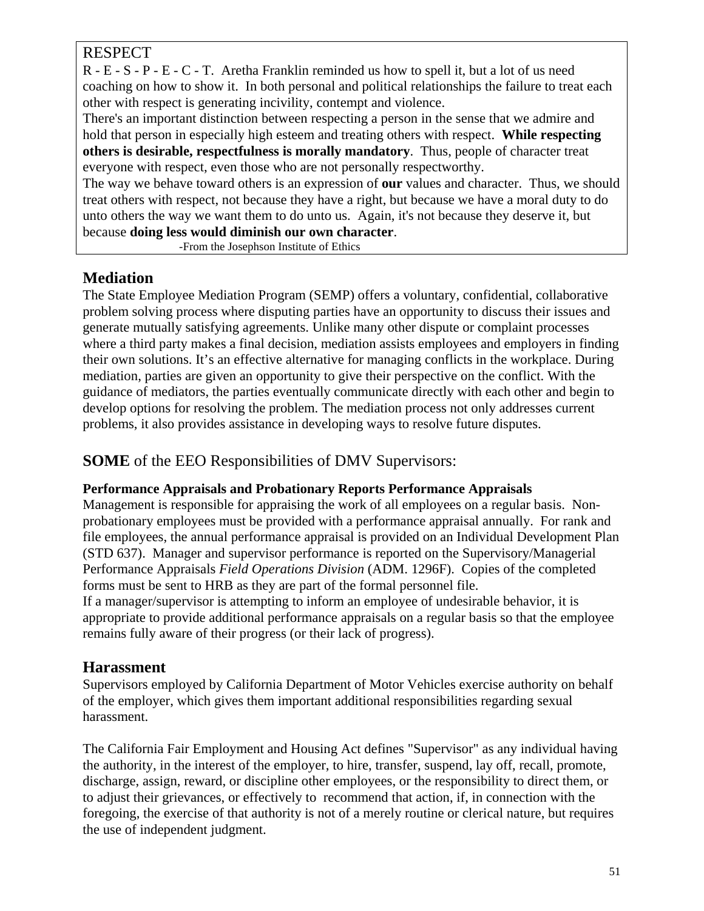RESPECT

R - E - S - P - E - C - T. Aretha Franklin reminded us how to spell it, but a lot of us need coaching on how to show it. In both personal and political relationships the failure to treat each other with respect is generating incivility, contempt and violence.

There's an important distinction between respecting a person in the sense that we admire and hold that person in especially high esteem and treating others with respect. **While respecting others is desirable, respectfulness is morally mandatory**. Thus, people of character treat everyone with respect, even those who are not personally respectworthy.

The way we behave toward others is an expression of **our** values and character. Thus, we should treat others with respect, not because they have a right, but because we have a moral duty to do unto others the way we want them to do unto us. Again, it's not because they deserve it, but because **doing less would diminish our own character**.

-From the Josephson Institute of Ethics

## Mediation

The State Employee Mediation Program (SEMP) offers a voluntary, confidential, collaborative problem solving process where disputing parties have an opportunity to discuss their issues and generate mutually satisfying agreements. Unlike many other dispute or complaint processes where a third party makes a final decision, mediation assists employees and employers in finding their own solutions. It's an effective alternative for managing conflicts in the workplace. During mediation, parties are given an opportunity to give their perspective on the conflict. With the guidance of mediators, the parties eventually communicate directly with each other and begin to develop options for resolving the problem. The mediation process not only addresses current problems, it also provides assistance in developing ways to resolve future disputes.

## **SOME** of the EEO Responsibilities of DMV Supervisors:

#### Performance Appraisals and Probationary Reports Performance Appraisals

Management is responsible for appraising the work of all employees on a regular basis. Non-probationary employees must be provided with a performance appraisal annually. For rank and file employees, the annual performance appraisal is provided on an Individual Development Plan (STD 637). Manager and supervisor performance is reported on the Supervisory/Managerial Performance Appraisals *Field Operations Division* (ADM. 1296F). Copies of the completed forms must be sent to HRB as they are part of the formal personnel file.

If a manager/supervisor is attempting to inform an employee of undesirable behavior, it is appropriate to provide additional performance appraisals on a regular basis so that the employee remains fully aware of their progress (or their lack of progress).

## Harassment

Supervisors employed by California Department of Motor Vehicles exercise authority on behalf of the employer, which gives them important additional responsibilities regarding sexual harassment.

The California Fair Employment and Housing Act defines "Supervisor" as any individual having the authority, in the interest of the employer, to hire, transfer, suspend, lay off, recall, promote, discharge, assign, reward, or discipline other employees, or the responsibility to direct them, or to adjust their grievances, or effectively to recommend that action, if, in connection with the foregoing, the exercise of that authority is not of a merely routine or clerical nature, but requires the use of independent judgment.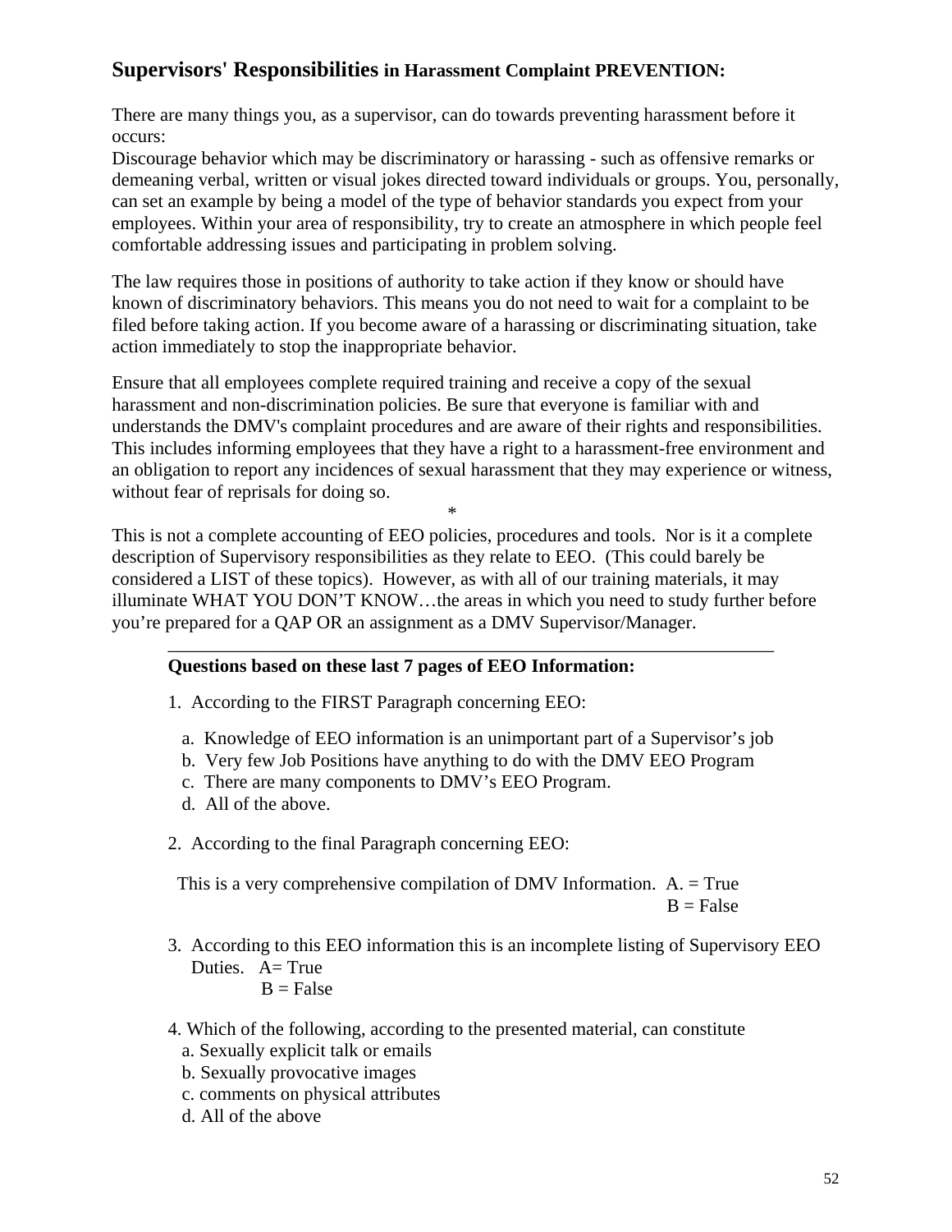## **Supervisors' Responsibilities** in Harassment Complaint PREVENTION:

There are many things you, as a supervisor, can do towards preventing harassment before it occurs:
Discourage behavior which may be discriminatory or harassing - such as offensive remarks or demeaning verbal, written or visual jokes directed toward individuals or groups. You, personally, can set an example by being a model of the type of behavior standards you expect from your employees. Within your area of responsibility, try to create an atmosphere in which people feel comfortable addressing issues and participating in problem solving.

The law requires those in positions of authority to take action if they know or should have known of discriminatory behaviors. This means you do not need to wait for a complaint to be filed before taking action. If you become aware of a harassing or discriminating situation, take action immediately to stop the inappropriate behavior.

Ensure that all employees complete required training and receive a copy of the sexual harassment and non-discrimination policies. Be sure that everyone is familiar with and understands the DMV's complaint procedures and are aware of their rights and responsibilities. This includes informing employees that they have a right to a harassment-free environment and an obligation to report any incidences of sexual harassment that they may experience or witness, without fear of reprisals for doing so.

*

This is not a complete accounting of EEO policies, procedures and tools. Nor is it a complete description of Supervisory responsibilities as they relate to EEO. (This could barely be considered a LIST of these topics). However, as with all of our training materials, it may illuminate WHAT YOU DON'T KNOW…the areas in which you need to study further before you're prepared for a QAP OR an assignment as a DMV Supervisor/Manager.

---

**Questions based on these last 7 pages of EEO Information:**

1. According to the FIRST Paragraph concerning EEO:

   a. Knowledge of EEO information is an unimportant part of a Supervisor's job
   b. Very few Job Positions have anything to do with the DMV EEO Program
   c. There are many components to DMV's EEO Program.
   d. All of the above.

2. According to the final Paragraph concerning EEO:

   This is a very comprehensive compilation of DMV Information. A. = True
   B = False

3. According to this EEO information this is an incomplete listing of Supervisory EEO Duties. A= True
   B = False

4. Which of the following, according to the presented material, can constitute
   a. Sexually explicit talk or emails
   b. Sexually provocative images
   c. comments on physical attributes
   d. All of the above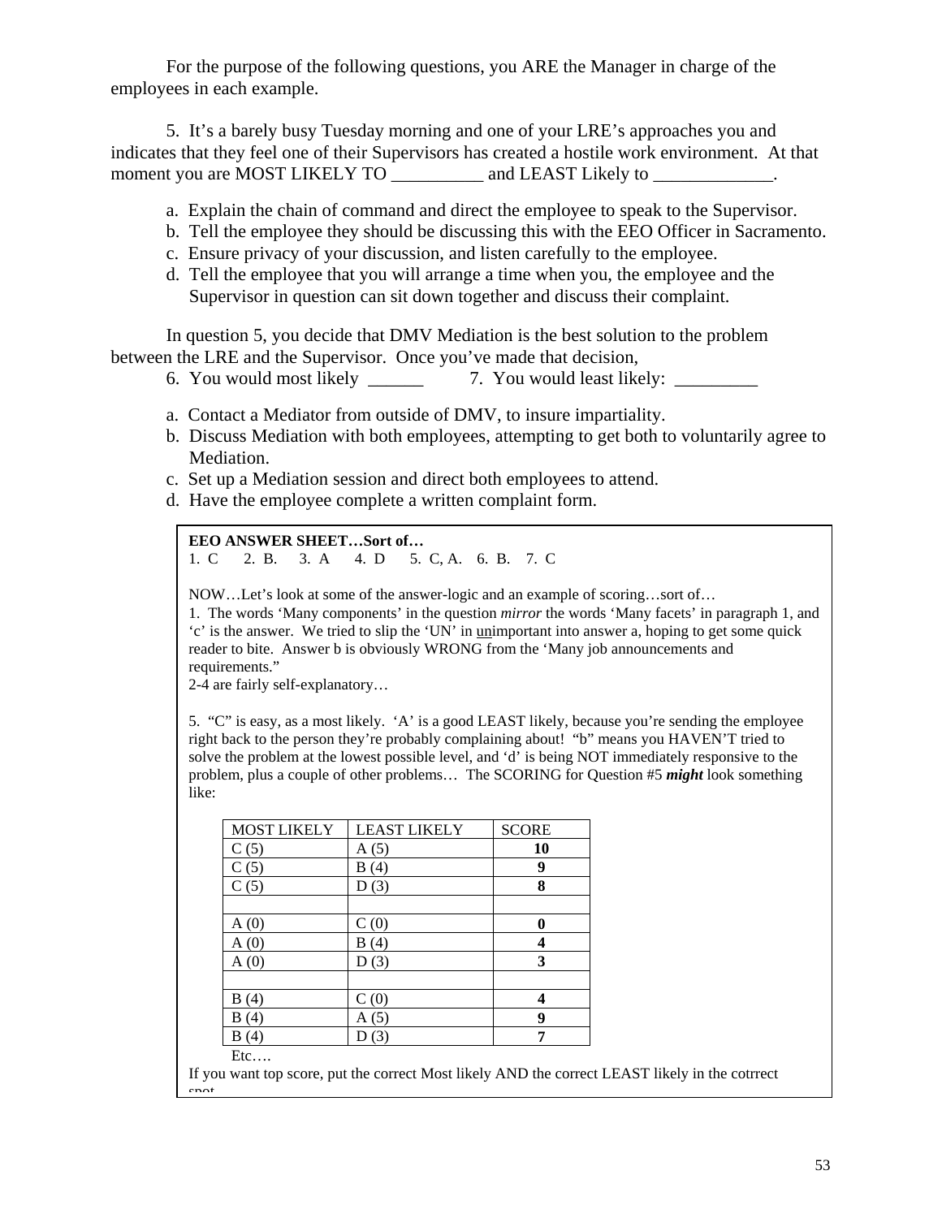For the purpose of the following questions, you ARE the Manager in charge of the employees in each example.

5. It's a barely busy Tuesday morning and one of your LRE's approaches you and indicates that they feel one of their Supervisors has created a hostile work environment. At that moment you are MOST LIKELY TO __________ and LEAST Likely to _____________.

a. Explain the chain of command and direct the employee to speak to the Supervisor.
b. Tell the employee they should be discussing this with the EEO Officer in Sacramento.
c. Ensure privacy of your discussion, and listen carefully to the employee.
d. Tell the employee that you will arrange a time when you, the employee and the Supervisor in question can sit down together and discuss their complaint.

In question 5, you decide that DMV Mediation is the best solution to the problem between the LRE and the Supervisor. Once you've made that decision,

6. You would most likely ______ 7. You would least likely: _________

a. Contact a Mediator from outside of DMV, to insure impartiality.
b. Discuss Mediation with both employees, attempting to get both to voluntarily agree to Mediation.
c. Set up a Mediation session and direct both employees to attend.
d. Have the employee complete a written complaint form.

**EEO ANSWER SHEET…Sort of…**

1. C 2. B. 3. A 4. D 5. C, A. 6. B. 7. C

NOW…Let's look at some of the answer-logic and an example of scoring…sort of…

1. The words 'Many components' in the question *mirror* the words 'Many facets' in paragraph 1, and 'c' is the answer. We tried to slip the 'UN' in <u>un</u>important into answer a, hoping to get some quick reader to bite. Answer b is obviously WRONG from the 'Many job announcements and requirements."

2-4 are fairly self-explanatory…

5. "C" is easy, as a most likely. 'A' is a good LEAST likely, because you're sending the employee right back to the person they're probably complaining about! "b" means you HAVEN'T tried to solve the problem at the lowest possible level, and 'd' is being NOT immediately responsive to the problem, plus a couple of other problems… The SCORING for Question #5 ***might*** look something like:

| MOST LIKELY | LEAST LIKELY | SCORE |
|---|---|---|
| C (5) | A (5) | **10** |
| C (5) | B (4) | **9** |
| C (5) | D (3) | **8** |
| | | |
| A (0) | C (0) | **0** |
| A (0) | B (4) | **4** |
| A (0) | D (3) | **3** |
| | | |
| B (4) | C (0) | **4** |
| B (4) | A (5) | **9** |
| B (4) | D (3) | **7** |

Etc….

If you want top score, put the correct Most likely AND the correct LEAST likely in the cotrrect spot.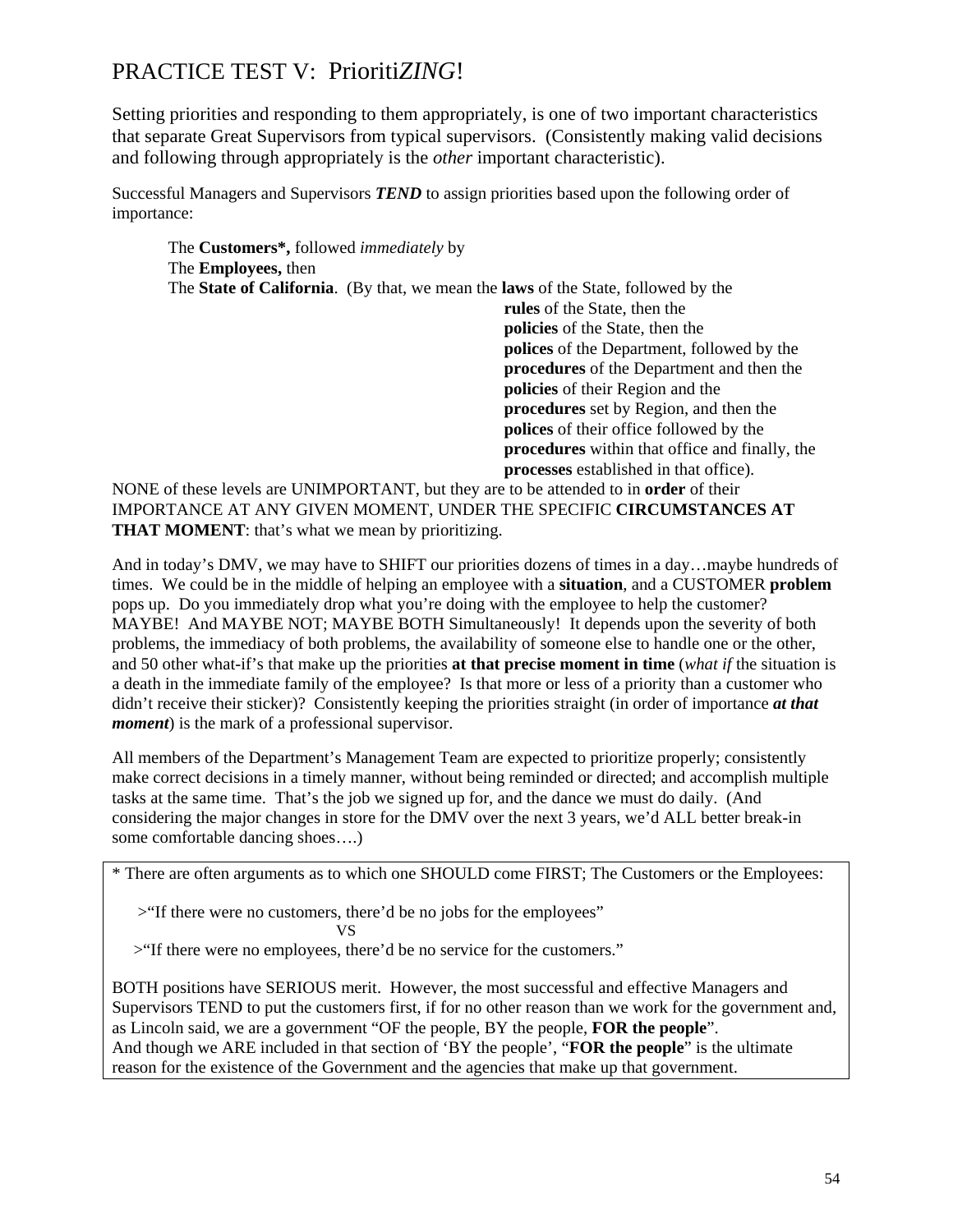# PRACTICE TEST V: Prioriti*ZING*!

Setting priorities and responding to them appropriately, is one of two important characteristics that separate Great Supervisors from typical supervisors. (Consistently making valid decisions and following through appropriately is the *other* important characteristic).

Successful Managers and Supervisors ***TEND*** to assign priorities based upon the following order of importance:

The **Customers*,** followed *immediately* by
The **Employees,** then
The **State of California**. (By that, we mean the **laws** of the State, followed by the
**rules** of the State, then the
**policies** of the State, then the
**polices** of the Department, followed by the
**procedures** of the Department and then the
**policies** of their Region and the
**procedures** set by Region, and then the
**polices** of their office followed by the
**procedures** within that office and finally, the
**processes** established in that office).

NONE of these levels are UNIMPORTANT, but they are to be attended to in **order** of their IMPORTANCE AT ANY GIVEN MOMENT, UNDER THE SPECIFIC **CIRCUMSTANCES AT THAT MOMENT**: that's what we mean by prioritizing.

And in today's DMV, we may have to SHIFT our priorities dozens of times in a day…maybe hundreds of times. We could be in the middle of helping an employee with a **situation**, and a CUSTOMER **problem** pops up. Do you immediately drop what you're doing with the employee to help the customer? MAYBE! And MAYBE NOT; MAYBE BOTH Simultaneously! It depends upon the severity of both problems, the immediacy of both problems, the availability of someone else to handle one or the other, and 50 other what-if's that make up the priorities **at that precise moment in time** (*what if* the situation is a death in the immediate family of the employee? Is that more or less of a priority than a customer who didn't receive their sticker)? Consistently keeping the priorities straight (in order of importance ***at that moment***) is the mark of a professional supervisor.

All members of the Department's Management Team are expected to prioritize properly; consistently make correct decisions in a timely manner, without being reminded or directed; and accomplish multiple tasks at the same time. That's the job we signed up for, and the dance we must do daily. (And considering the major changes in store for the DMV over the next 3 years, we'd ALL better break-in some comfortable dancing shoes….)

---

* There are often arguments as to which one SHOULD come FIRST; The Customers or the Employees:

>"If there were no customers, there'd be no jobs for the employees"

VS

>"If there were no employees, there'd be no service for the customers."

BOTH positions have SERIOUS merit. However, the most successful and effective Managers and Supervisors TEND to put the customers first, if for no other reason than we work for the government and, as Lincoln said, we are a government "OF the people, BY the people, **FOR the people**".
And though we ARE included in that section of 'BY the people', "**FOR the people**" is the ultimate reason for the existence of the Government and the agencies that make up that government.

---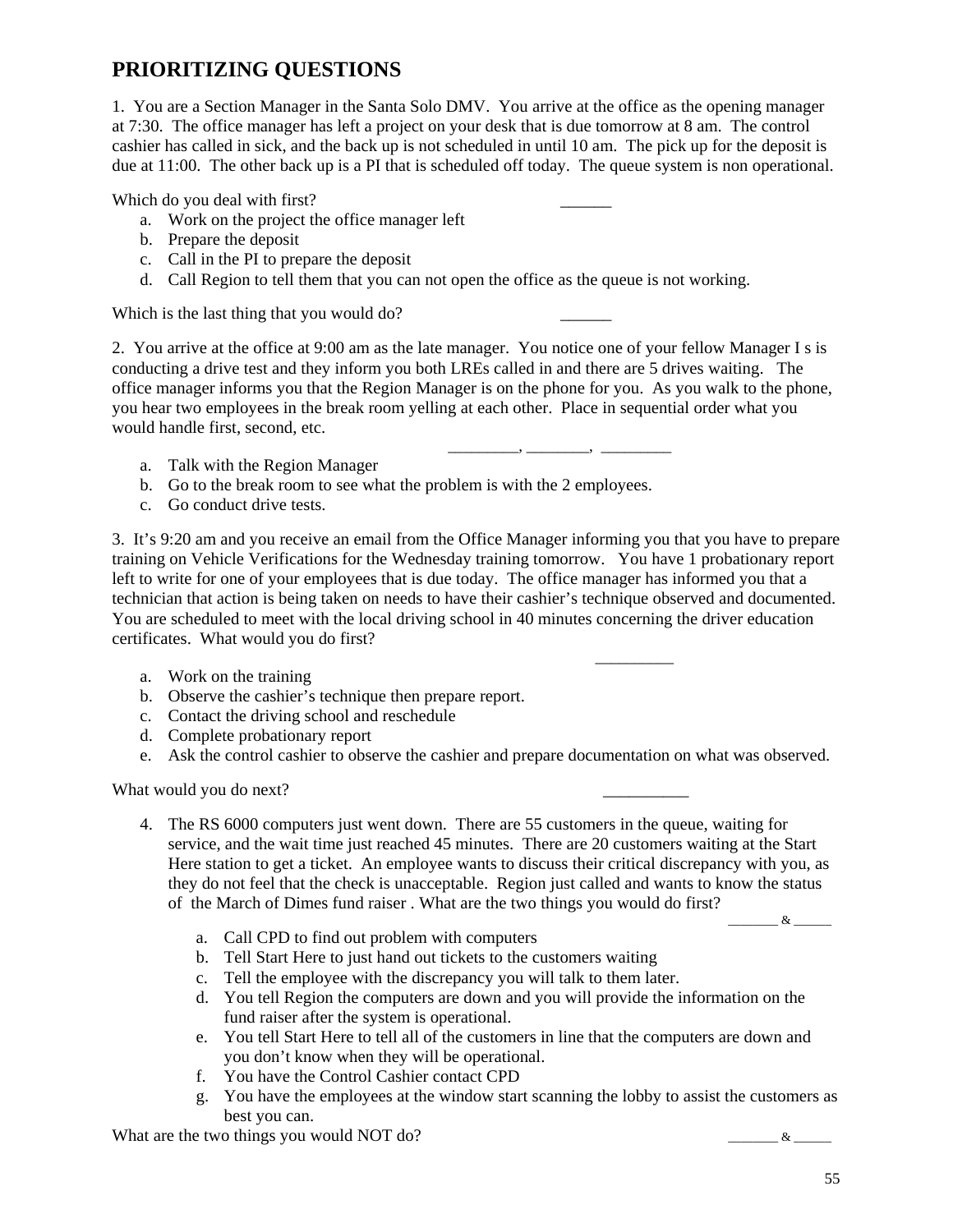## PRIORITIZING QUESTIONS

1. You are a Section Manager in the Santa Solo DMV. You arrive at the office as the opening manager at 7:30. The office manager has left a project on your desk that is due tomorrow at 8 am. The control cashier has called in sick, and the back up is not scheduled in until 10 am. The pick up for the deposit is due at 11:00. The other back up is a PI that is scheduled off today. The queue system is non operational.

Which do you deal with first? ______

a. Work on the project the office manager left
b. Prepare the deposit
c. Call in the PI to prepare the deposit
d. Call Region to tell them that you can not open the office as the queue is not working.

Which is the last thing that you would do? ______

2. You arrive at the office at 9:00 am as the late manager. You notice one of your fellow Manager I s is conducting a drive test and they inform you both LREs called in and there are 5 drives waiting. The office manager informs you that the Region Manager is on the phone for you. As you walk to the phone, you hear two employees in the break room yelling at each other. Place in sequential order what you would handle first, second, etc.

________, ________, ________

a. Talk with the Region Manager
b. Go to the break room to see what the problem is with the 2 employees.
c. Go conduct drive tests.

3. It's 9:20 am and you receive an email from the Office Manager informing you that you have to prepare training on Vehicle Verifications for the Wednesday training tomorrow. You have 1 probationary report left to write for one of your employees that is due today. The office manager has informed you that a technician that action is being taken on needs to have their cashier's technique observed and documented. You are scheduled to meet with the local driving school in 40 minutes concerning the driver education certificates. What would you do first?

_________

a. Work on the training
b. Observe the cashier's technique then prepare report.
c. Contact the driving school and reschedule
d. Complete probationary report
e. Ask the control cashier to observe the cashier and prepare documentation on what was observed.

What would you do next? __________

4. The RS 6000 computers just went down. There are 55 customers in the queue, waiting for service, and the wait time just reached 45 minutes. There are 20 customers waiting at the Start Here station to get a ticket. An employee wants to discuss their critical discrepancy with you, as they do not feel that the check is unacceptable. Region just called and wants to know the status of the March of Dimes fund raiser . What are the two things you would do first?

_______ & _____

a. Call CPD to find out problem with computers
b. Tell Start Here to just hand out tickets to the customers waiting
c. Tell the employee with the discrepancy you will talk to them later.
d. You tell Region the computers are down and you will provide the information on the fund raiser after the system is operational.
e. You tell Start Here to tell all of the customers in line that the computers are down and you don't know when they will be operational.
f. You have the Control Cashier contact CPD
g. You have the employees at the window start scanning the lobby to assist the customers as best you can.

What are the two things you would NOT do? _______ & _____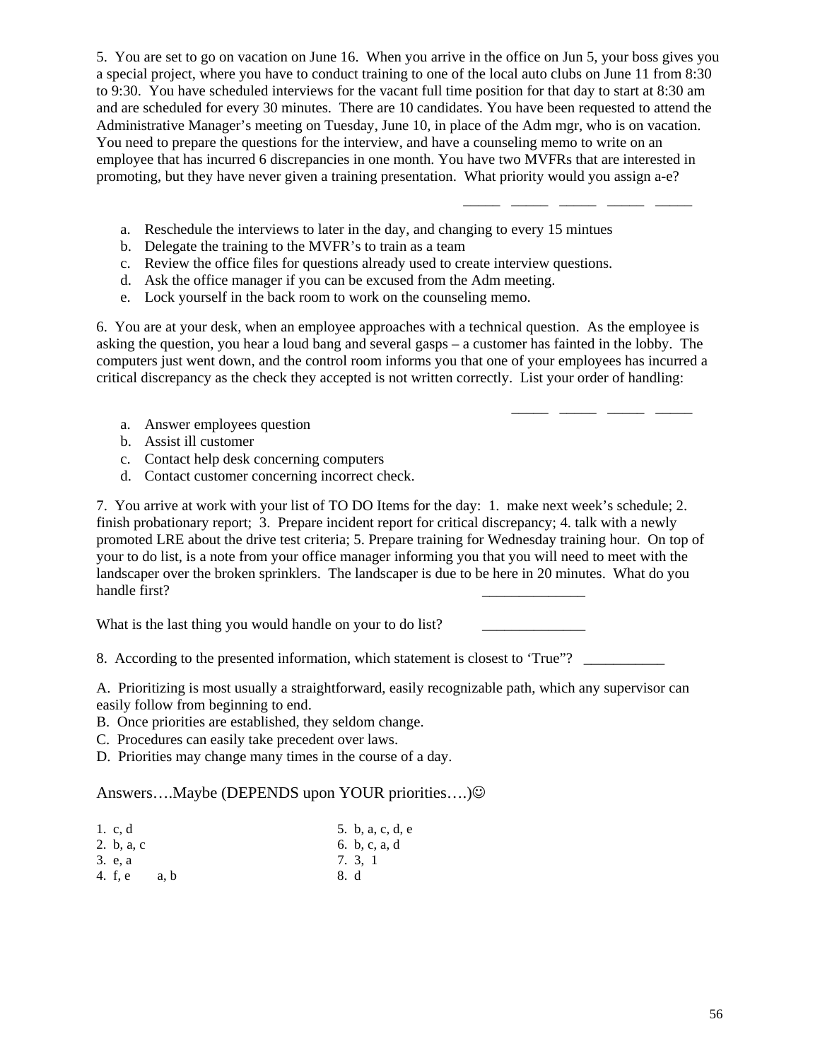5. You are set to go on vacation on June 16. When you arrive in the office on Jun 5, your boss gives you a special project, where you have to conduct training to one of the local auto clubs on June 11 from 8:30 to 9:30. You have scheduled interviews for the vacant full time position for that day to start at 8:30 am and are scheduled for every 30 minutes. There are 10 candidates. You have been requested to attend the Administrative Manager's meeting on Tuesday, June 10, in place of the Adm mgr, who is on vacation. You need to prepare the questions for the interview, and have a counseling memo to write on an employee that has incurred 6 discrepancies in one month. You have two MVFRs that are interested in promoting, but they have never given a training presentation. What priority would you assign a-e?

_____ _____ _____ _____ _____

a. Reschedule the interviews to later in the day, and changing to every 15 mintues
b. Delegate the training to the MVFR's to train as a team
c. Review the office files for questions already used to create interview questions.
d. Ask the office manager if you can be excused from the Adm meeting.
e. Lock yourself in the back room to work on the counseling memo.

6. You are at your desk, when an employee approaches with a technical question. As the employee is asking the question, you hear a loud bang and several gasps – a customer has fainted in the lobby. The computers just went down, and the control room informs you that one of your employees has incurred a critical discrepancy as the check they accepted is not written correctly. List your order of handling:

_____ _____ _____ _____

a. Answer employees question
b. Assist ill customer
c. Contact help desk concerning computers
d. Contact customer concerning incorrect check.

7. You arrive at work with your list of TO DO Items for the day: 1. make next week's schedule; 2. finish probationary report; 3. Prepare incident report for critical discrepancy; 4. talk with a newly promoted LRE about the drive test criteria; 5. Prepare training for Wednesday training hour. On top of your to do list, is a note from your office manager informing you that you will need to meet with the landscaper over the broken sprinklers. The landscaper is due to be here in 20 minutes. What do you handle first? ______________

What is the last thing you would handle on your to do list? ______________

8. According to the presented information, which statement is closest to 'True"? ___________

A. Prioritizing is most usually a straightforward, easily recognizable path, which any supervisor can easily follow from beginning to end.
B. Once priorities are established, they seldom change.
C. Procedures can easily take precedent over laws.
D. Priorities may change many times in the course of a day.

Answers….Maybe (DEPENDS upon YOUR priorities….)☺

1. c, d
2. b, a, c
3. e, a
4. f, e    a, b
5. b, a, c, d, e
6. b, c, a, d
7. 3, 1
8. d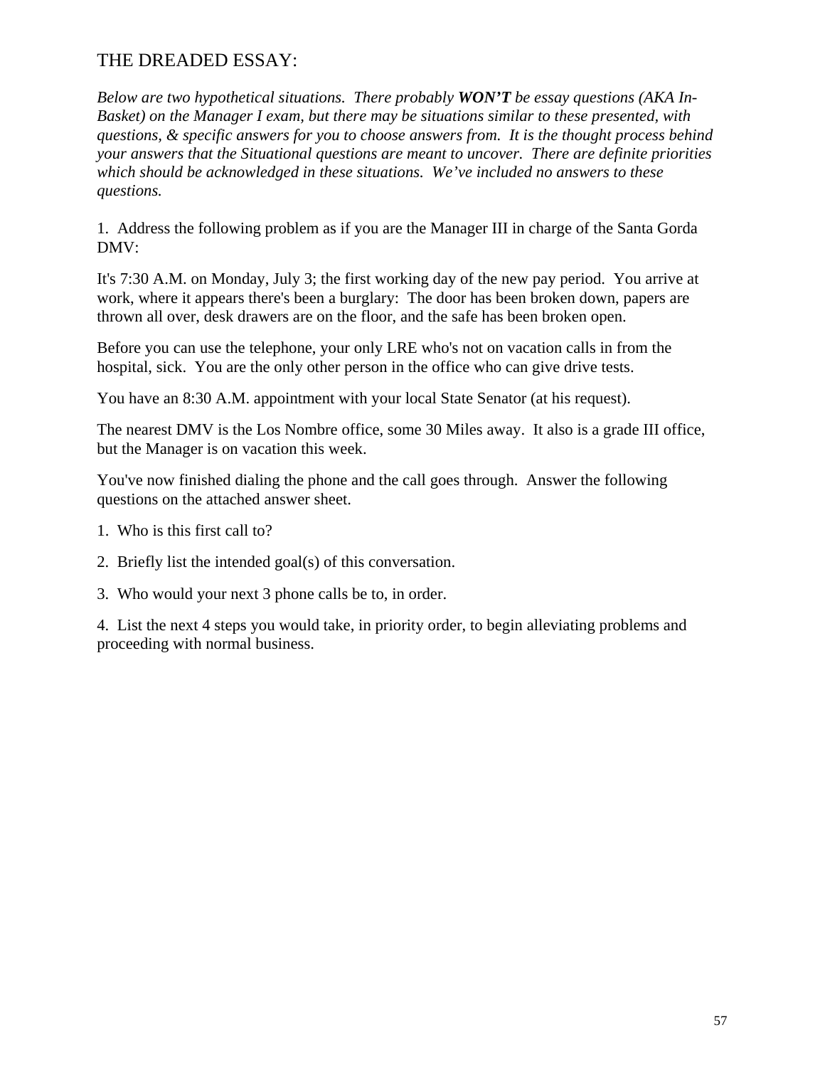## THE DREADED ESSAY:

*Below are two hypothetical situations. There probably **WON'T** be essay questions (AKA In-Basket) on the Manager I exam, but there may be situations similar to these presented, with questions, & specific answers for you to choose answers from. It is the thought process behind your answers that the Situational questions are meant to uncover. There are definite priorities which should be acknowledged in these situations. We've included no answers to these questions.*

1. Address the following problem as if you are the Manager III in charge of the Santa Gorda DMV:

It's 7:30 A.M. on Monday, July 3; the first working day of the new pay period. You arrive at work, where it appears there's been a burglary: The door has been broken down, papers are thrown all over, desk drawers are on the floor, and the safe has been broken open.

Before you can use the telephone, your only LRE who's not on vacation calls in from the hospital, sick. You are the only other person in the office who can give drive tests.

You have an 8:30 A.M. appointment with your local State Senator (at his request).

The nearest DMV is the Los Nombre office, some 30 Miles away. It also is a grade III office, but the Manager is on vacation this week.

You've now finished dialing the phone and the call goes through. Answer the following questions on the attached answer sheet.

1. Who is this first call to?

2. Briefly list the intended goal(s) of this conversation.

3. Who would your next 3 phone calls be to, in order.

4. List the next 4 steps you would take, in priority order, to begin alleviating problems and proceeding with normal business.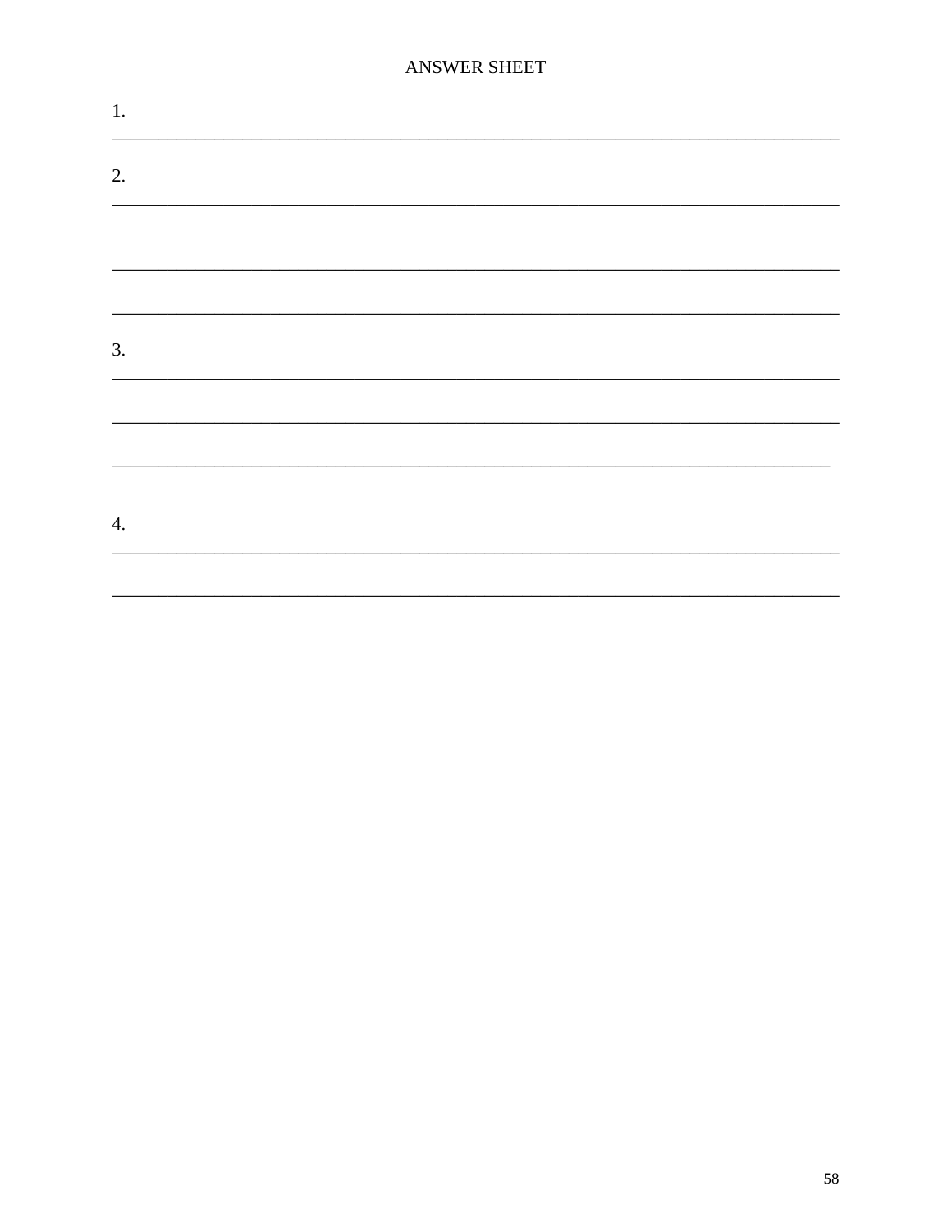ANSWER SHEET

1.
______________________________________________________________________________

2.
______________________________________________________________________________

______________________________________________________________________________

______________________________________________________________________________

3.
______________________________________________________________________________

______________________________________________________________________________

______________________________________________________________________________

4.
______________________________________________________________________________

______________________________________________________________________________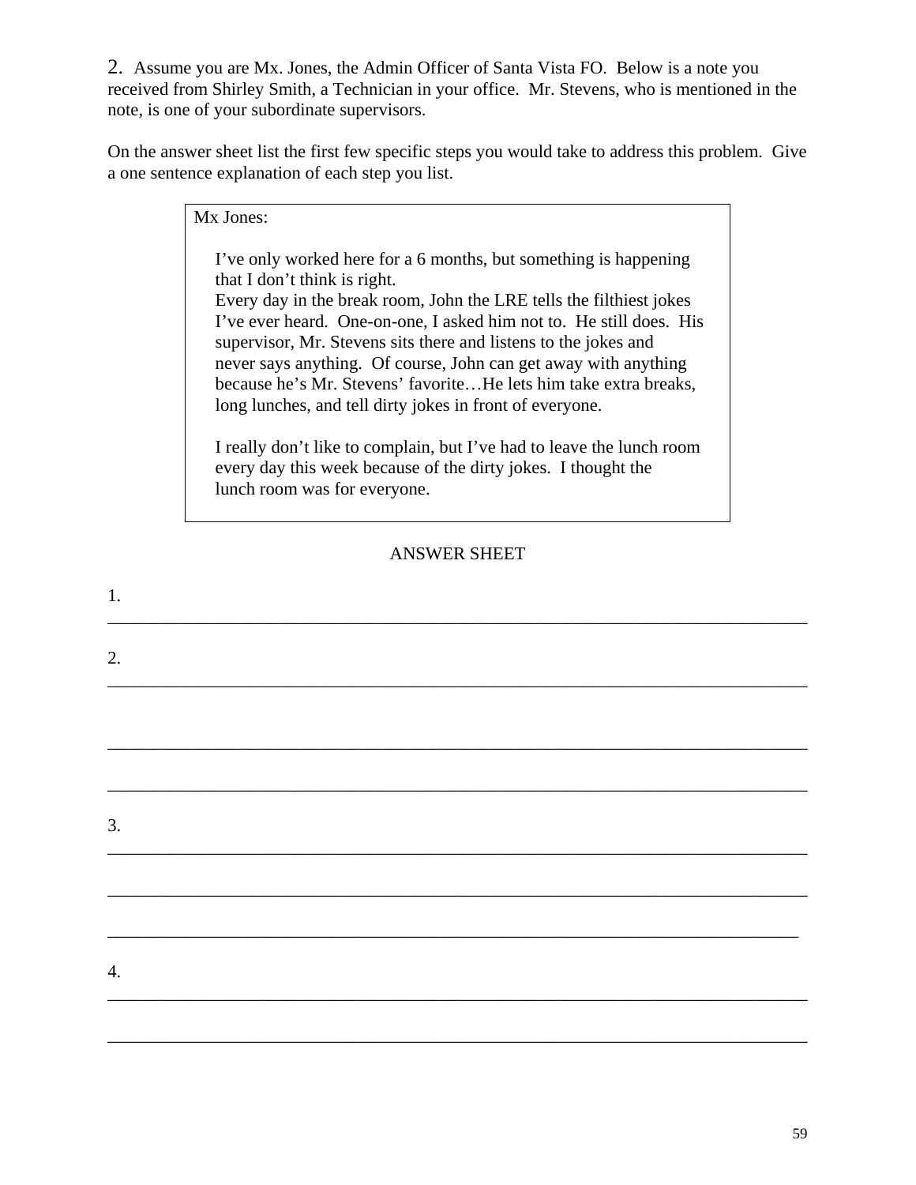2. Assume you are Mx. Jones, the Admin Officer of Santa Vista FO. Below is a note you received from Shirley Smith, a Technician in your office. Mr. Stevens, who is mentioned in the note, is one of your subordinate supervisors.

On the answer sheet list the first few specific steps you would take to address this problem. Give a one sentence explanation of each step you list.

> Mx Jones:
>
> I've only worked here for a 6 months, but something is happening that I don't think is right.
> Every day in the break room, John the LRE tells the filthiest jokes I've ever heard. One-on-one, I asked him not to. He still does. His supervisor, Mr. Stevens sits there and listens to the jokes and never says anything. Of course, John can get away with anything because he's Mr. Stevens' favorite…He lets him take extra breaks, long lunches, and tell dirty jokes in front of everyone.
>
> I really don't like to complain, but I've had to leave the lunch room every day this week because of the dirty jokes. I thought the lunch room was for everyone.

ANSWER SHEET

1. ______________________________________________________________________________

2. ______________________________________________________________________________

______________________________________________________________________________

______________________________________________________________________________

3. ______________________________________________________________________________

______________________________________________________________________________

______________________________________________________________________________

4. ______________________________________________________________________________

______________________________________________________________________________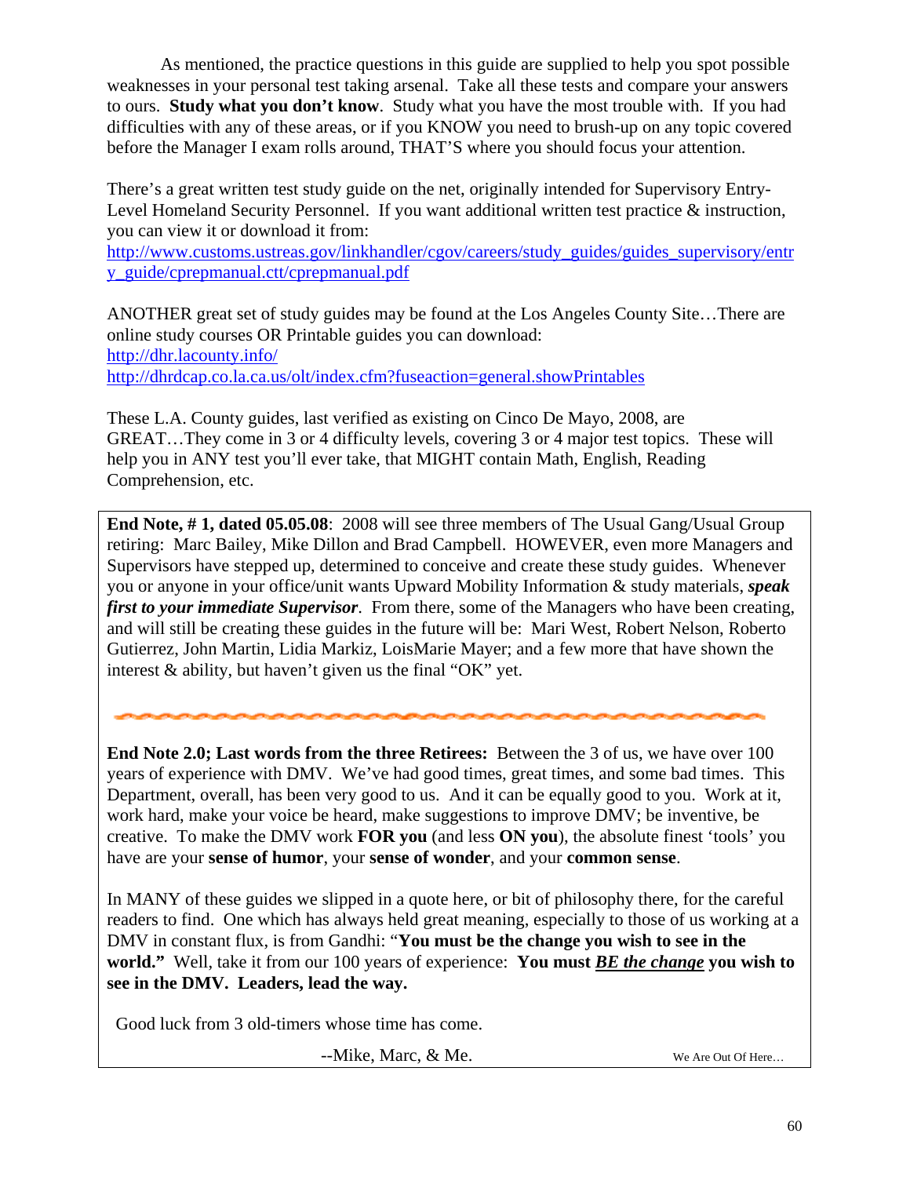As mentioned, the practice questions in this guide are supplied to help you spot possible weaknesses in your personal test taking arsenal. Take all these tests and compare your answers to ours. **Study what you don't know**. Study what you have the most trouble with. If you had difficulties with any of these areas, or if you KNOW you need to brush-up on any topic covered before the Manager I exam rolls around, THAT'S where you should focus your attention.

There's a great written test study guide on the net, originally intended for Supervisory Entry-Level Homeland Security Personnel. If you want additional written test practice & instruction, you can view it or download it from:
http://www.customs.ustreas.gov/linkhandler/cgov/careers/study_guides/guides_supervisory/entry_guide/cprepmanual.ctt/cprepmanual.pdf

ANOTHER great set of study guides may be found at the Los Angeles County Site…There are online study courses OR Printable guides you can download:
http://dhr.lacounty.info/
http://dhrdcap.co.la.ca.us/olt/index.cfm?fuseaction=general.showPrintables

These L.A. County guides, last verified as existing on Cinco De Mayo, 2008, are GREAT…They come in 3 or 4 difficulty levels, covering 3 or 4 major test topics. These will help you in ANY test you'll ever take, that MIGHT contain Math, English, Reading Comprehension, etc.

**End Note, # 1, dated 05.05.08**: 2008 will see three members of The Usual Gang/Usual Group retiring: Marc Bailey, Mike Dillon and Brad Campbell. HOWEVER, even more Managers and Supervisors have stepped up, determined to conceive and create these study guides. Whenever you or anyone in your office/unit wants Upward Mobility Information & study materials, ***speak first to your immediate Supervisor***. From there, some of the Managers who have been creating, and will still be creating these guides in the future will be: Mari West, Robert Nelson, Roberto Gutierrez, John Martin, Lidia Markiz, LoisMarie Mayer; and a few more that have shown the interest & ability, but haven't given us the final "OK" yet.

**End Note 2.0; Last words from the three Retirees:** Between the 3 of us, we have over 100 years of experience with DMV. We've had good times, great times, and some bad times. This Department, overall, has been very good to us. And it can be equally good to you. Work at it, work hard, make your voice be heard, make suggestions to improve DMV; be inventive, be creative. To make the DMV work **FOR you** (and less **ON you**), the absolute finest 'tools' you have are your **sense of humor**, your **sense of wonder**, and your **common sense**.

In MANY of these guides we slipped in a quote here, or bit of philosophy there, for the careful readers to find. One which has always held great meaning, especially to those of us working at a DMV in constant flux, is from Gandhi: "**You must be the change you wish to see in the world."** Well, take it from our 100 years of experience: **You must *BE the change* you wish to see in the DMV. Leaders, lead the way.**

Good luck from 3 old-timers whose time has come.

--Mike, Marc, & Me.

We Are Out Of Here…